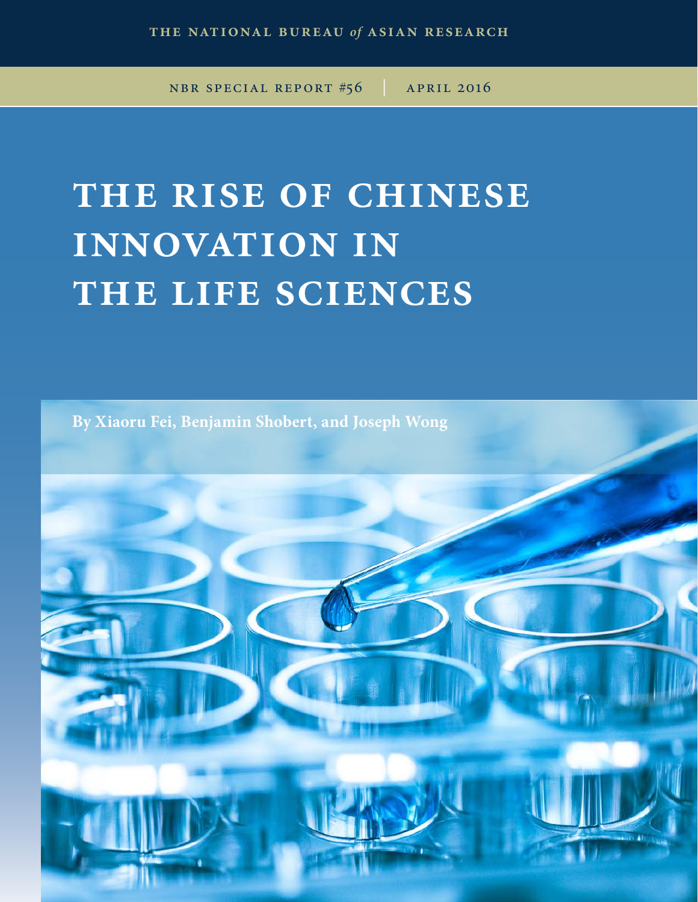THE NATIONAL BUREAU *of* ASIAN RESEARCH

NBR SPECIAL REPORT #56 | APRIL 2016

# THE RISE OF CHINESE INNOVATION IN THE LIFE SCIENCES

**By Xiaoru Fei, Benjamin Shobert, and Joseph Wong**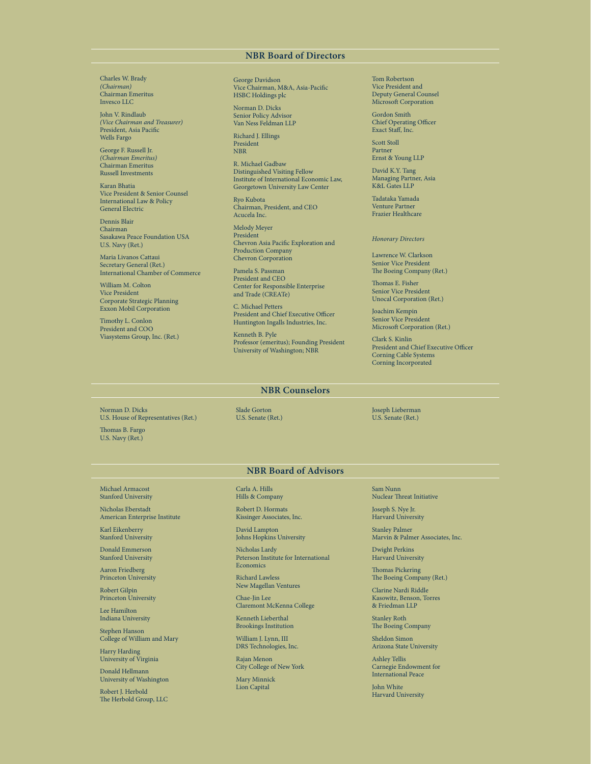## NBR Board of Directors

Charles W. Brady
*(Chairman)*
Chairman Emeritus
Invesco LLC

John V. Rindlaub
*(Vice Chairman and Treasurer)*
President, Asia Pacific
Wells Fargo

George F. Russell Jr.
*(Chairman Emeritus)*
Chairman Emeritus
Russell Investments

Karan Bhatia
Vice President & Senior Counsel
International Law & Policy
General Electric

Dennis Blair
Chairman
Sasakawa Peace Foundation USA
U.S. Navy (Ret.)

Maria Livanos Cattaui
Secretary General (Ret.)
International Chamber of Commerce

William M. Colton
Vice President
Corporate Strategic Planning
Exxon Mobil Corporation

Timothy L. Conlon
President and COO
Viasystems Group, Inc. (Ret.)

George Davidson
Vice Chairman, M&A, Asia-Pacific
HSBC Holdings plc

Norman D. Dicks
Senior Policy Advisor
Van Ness Feldman LLP

Richard J. Ellings
President
NBR

R. Michael Gadbaw
Distinguished Visiting Fellow
Institute of International Economic Law,
Georgetown University Law Center

Ryo Kubota
Chairman, President, and CEO
Acucela Inc.

Melody Meyer
President
Chevron Asia Pacific Exploration and Production Company
Chevron Corporation

Pamela S. Passman
President and CEO
Center for Responsible Enterprise and Trade (CREATe)

C. Michael Petters
President and Chief Executive Officer
Huntington Ingalls Industries, Inc.

Kenneth B. Pyle
Professor (emeritus); Founding President
University of Washington; NBR

Tom Robertson
Vice President and
Deputy General Counsel
Microsoft Corporation

Gordon Smith
Chief Operating Officer
Exact Staff, Inc.

Scott Stoll
Partner
Ernst & Young LLP

David K.Y. Tang
Managing Partner, Asia
K&L Gates LLP

Tadataka Yamada
Venture Partner
Frazier Healthcare

*Honorary Directors*

Lawrence W. Clarkson
Senior Vice President
The Boeing Company (Ret.)

Thomas E. Fisher
Senior Vice President
Unocal Corporation (Ret.)

Joachim Kempin
Senior Vice President
Microsoft Corporation (Ret.)

Clark S. Kinlin
President and Chief Executive Officer
Corning Cable Systems
Corning Incorporated

## NBR Counselors

Norman D. Dicks
U.S. House of Representatives (Ret.)

Thomas B. Fargo
U.S. Navy (Ret.)

Slade Gorton
U.S. Senate (Ret.)

Joseph Lieberman
U.S. Senate (Ret.)

## NBR Board of Advisors

Michael Armacost
Stanford University

Nicholas Eberstadt
American Enterprise Institute

Karl Eikenberry
Stanford University

Donald Emmerson
Stanford University

Aaron Friedberg
Princeton University

Robert Gilpin
Princeton University

Lee Hamilton
Indiana University

Stephen Hanson
College of William and Mary

Harry Harding
University of Virginia

Donald Hellmann
University of Washington

Robert J. Herbold
The Herbold Group, LLC

Carla A. Hills
Hills & Company

Robert D. Hormats
Kissinger Associates, Inc.

David Lampton
Johns Hopkins University

Nicholas Lardy
Peterson Institute for International Economics

Richard Lawless
New Magellan Ventures

Chae-Jin Lee
Claremont McKenna College

Kenneth Lieberthal
Brookings Institution

William J. Lynn, III
DRS Technologies, Inc.

Rajan Menon
City College of New York

Mary Minnick
Lion Capital

Sam Nunn
Nuclear Threat Initiative

Joseph S. Nye Jr.
Harvard University

Stanley Palmer
Marvin & Palmer Associates, Inc.

Dwight Perkins
Harvard University

Thomas Pickering
The Boeing Company (Ret.)

Clarine Nardi Riddle
Kasowitz, Benson, Torres & Friedman LLP

Stanley Roth
The Boeing Company

Sheldon Simon
Arizona State University

Ashley Tellis
Carnegie Endowment for International Peace

John White
Harvard University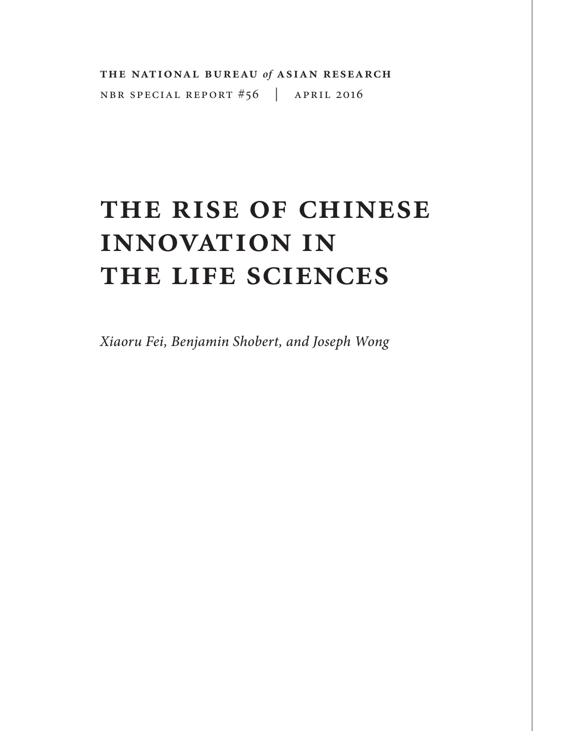**THE NATIONAL BUREAU *of* ASIAN RESEARCH**

NBR SPECIAL REPORT #56 | APRIL 2016

# THE RISE OF CHINESE INNOVATION IN THE LIFE SCIENCES

*Xiaoru Fei, Benjamin Shobert, and Joseph Wong*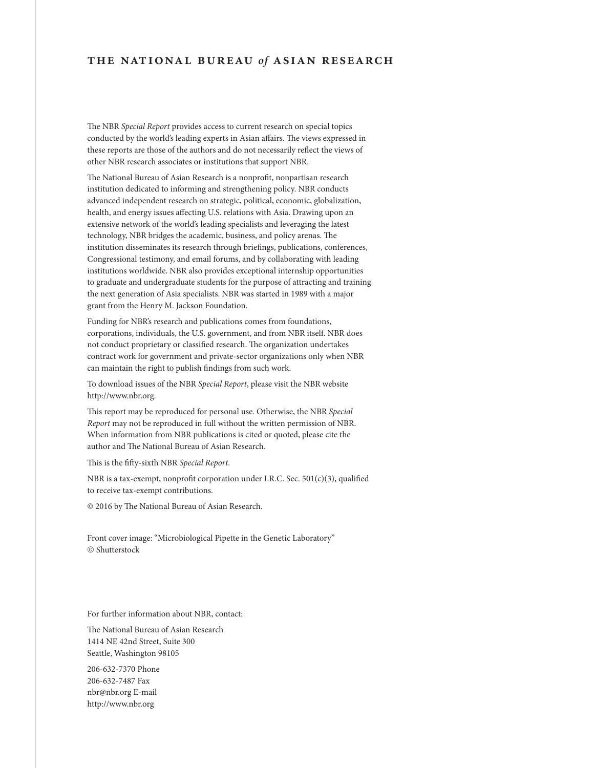# THE NATIONAL BUREAU *of* ASIAN RESEARCH

The NBR *Special Report* provides access to current research on special topics conducted by the world's leading experts in Asian affairs. The views expressed in these reports are those of the authors and do not necessarily reflect the views of other NBR research associates or institutions that support NBR.

The National Bureau of Asian Research is a nonprofit, nonpartisan research institution dedicated to informing and strengthening policy. NBR conducts advanced independent research on strategic, political, economic, globalization, health, and energy issues affecting U.S. relations with Asia. Drawing upon an extensive network of the world's leading specialists and leveraging the latest technology, NBR bridges the academic, business, and policy arenas. The institution disseminates its research through briefings, publications, conferences, Congressional testimony, and email forums, and by collaborating with leading institutions worldwide. NBR also provides exceptional internship opportunities to graduate and undergraduate students for the purpose of attracting and training the next generation of Asia specialists. NBR was started in 1989 with a major grant from the Henry M. Jackson Foundation.

Funding for NBR's research and publications comes from foundations, corporations, individuals, the U.S. government, and from NBR itself. NBR does not conduct proprietary or classified research. The organization undertakes contract work for government and private-sector organizations only when NBR can maintain the right to publish findings from such work.

To download issues of the NBR *Special Report*, please visit the NBR website http://www.nbr.org.

This report may be reproduced for personal use. Otherwise, the NBR *Special Report* may not be reproduced in full without the written permission of NBR. When information from NBR publications is cited or quoted, please cite the author and The National Bureau of Asian Research.

This is the fifty-sixth NBR *Special Report*.

NBR is a tax-exempt, nonprofit corporation under I.R.C. Sec. 501(c)(3), qualified to receive tax-exempt contributions.

© 2016 by The National Bureau of Asian Research.

Front cover image: "Microbiological Pipette in the Genetic Laboratory" © Shutterstock

For further information about NBR, contact:

The National Bureau of Asian Research
1414 NE 42nd Street, Suite 300
Seattle, Washington 98105

206-632-7370 Phone
206-632-7487 Fax
nbr@nbr.org E-mail
http://www.nbr.org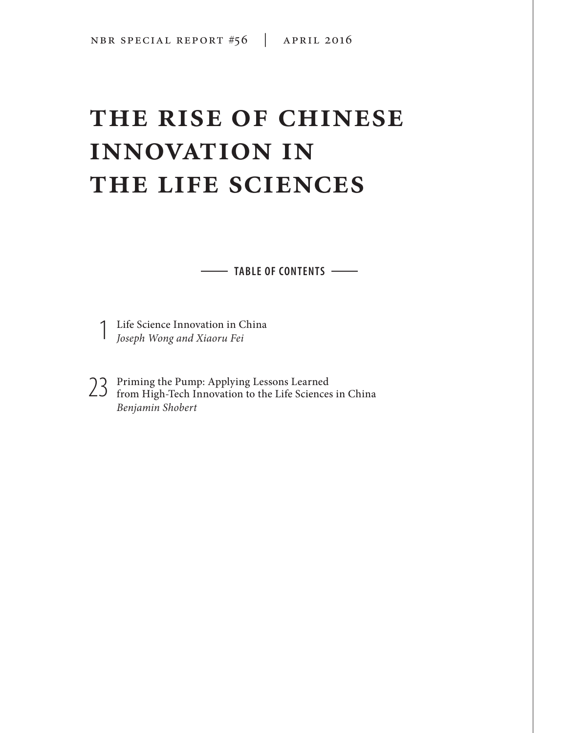NBR SPECIAL REPORT #56 | APRIL 2016

# THE RISE OF CHINESE INNOVATION IN THE LIFE SCIENCES

## TABLE OF CONTENTS

1 Life Science Innovation in China
*Joseph Wong and Xiaoru Fei*

23 Priming the Pump: Applying Lessons Learned from High-Tech Innovation to the Life Sciences in China
*Benjamin Shobert*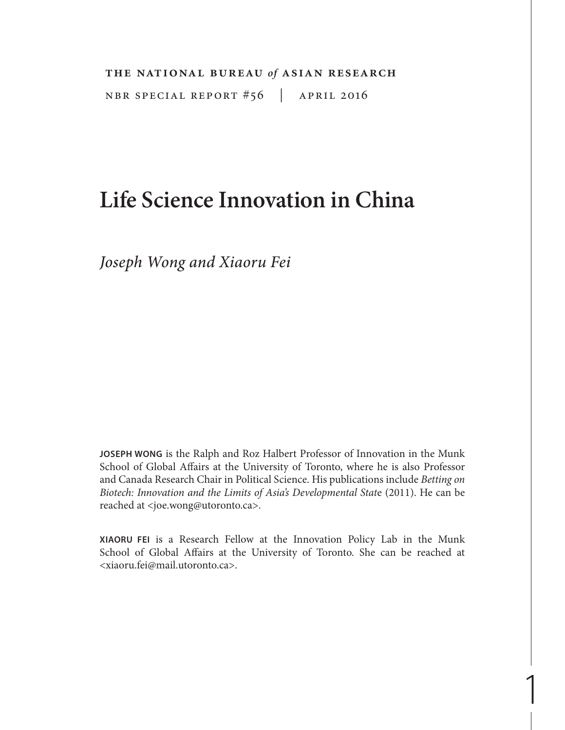**THE NATIONAL BUREAU *of* ASIAN RESEARCH**

NBR SPECIAL REPORT #56 | APRIL 2016

# Life Science Innovation in China

*Joseph Wong and Xiaoru Fei*

**JOSEPH WONG** is the Ralph and Roz Halbert Professor of Innovation in the Munk School of Global Affairs at the University of Toronto, where he is also Professor and Canada Research Chair in Political Science. His publications include *Betting on Biotech: Innovation and the Limits of Asia's Developmental State* (2011). He can be reached at <joe.wong@utoronto.ca>.

**XIAORU FEI** is a Research Fellow at the Innovation Policy Lab in the Munk School of Global Affairs at the University of Toronto. She can be reached at <xiaoru.fei@mail.utoronto.ca>.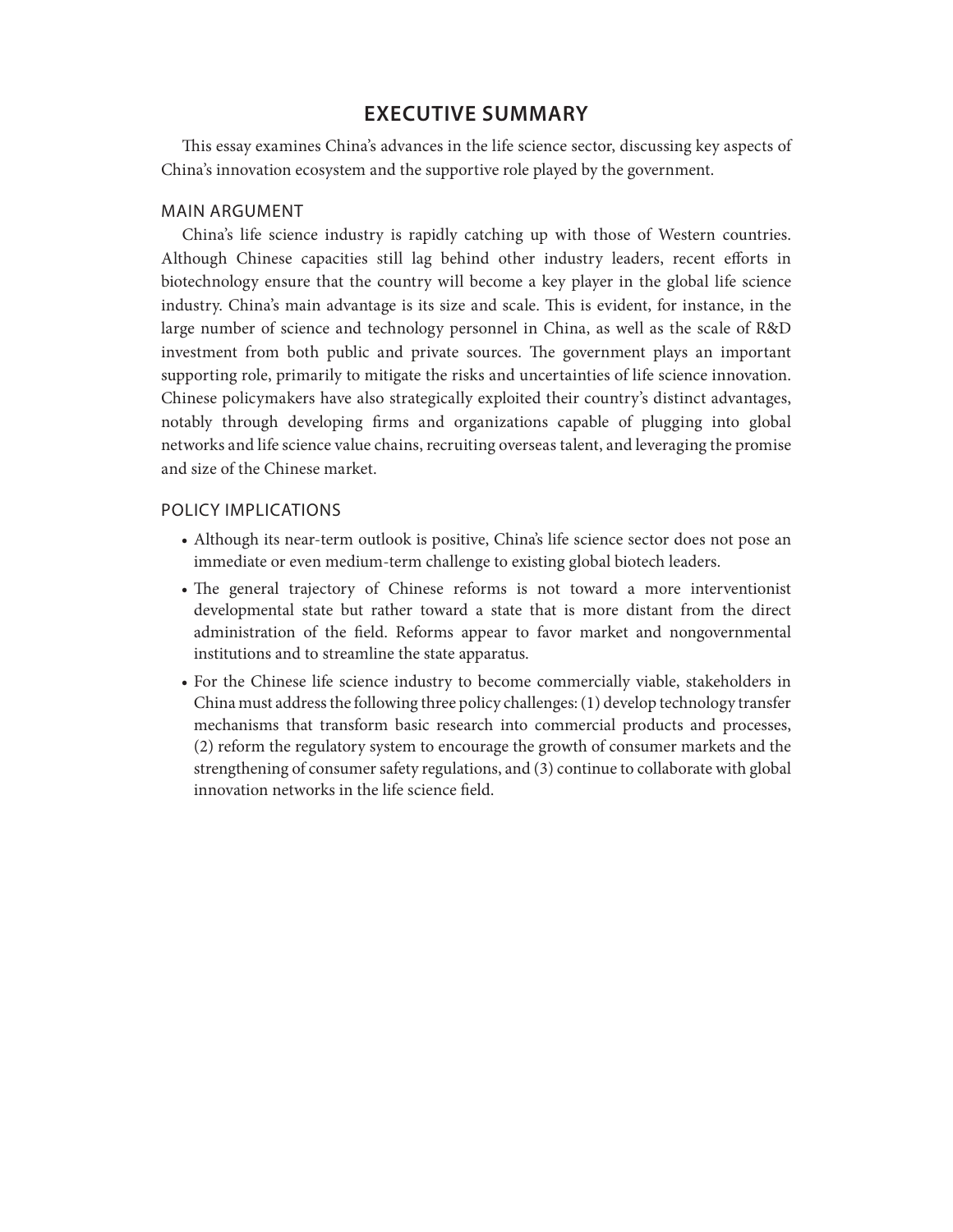## EXECUTIVE SUMMARY

This essay examines China's advances in the life science sector, discussing key aspects of China's innovation ecosystem and the supportive role played by the government.

### MAIN ARGUMENT

China's life science industry is rapidly catching up with those of Western countries. Although Chinese capacities still lag behind other industry leaders, recent efforts in biotechnology ensure that the country will become a key player in the global life science industry. China's main advantage is its size and scale. This is evident, for instance, in the large number of science and technology personnel in China, as well as the scale of R&D investment from both public and private sources. The government plays an important supporting role, primarily to mitigate the risks and uncertainties of life science innovation. Chinese policymakers have also strategically exploited their country's distinct advantages, notably through developing firms and organizations capable of plugging into global networks and life science value chains, recruiting overseas talent, and leveraging the promise and size of the Chinese market.

### POLICY IMPLICATIONS

- Although its near-term outlook is positive, China's life science sector does not pose an immediate or even medium-term challenge to existing global biotech leaders.
- The general trajectory of Chinese reforms is not toward a more interventionist developmental state but rather toward a state that is more distant from the direct administration of the field. Reforms appear to favor market and nongovernmental institutions and to streamline the state apparatus.
- For the Chinese life science industry to become commercially viable, stakeholders in China must address the following three policy challenges: (1) develop technology transfer mechanisms that transform basic research into commercial products and processes, (2) reform the regulatory system to encourage the growth of consumer markets and the strengthening of consumer safety regulations, and (3) continue to collaborate with global innovation networks in the life science field.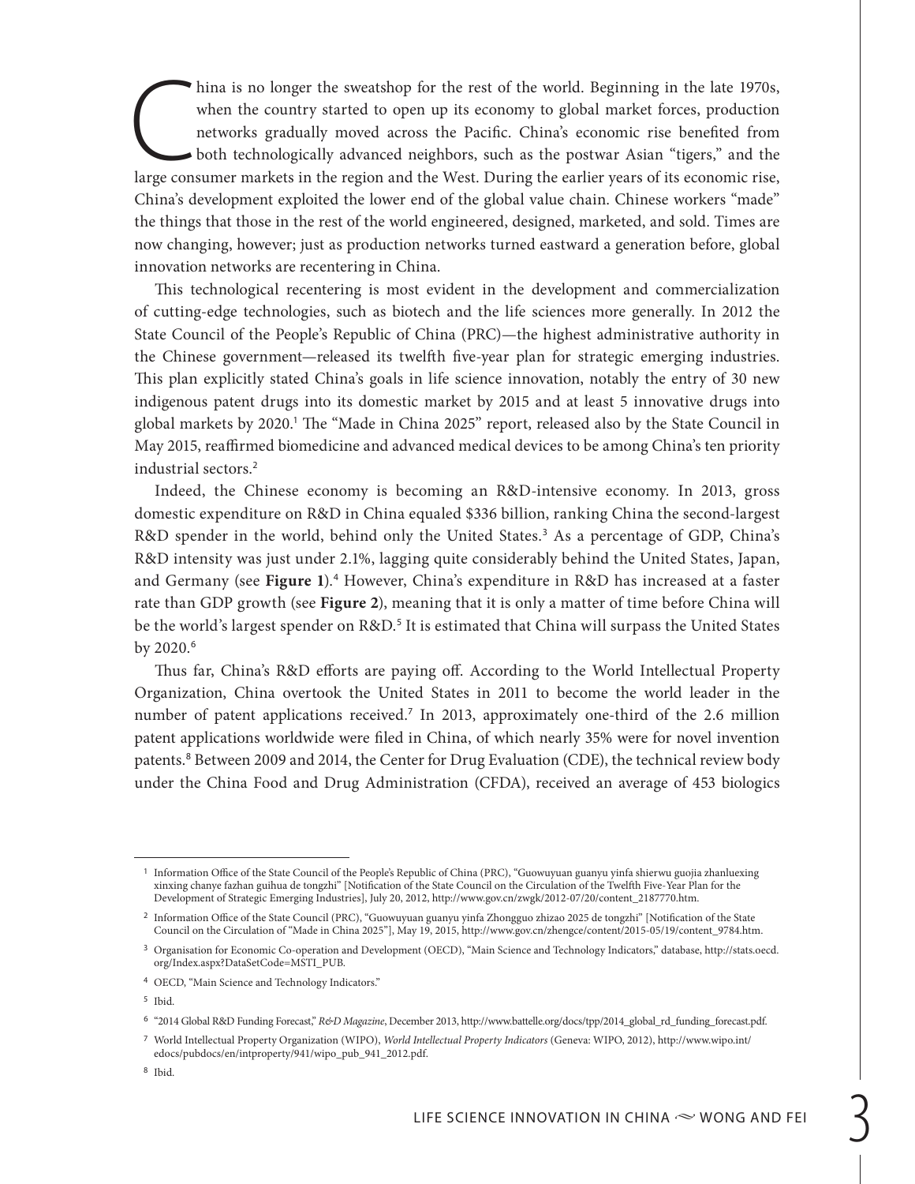China is no longer the sweatshop for the rest of the world. Beginning in the late 1970s, when the country started to open up its economy to global market forces, production networks gradually moved across the Pacific. China's economic rise benefited from both technologically advanced neighbors, such as the postwar Asian "tigers," and the large consumer markets in the region and the West. During the earlier years of its economic rise, China's development exploited the lower end of the global value chain. Chinese workers "made" the things that those in the rest of the world engineered, designed, marketed, and sold. Times are now changing, however; just as production networks turned eastward a generation before, global innovation networks are recentering in China.

This technological recentering is most evident in the development and commercialization of cutting-edge technologies, such as biotech and the life sciences more generally. In 2012 the State Council of the People's Republic of China (PRC)—the highest administrative authority in the Chinese government—released its twelfth five-year plan for strategic emerging industries. This plan explicitly stated China's goals in life science innovation, notably the entry of 30 new indigenous patent drugs into its domestic market by 2015 and at least 5 innovative drugs into global markets by 2020.[1] The "Made in China 2025" report, released also by the State Council in May 2015, reaffirmed biomedicine and advanced medical devices to be among China's ten priority industrial sectors.[2]

Indeed, the Chinese economy is becoming an R&D-intensive economy. In 2013, gross domestic expenditure on R&D in China equaled $336 billion, ranking China the second-largest R&D spender in the world, behind only the United States.[3] As a percentage of GDP, China's R&D intensity was just under 2.1%, lagging quite considerably behind the United States, Japan, and Germany (see **Figure 1**).[4] However, China's expenditure in R&D has increased at a faster rate than GDP growth (see **Figure 2**), meaning that it is only a matter of time before China will be the world's largest spender on R&D.[5] It is estimated that China will surpass the United States by 2020.[6]

Thus far, China's R&D efforts are paying off. According to the World Intellectual Property Organization, China overtook the United States in 2011 to become the world leader in the number of patent applications received.[7] In 2013, approximately one-third of the 2.6 million patent applications worldwide were filed in China, of which nearly 35% were for novel invention patents.[8] Between 2009 and 2014, the Center for Drug Evaluation (CDE), the technical review body under the China Food and Drug Administration (CFDA), received an average of 453 biologics

---

[1] Information Office of the State Council of the People's Republic of China (PRC), "Guowuyuan guanyu yinfa shierwu guojia zhanluexing xinxing chanye fazhan guihua de tongzhi" [Notification of the State Council on the Circulation of the Twelfth Five-Year Plan for the Development of Strategic Emerging Industries], July 20, 2012, http://www.gov.cn/zwgk/2012-07/20/content_2187770.htm.

[2] Information Office of the State Council (PRC), "Guowuyuan guanyu yinfa Zhongguo zhizao 2025 de tongzhi" [Notification of the State Council on the Circulation of "Made in China 2025"], May 19, 2015, http://www.gov.cn/zhengce/content/2015-05/19/content_9784.htm.

[3] Organisation for Economic Co-operation and Development (OECD), "Main Science and Technology Indicators," database, http://stats.oecd.org/Index.aspx?DataSetCode=MSTI_PUB.

[4] OECD, "Main Science and Technology Indicators."

[5] Ibid.

[6] "2014 Global R&D Funding Forecast," *R&D Magazine*, December 2013, http://www.battelle.org/docs/tpp/2014_global_rd_funding_forecast.pdf.

[7] World Intellectual Property Organization (WIPO), *World Intellectual Property Indicators* (Geneva: WIPO, 2012), http://www.wipo.int/edocs/pubdocs/en/intproperty/941/wipo_pub_941_2012.pdf.

[8] Ibid.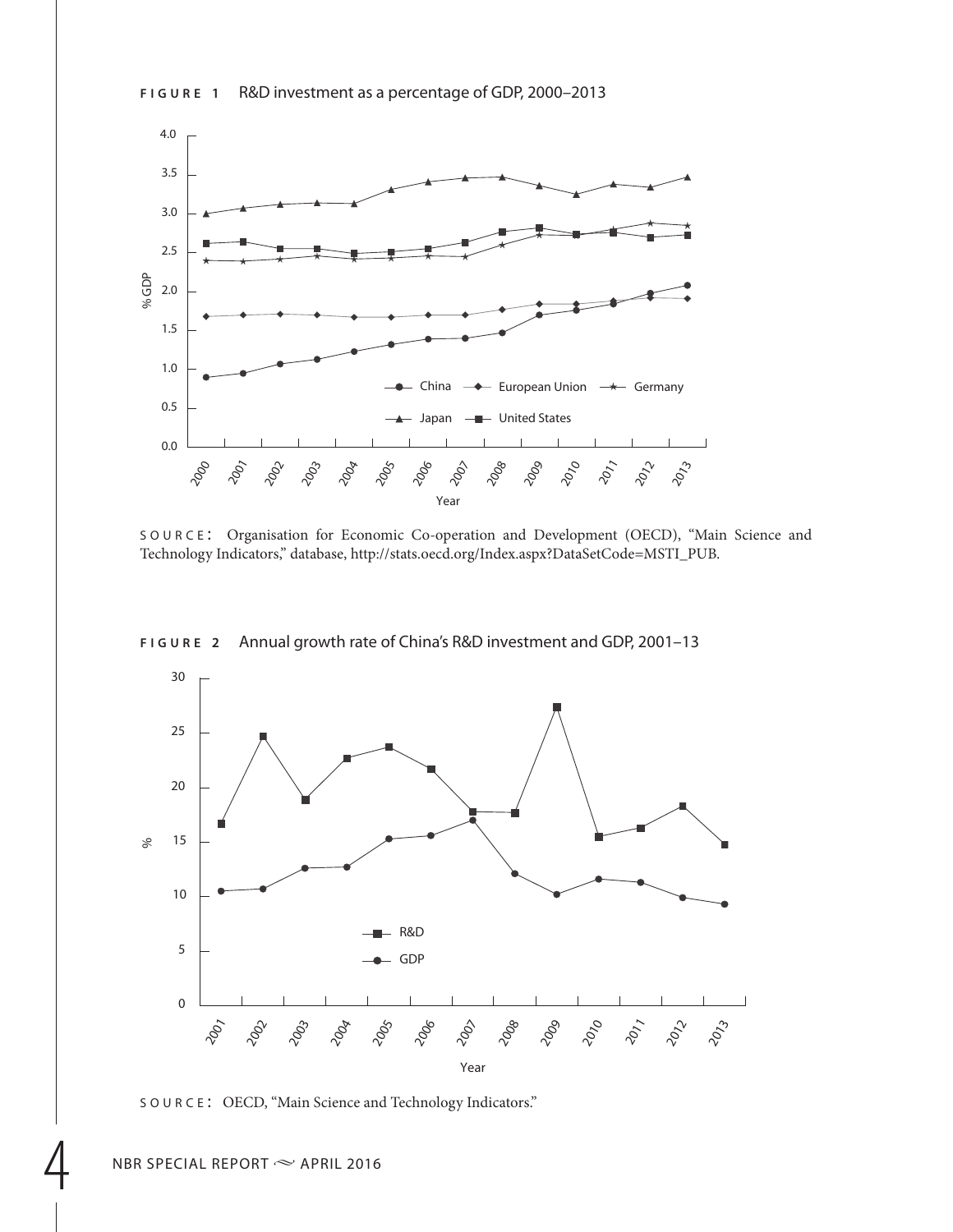**FIGURE 1** R&D investment as a percentage of GDP, 2000–2013

SOURCE: Organisation for Economic Co-operation and Development (OECD), "Main Science and Technology Indicators," database, http://stats.oecd.org/Index.aspx?DataSetCode=MSTI_PUB.

**FIGURE 2** Annual growth rate of China's R&D investment and GDP, 2001–13

SOURCE: OECD, "Main Science and Technology Indicators."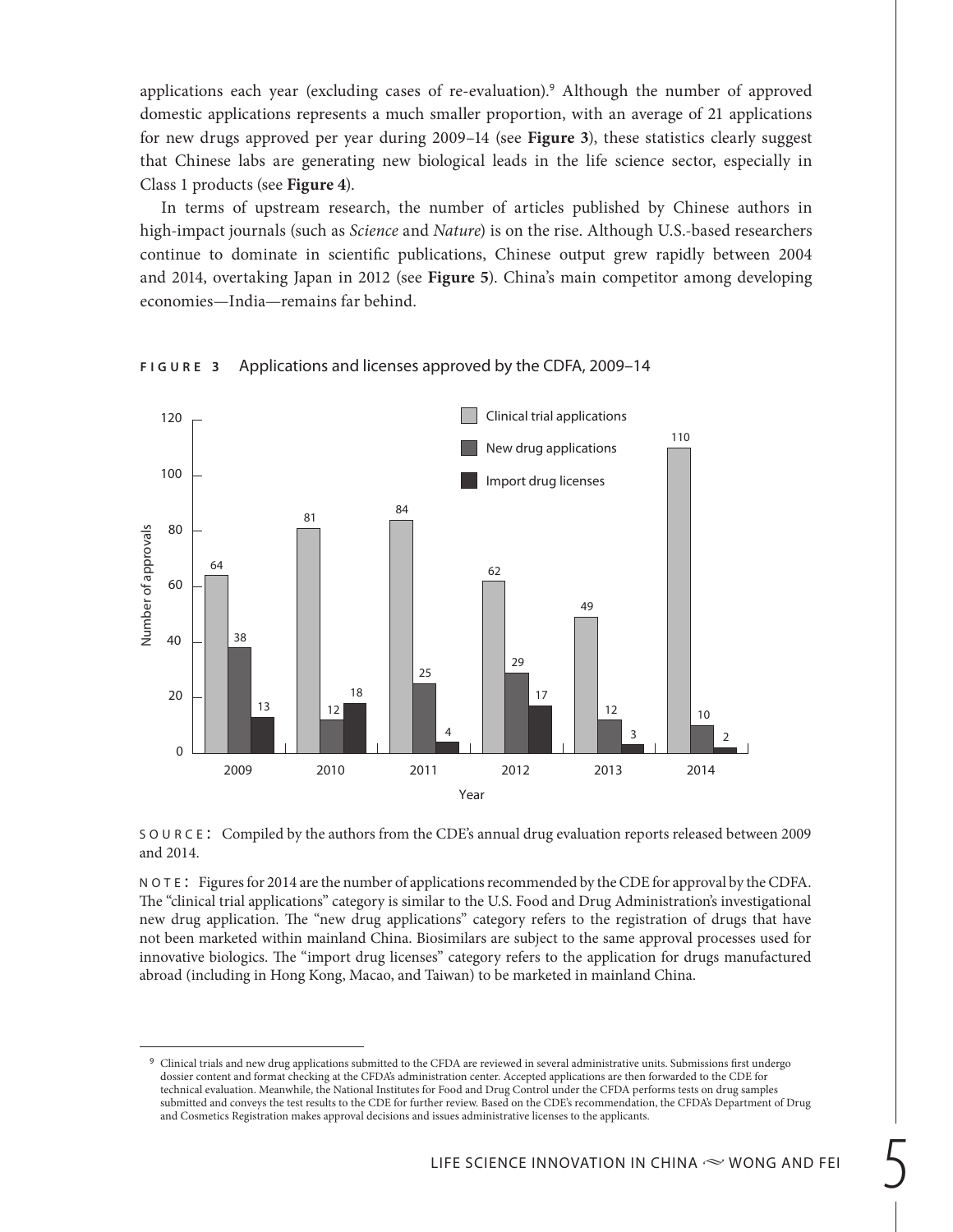applications each year (excluding cases of re-evaluation).[9] Although the number of approved domestic applications represents a much smaller proportion, with an average of 21 applications for new drugs approved per year during 2009–14 (see **Figure 3**), these statistics clearly suggest that Chinese labs are generating new biological leads in the life science sector, especially in Class 1 products (see **Figure 4**).

In terms of upstream research, the number of articles published by Chinese authors in high-impact journals (such as *Science* and *Nature*) is on the rise. Although U.S.-based researchers continue to dominate in scientific publications, Chinese output grew rapidly between 2004 and 2014, overtaking Japan in 2012 (see **Figure 5**). China's main competitor among developing economies—India—remains far behind.

**FIGURE 3** Applications and licenses approved by the CDFA, 2009–14

| Year | Clinical trial applications | New drug applications | Import drug licenses |
|---|---|---|---|
| 2009 | 64 | 38 | 13 |
| 2010 | 81 | 12 | 18 |
| 2011 | 84 | 25 | 4 |
| 2012 | 62 | 29 | 17 |
| 2013 | 49 | 12 | 3 |
| 2014 | 110 | 10 | 2 |

SOURCE: Compiled by the authors from the CDE's annual drug evaluation reports released between 2009 and 2014.

NOTE: Figures for 2014 are the number of applications recommended by the CDE for approval by the CDFA. The "clinical trial applications" category is similar to the U.S. Food and Drug Administration's investigational new drug application. The "new drug applications" category refers to the registration of drugs that have not been marketed within mainland China. Biosimilars are subject to the same approval processes used for innovative biologics. The "import drug licenses" category refers to the application for drugs manufactured abroad (including in Hong Kong, Macao, and Taiwan) to be marketed in mainland China.

[9] Clinical trials and new drug applications submitted to the CFDA are reviewed in several administrative units. Submissions first undergo dossier content and format checking at the CFDA's administration center. Accepted applications are then forwarded to the CDE for technical evaluation. Meanwhile, the National Institutes for Food and Drug Control under the CFDA performs tests on drug samples submitted and conveys the test results to the CDE for further review. Based on the CDE's recommendation, the CFDA's Department of Drug and Cosmetics Registration makes approval decisions and issues administrative licenses to the applicants.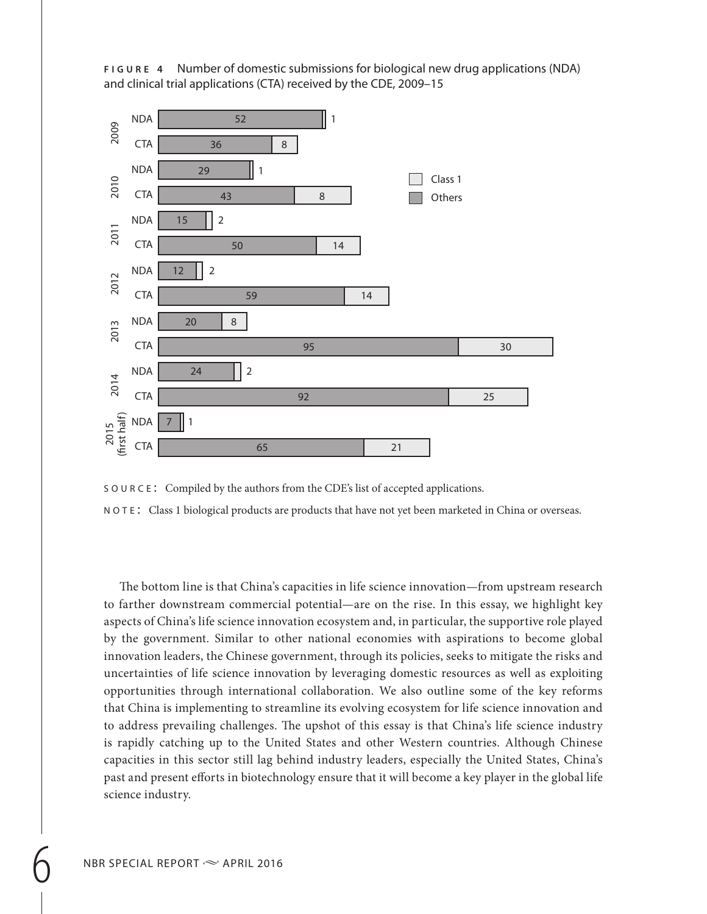**FIGURE 4** Number of domestic submissions for biological new drug applications (NDA) and clinical trial applications (CTA) received by the CDE, 2009–15

| Year | Type | Others | Class 1 |
|---|---|---|---|
| 2009 | NDA | 52 | 1 |
| 2009 | CTA | 36 | 8 |
| 2010 | NDA | 29 | 1 |
| 2010 | CTA | 43 | 8 |
| 2011 | NDA | 15 | 2 |
| 2011 | CTA | 50 | 14 |
| 2012 | NDA | 12 | 2 |
| 2012 | CTA | 59 | 14 |
| 2013 | NDA | 20 | 8 |
| 2013 | CTA | 95 | 30 |
| 2014 | NDA | 24 | 2 |
| 2014 | CTA | 92 | 25 |
| 2015 (first half) | NDA | 7 | 1 |
| 2015 (first half) | CTA | 65 | 21 |

SOURCE: Compiled by the authors from the CDE's list of accepted applications.

NOTE: Class 1 biological products are products that have not yet been marketed in China or overseas.

The bottom line is that China's capacities in life science innovation—from upstream research to farther downstream commercial potential—are on the rise. In this essay, we highlight key aspects of China's life science innovation ecosystem and, in particular, the supportive role played by the government. Similar to other national economies with aspirations to become global innovation leaders, the Chinese government, through its policies, seeks to mitigate the risks and uncertainties of life science innovation by leveraging domestic resources as well as exploiting opportunities through international collaboration. We also outline some of the key reforms that China is implementing to streamline its evolving ecosystem for life science innovation and to address prevailing challenges. The upshot of this essay is that China's life science industry is rapidly catching up to the United States and other Western countries. Although Chinese capacities in this sector still lag behind industry leaders, especially the United States, China's past and present efforts in biotechnology ensure that it will become a key player in the global life science industry.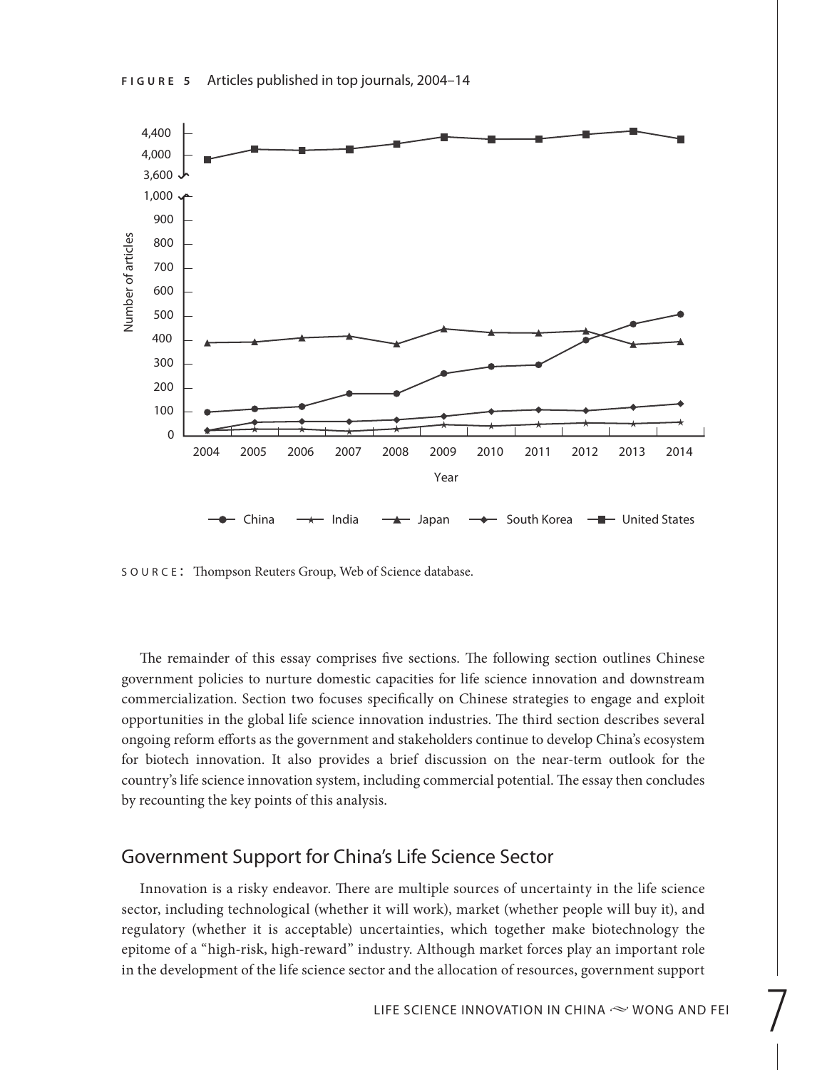**FIGURE 5** Articles published in top journals, 2004–14

SOURCE: Thompson Reuters Group, Web of Science database.

The remainder of this essay comprises five sections. The following section outlines Chinese government policies to nurture domestic capacities for life science innovation and downstream commercialization. Section two focuses specifically on Chinese strategies to engage and exploit opportunities in the global life science innovation industries. The third section describes several ongoing reform efforts as the government and stakeholders continue to develop China's ecosystem for biotech innovation. It also provides a brief discussion on the near-term outlook for the country's life science innovation system, including commercial potential. The essay then concludes by recounting the key points of this analysis.

## Government Support for China's Life Science Sector

Innovation is a risky endeavor. There are multiple sources of uncertainty in the life science sector, including technological (whether it will work), market (whether people will buy it), and regulatory (whether it is acceptable) uncertainties, which together make biotechnology the epitome of a "high-risk, high-reward" industry. Although market forces play an important role in the development of the life science sector and the allocation of resources, government support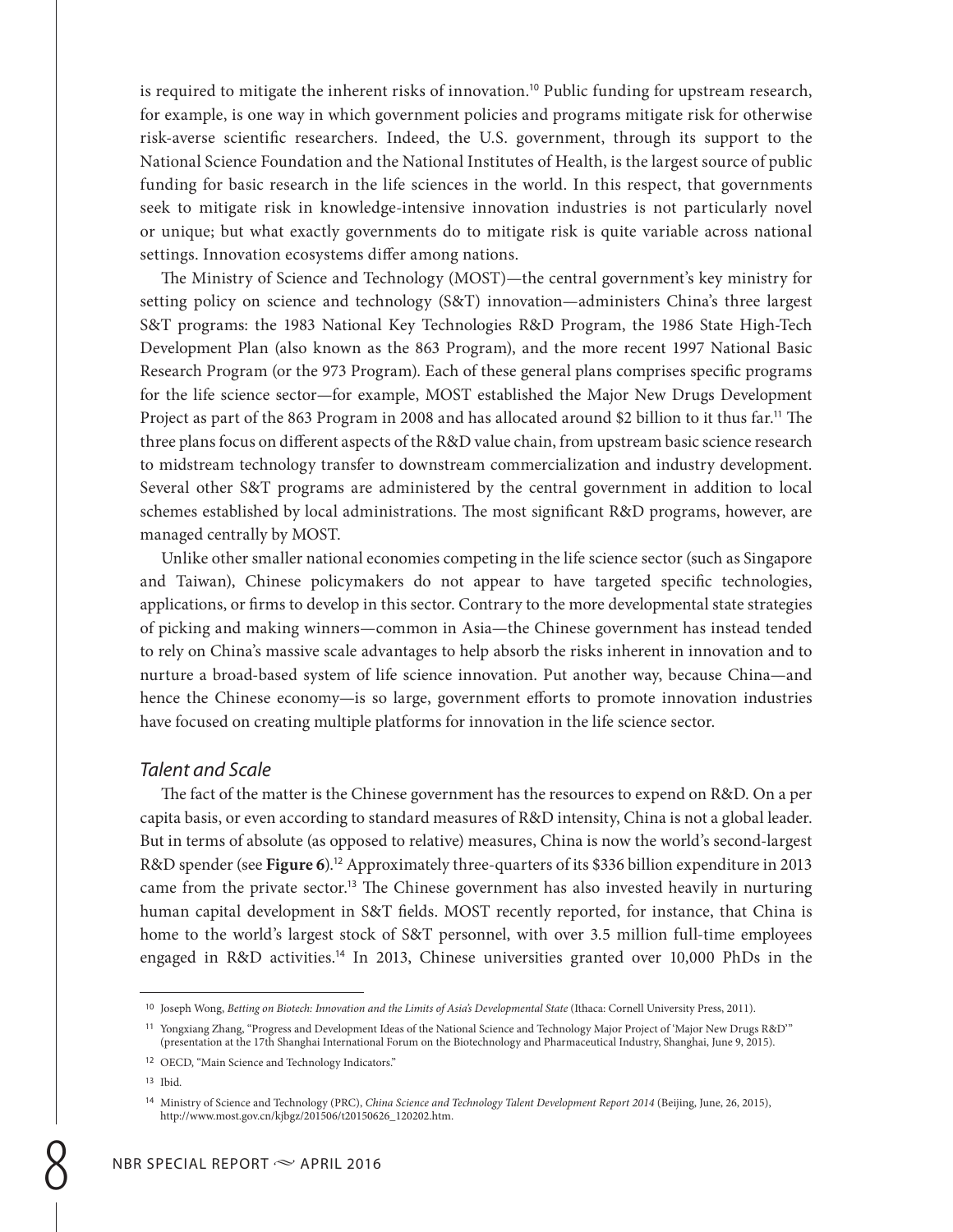is required to mitigate the inherent risks of innovation.[10] Public funding for upstream research, for example, is one way in which government policies and programs mitigate risk for otherwise risk-averse scientific researchers. Indeed, the U.S. government, through its support to the National Science Foundation and the National Institutes of Health, is the largest source of public funding for basic research in the life sciences in the world. In this respect, that governments seek to mitigate risk in knowledge-intensive innovation industries is not particularly novel or unique; but what exactly governments do to mitigate risk is quite variable across national settings. Innovation ecosystems differ among nations.

The Ministry of Science and Technology (MOST)—the central government's key ministry for setting policy on science and technology (S&T) innovation—administers China's three largest S&T programs: the 1983 National Key Technologies R&D Program, the 1986 State High-Tech Development Plan (also known as the 863 Program), and the more recent 1997 National Basic Research Program (or the 973 Program). Each of these general plans comprises specific programs for the life science sector—for example, MOST established the Major New Drugs Development Project as part of the 863 Program in 2008 and has allocated around $2 billion to it thus far.[11] The three plans focus on different aspects of the R&D value chain, from upstream basic science research to midstream technology transfer to downstream commercialization and industry development. Several other S&T programs are administered by the central government in addition to local schemes established by local administrations. The most significant R&D programs, however, are managed centrally by MOST.

Unlike other smaller national economies competing in the life science sector (such as Singapore and Taiwan), Chinese policymakers do not appear to have targeted specific technologies, applications, or firms to develop in this sector. Contrary to the more developmental state strategies of picking and making winners—common in Asia—the Chinese government has instead tended to rely on China's massive scale advantages to help absorb the risks inherent in innovation and to nurture a broad-based system of life science innovation. Put another way, because China—and hence the Chinese economy—is so large, government efforts to promote innovation industries have focused on creating multiple platforms for innovation in the life science sector.

### *Talent and Scale*

The fact of the matter is the Chinese government has the resources to expend on R&D. On a per capita basis, or even according to standard measures of R&D intensity, China is not a global leader. But in terms of absolute (as opposed to relative) measures, China is now the world's second-largest R&D spender (see **Figure 6**).[12] Approximately three-quarters of its $336 billion expenditure in 2013 came from the private sector.[13] The Chinese government has also invested heavily in nurturing human capital development in S&T fields. MOST recently reported, for instance, that China is home to the world's largest stock of S&T personnel, with over 3.5 million full-time employees engaged in R&D activities.[14] In 2013, Chinese universities granted over 10,000 PhDs in the

---

[10] Joseph Wong, *Betting on Biotech: Innovation and the Limits of Asia's Developmental State* (Ithaca: Cornell University Press, 2011).

[11] Yongxiang Zhang, "Progress and Development Ideas of the National Science and Technology Major Project of 'Major New Drugs R&D'" (presentation at the 17th Shanghai International Forum on the Biotechnology and Pharmaceutical Industry, Shanghai, June 9, 2015).

[12] OECD, "Main Science and Technology Indicators."

[13] Ibid.

[14] Ministry of Science and Technology (PRC), *China Science and Technology Talent Development Report 2014* (Beijing, June, 26, 2015), http://www.most.gov.cn/kjbgz/201506/t20150626_120202.htm.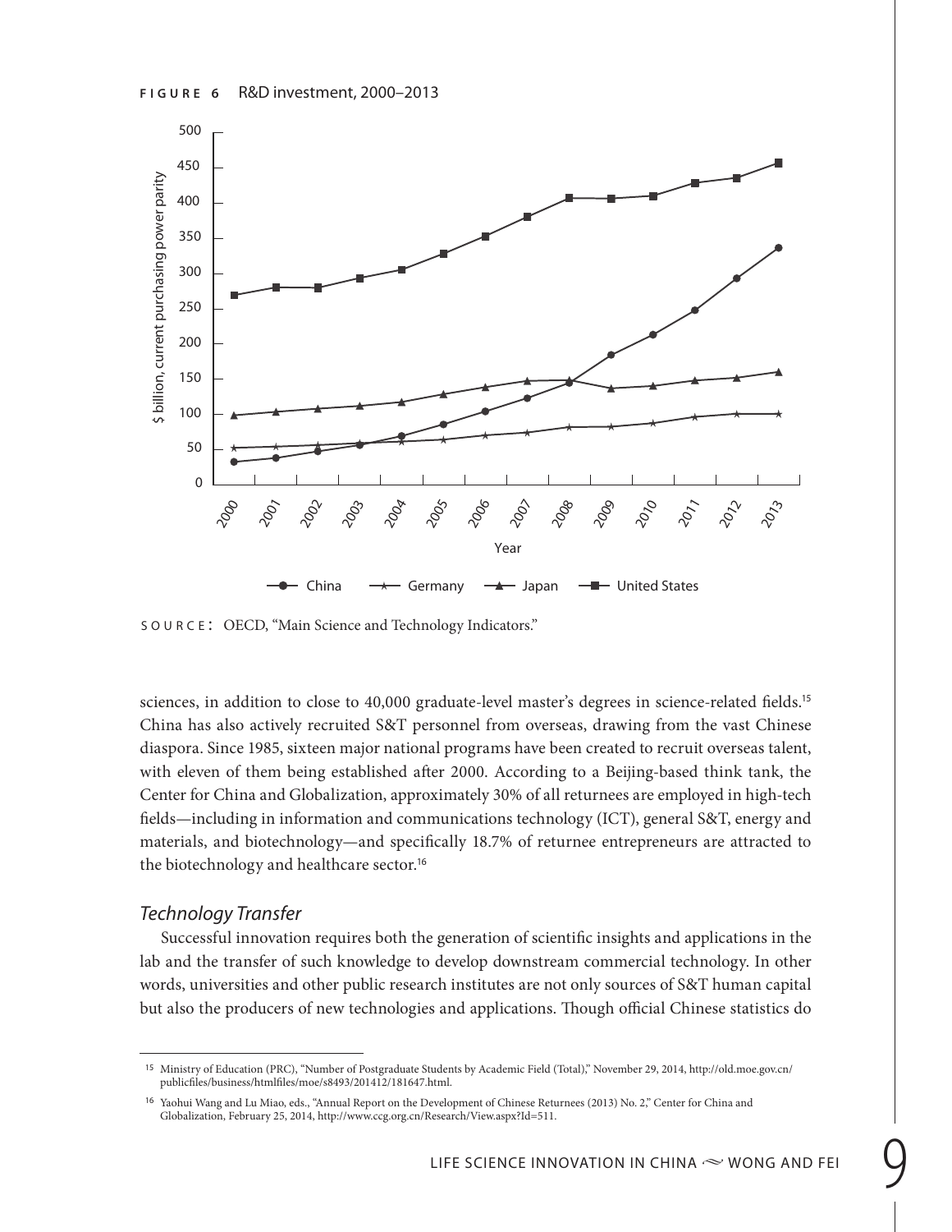**FIGURE 6** R&D investment, 2000–2013

SOURCE: OECD, "Main Science and Technology Indicators."

sciences, in addition to close to 40,000 graduate-level master's degrees in science-related fields.[15] China has also actively recruited S&T personnel from overseas, drawing from the vast Chinese diaspora. Since 1985, sixteen major national programs have been created to recruit overseas talent, with eleven of them being established after 2000. According to a Beijing-based think tank, the Center for China and Globalization, approximately 30% of all returnees are employed in high-tech fields—including in information and communications technology (ICT), general S&T, energy and materials, and biotechnology—and specifically 18.7% of returnee entrepreneurs are attracted to the biotechnology and healthcare sector.[16]

### *Technology Transfer*

Successful innovation requires both the generation of scientific insights and applications in the lab and the transfer of such knowledge to develop downstream commercial technology. In other words, universities and other public research institutes are not only sources of S&T human capital but also the producers of new technologies and applications. Though official Chinese statistics do

---

[15] Ministry of Education (PRC), "Number of Postgraduate Students by Academic Field (Total)," November 29, 2014, http://old.moe.gov.cn/publicfiles/business/htmlfiles/moe/s8493/201412/181647.html.

[16] Yaohui Wang and Lu Miao, eds., "Annual Report on the Development of Chinese Returnees (2013) No. 2," Center for China and Globalization, February 25, 2014, http://www.ccg.org.cn/Research/View.aspx?Id=511.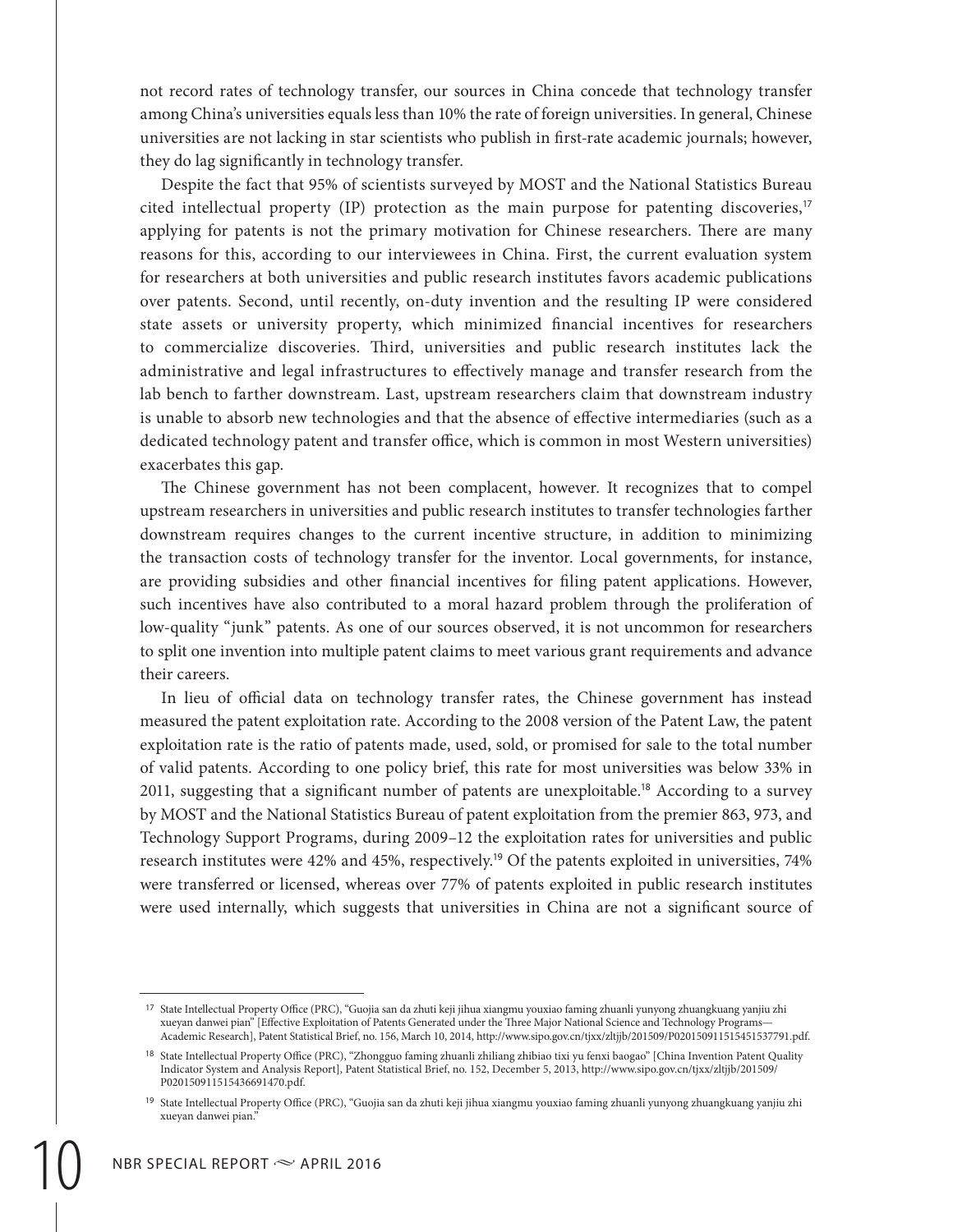not record rates of technology transfer, our sources in China concede that technology transfer among China's universities equals less than 10% the rate of foreign universities. In general, Chinese universities are not lacking in star scientists who publish in first-rate academic journals; however, they do lag significantly in technology transfer.

Despite the fact that 95% of scientists surveyed by MOST and the National Statistics Bureau cited intellectual property (IP) protection as the main purpose for patenting discoveries,[17] applying for patents is not the primary motivation for Chinese researchers. There are many reasons for this, according to our interviewees in China. First, the current evaluation system for researchers at both universities and public research institutes favors academic publications over patents. Second, until recently, on-duty invention and the resulting IP were considered state assets or university property, which minimized financial incentives for researchers to commercialize discoveries. Third, universities and public research institutes lack the administrative and legal infrastructures to effectively manage and transfer research from the lab bench to farther downstream. Last, upstream researchers claim that downstream industry is unable to absorb new technologies and that the absence of effective intermediaries (such as a dedicated technology patent and transfer office, which is common in most Western universities) exacerbates this gap.

The Chinese government has not been complacent, however. It recognizes that to compel upstream researchers in universities and public research institutes to transfer technologies farther downstream requires changes to the current incentive structure, in addition to minimizing the transaction costs of technology transfer for the inventor. Local governments, for instance, are providing subsidies and other financial incentives for filing patent applications. However, such incentives have also contributed to a moral hazard problem through the proliferation of low-quality "junk" patents. As one of our sources observed, it is not uncommon for researchers to split one invention into multiple patent claims to meet various grant requirements and advance their careers.

In lieu of official data on technology transfer rates, the Chinese government has instead measured the patent exploitation rate. According to the 2008 version of the Patent Law, the patent exploitation rate is the ratio of patents made, used, sold, or promised for sale to the total number of valid patents. According to one policy brief, this rate for most universities was below 33% in 2011, suggesting that a significant number of patents are unexploitable.[18] According to a survey by MOST and the National Statistics Bureau of patent exploitation from the premier 863, 973, and Technology Support Programs, during 2009–12 the exploitation rates for universities and public research institutes were 42% and 45%, respectively.[19] Of the patents exploited in universities, 74% were transferred or licensed, whereas over 77% of patents exploited in public research institutes were used internally, which suggests that universities in China are not a significant source of

---

[17] State Intellectual Property Office (PRC), "Guojia san da zhuti keji jihua xiangmu youxiao faming zhuanli yunyong zhuangkuang yanjiu zhi xueyan danwei pian" [Effective Exploitation of Patents Generated under the Three Major National Science and Technology Programs—Academic Research], Patent Statistical Brief, no. 156, March 10, 2014, http://www.sipo.gov.cn/tjxx/zltjjb/201509/P020150911515451537791.pdf.

[18] State Intellectual Property Office (PRC), "Zhongguo faming zhuanli zhiliang zhibiao tixi yu fenxi baogao" [China Invention Patent Quality Indicator System and Analysis Report], Patent Statistical Brief, no. 152, December 5, 2013, http://www.sipo.gov.cn/tjxx/zltjjb/201509/P020150911515436691470.pdf.

[19] State Intellectual Property Office (PRC), "Guojia san da zhuti keji jihua xiangmu youxiao faming zhuanli yunyong zhuangkuang yanjiu zhi xueyan danwei pian."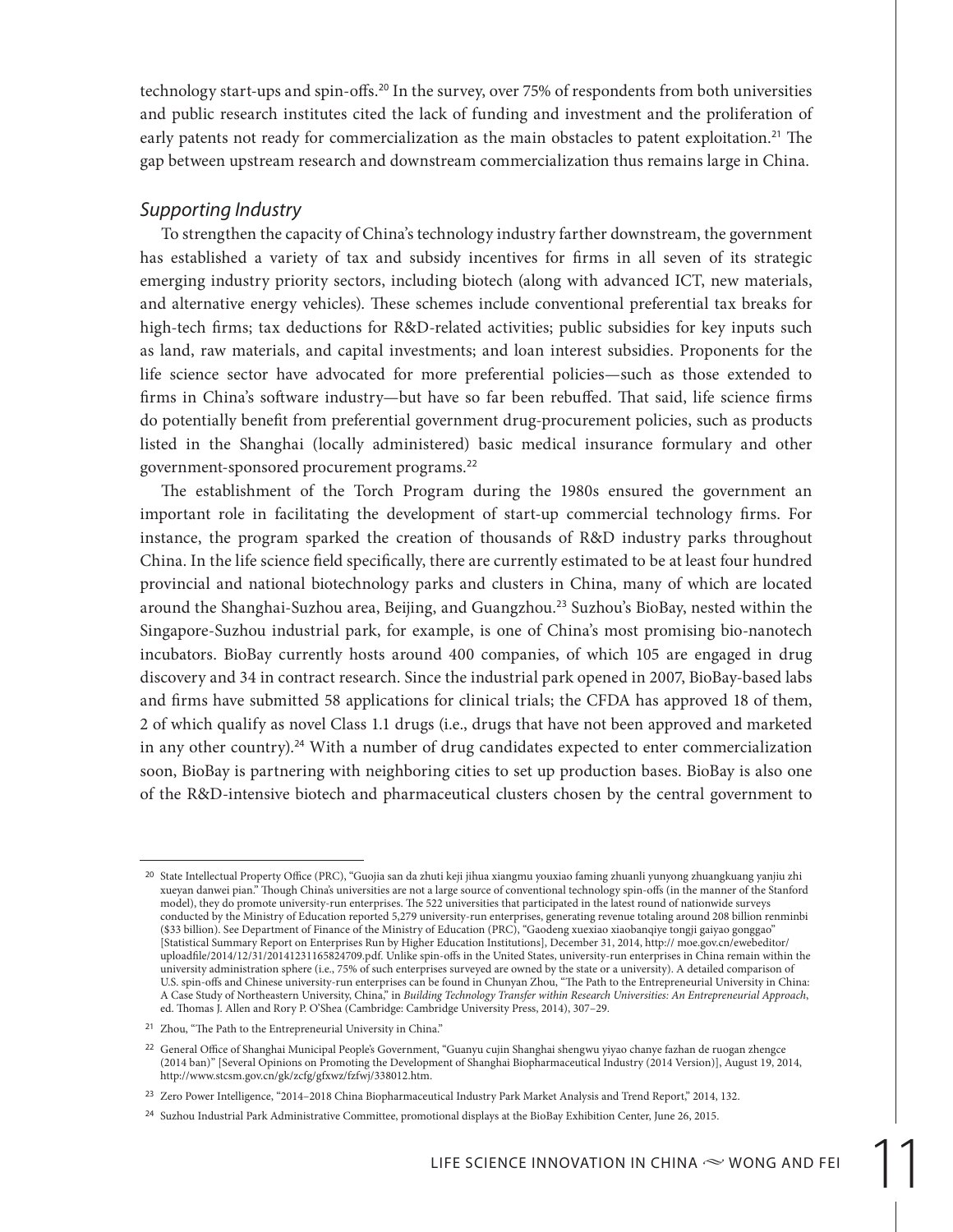technology start-ups and spin-offs.[20] In the survey, over 75% of respondents from both universities and public research institutes cited the lack of funding and investment and the proliferation of early patents not ready for commercialization as the main obstacles to patent exploitation.[21] The gap between upstream research and downstream commercialization thus remains large in China.

### *Supporting Industry*

To strengthen the capacity of China's technology industry farther downstream, the government has established a variety of tax and subsidy incentives for firms in all seven of its strategic emerging industry priority sectors, including biotech (along with advanced ICT, new materials, and alternative energy vehicles). These schemes include conventional preferential tax breaks for high-tech firms; tax deductions for R&D-related activities; public subsidies for key inputs such as land, raw materials, and capital investments; and loan interest subsidies. Proponents for the life science sector have advocated for more preferential policies—such as those extended to firms in China's software industry—but have so far been rebuffed. That said, life science firms do potentially benefit from preferential government drug-procurement policies, such as products listed in the Shanghai (locally administered) basic medical insurance formulary and other government-sponsored procurement programs.[22]

The establishment of the Torch Program during the 1980s ensured the government an important role in facilitating the development of start-up commercial technology firms. For instance, the program sparked the creation of thousands of R&D industry parks throughout China. In the life science field specifically, there are currently estimated to be at least four hundred provincial and national biotechnology parks and clusters in China, many of which are located around the Shanghai-Suzhou area, Beijing, and Guangzhou.[23] Suzhou's BioBay, nested within the Singapore-Suzhou industrial park, for example, is one of China's most promising bio-nanotech incubators. BioBay currently hosts around 400 companies, of which 105 are engaged in drug discovery and 34 in contract research. Since the industrial park opened in 2007, BioBay-based labs and firms have submitted 58 applications for clinical trials; the CFDA has approved 18 of them, 2 of which qualify as novel Class 1.1 drugs (i.e., drugs that have not been approved and marketed in any other country).[24] With a number of drug candidates expected to enter commercialization soon, BioBay is partnering with neighboring cities to set up production bases. BioBay is also one of the R&D-intensive biotech and pharmaceutical clusters chosen by the central government to

---

[20] State Intellectual Property Office (PRC), "Guojia san da zhuti keji jihua xiangmu youxiao faming zhuanli yunyong zhuangkuang yanjiu zhi xueyan danwei pian." Though China's universities are not a large source of conventional technology spin-offs (in the manner of the Stanford model), they do promote university-run enterprises. The 522 universities that participated in the latest round of nationwide surveys conducted by the Ministry of Education reported 5,279 university-run enterprises, generating revenue totaling around 208 billion renminbi ($33 billion). See Department of Finance of the Ministry of Education (PRC), "Gaodeng xuexiao xiaobanqiye tongji gaiyao gonggao" [Statistical Summary Report on Enterprises Run by Higher Education Institutions], December 31, 2014, http:// moe.gov.cn/ewebeditor/uploadfile/2014/12/31/20141231165824709.pdf. Unlike spin-offs in the United States, university-run enterprises in China remain within the university administration sphere (i.e., 75% of such enterprises surveyed are owned by the state or a university). A detailed comparison of U.S. spin-offs and Chinese university-run enterprises can be found in Chunyan Zhou, "The Path to the Entrepreneurial University in China: A Case Study of Northeastern University, China," in *Building Technology Transfer within Research Universities: An Entrepreneurial Approach*, ed. Thomas J. Allen and Rory P. O'Shea (Cambridge: Cambridge University Press, 2014), 307–29.

[21] Zhou, "The Path to the Entrepreneurial University in China."

[22] General Office of Shanghai Municipal People's Government, "Guanyu cujin Shanghai shengwu yiyao chanye fazhan de ruogan zhengce (2014 ban)" [Several Opinions on Promoting the Development of Shanghai Biopharmaceutical Industry (2014 Version)], August 19, 2014, http://www.stcsm.gov.cn/gk/zcfg/gfxwz/fzfwj/338012.htm.

[23] Zero Power Intelligence, "2014–2018 China Biopharmaceutical Industry Park Market Analysis and Trend Report," 2014, 132.

[24] Suzhou Industrial Park Administrative Committee, promotional displays at the BioBay Exhibition Center, June 26, 2015.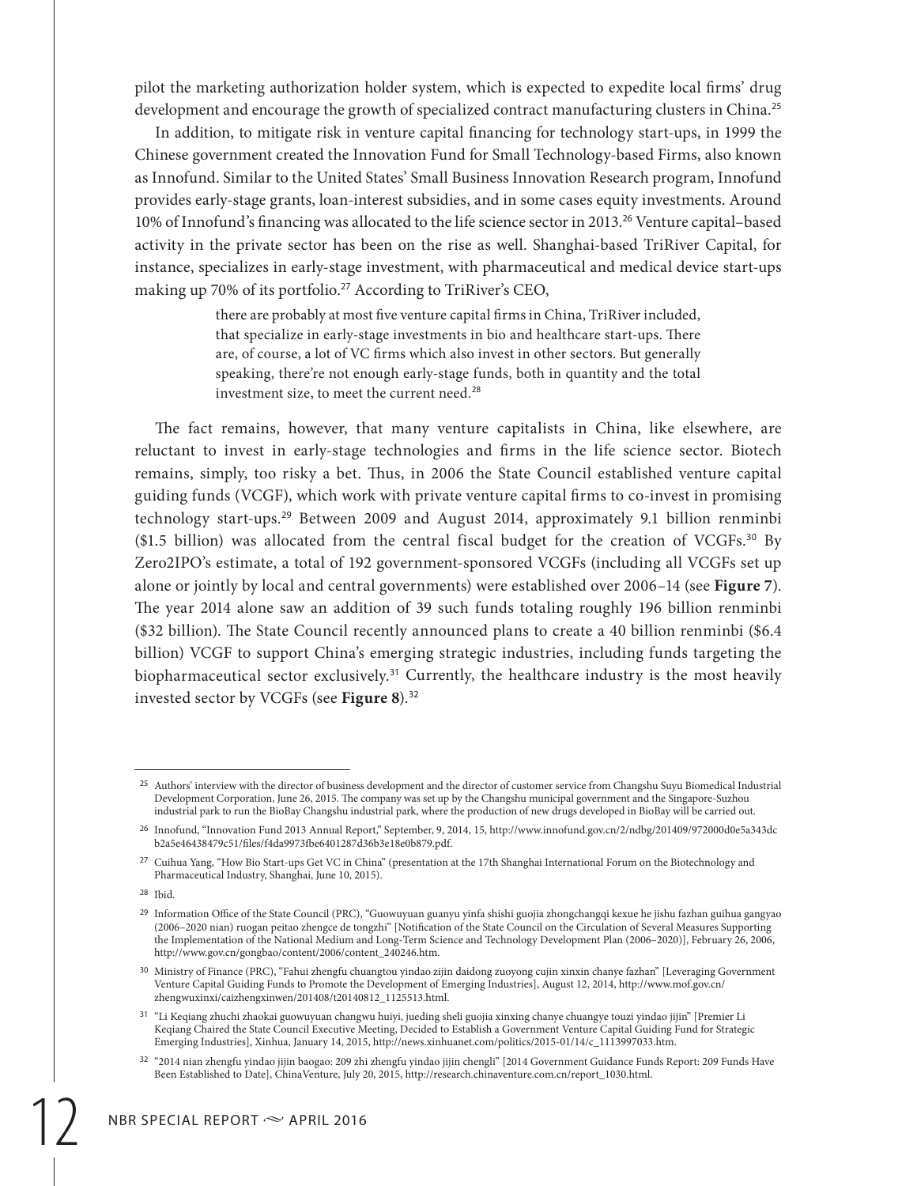pilot the marketing authorization holder system, which is expected to expedite local firms' drug development and encourage the growth of specialized contract manufacturing clusters in China.[25]

In addition, to mitigate risk in venture capital financing for technology start-ups, in 1999 the Chinese government created the Innovation Fund for Small Technology-based Firms, also known as Innofund. Similar to the United States' Small Business Innovation Research program, Innofund provides early-stage grants, loan-interest subsidies, and in some cases equity investments. Around 10% of Innofund's financing was allocated to the life science sector in 2013.[26] Venture capital–based activity in the private sector has been on the rise as well. Shanghai-based TriRiver Capital, for instance, specializes in early-stage investment, with pharmaceutical and medical device start-ups making up 70% of its portfolio.[27] According to TriRiver's CEO,

> there are probably at most five venture capital firms in China, TriRiver included, that specialize in early-stage investments in bio and healthcare start-ups. There are, of course, a lot of VC firms which also invest in other sectors. But generally speaking, there're not enough early-stage funds, both in quantity and the total investment size, to meet the current need.[28]

The fact remains, however, that many venture capitalists in China, like elsewhere, are reluctant to invest in early-stage technologies and firms in the life science sector. Biotech remains, simply, too risky a bet. Thus, in 2006 the State Council established venture capital guiding funds (VCGF), which work with private venture capital firms to co-invest in promising technology start-ups.[29] Between 2009 and August 2014, approximately 9.1 billion renminbi ($1.5 billion) was allocated from the central fiscal budget for the creation of VCGFs.[30] By Zero2IPO's estimate, a total of 192 government-sponsored VCGFs (including all VCGFs set up alone or jointly by local and central governments) were established over 2006–14 (see **Figure 7**). The year 2014 alone saw an addition of 39 such funds totaling roughly 196 billion renminbi ($32 billion). The State Council recently announced plans to create a 40 billion renminbi ($6.4 billion) VCGF to support China's emerging strategic industries, including funds targeting the biopharmaceutical sector exclusively.[31] Currently, the healthcare industry is the most heavily invested sector by VCGFs (see **Figure 8**).[32]

---

[25] Authors' interview with the director of business development and the director of customer service from Changshu Suyu Biomedical Industrial Development Corporation, June 26, 2015. The company was set up by the Changshu municipal government and the Singapore-Suzhou industrial park to run the BioBay Changshu industrial park, where the production of new drugs developed in BioBay will be carried out.

[26] Innofund, "Innovation Fund 2013 Annual Report," September, 9, 2014, 15, http://www.innofund.gov.cn/2/ndbg/201409/972000d0e5a343dcb2a5e46438479c51/files/f4da9973fbe6401287d36b3e18e0b879.pdf.

[27] Cuihua Yang, "How Bio Start-ups Get VC in China" (presentation at the 17th Shanghai International Forum on the Biotechnology and Pharmaceutical Industry, Shanghai, June 10, 2015).

[28] Ibid.

[29] Information Office of the State Council (PRC), "Guowuyuan guanyu yinfa shishi guojia zhongchangqi kexue he jishu fazhan guihua gangyao (2006–2020 nian) ruogan peitao zhengce de tongzhi" [Notification of the State Council on the Circulation of Several Measures Supporting the Implementation of the National Medium and Long-Term Science and Technology Development Plan (2006–2020)], February 26, 2006, http://www.gov.cn/gongbao/content/2006/content_240246.htm.

[30] Ministry of Finance (PRC), "Fahui zhengfu chuangtou yindao zijin daidong zuoyong cujin xinxin chanye fazhan" [Leveraging Government Venture Capital Guiding Funds to Promote the Development of Emerging Industries], August 12, 2014, http://www.mof.gov.cn/zhengwuxinxi/caizhengxinwen/201408/t20140812_1125513.html.

[31] "Li Keqiang zhuchi zhaokai guowuyuan changwu huiyi, jueding sheli guojia xinxing chanye chuangye touzi yindao jijin" [Premier Li Keqiang Chaired the State Council Executive Meeting, Decided to Establish a Government Venture Capital Guiding Fund for Strategic Emerging Industries], Xinhua, January 14, 2015, http://news.xinhuanet.com/politics/2015-01/14/c_1113997033.htm.

[32] "2014 nian zhengfu yindao jijin baogao: 209 zhi zhengfu yindao jijin chengli" [2014 Government Guidance Funds Report: 209 Funds Have Been Established to Date], ChinaVenture, July 20, 2015, http://research.chinaventure.com.cn/report_1030.html.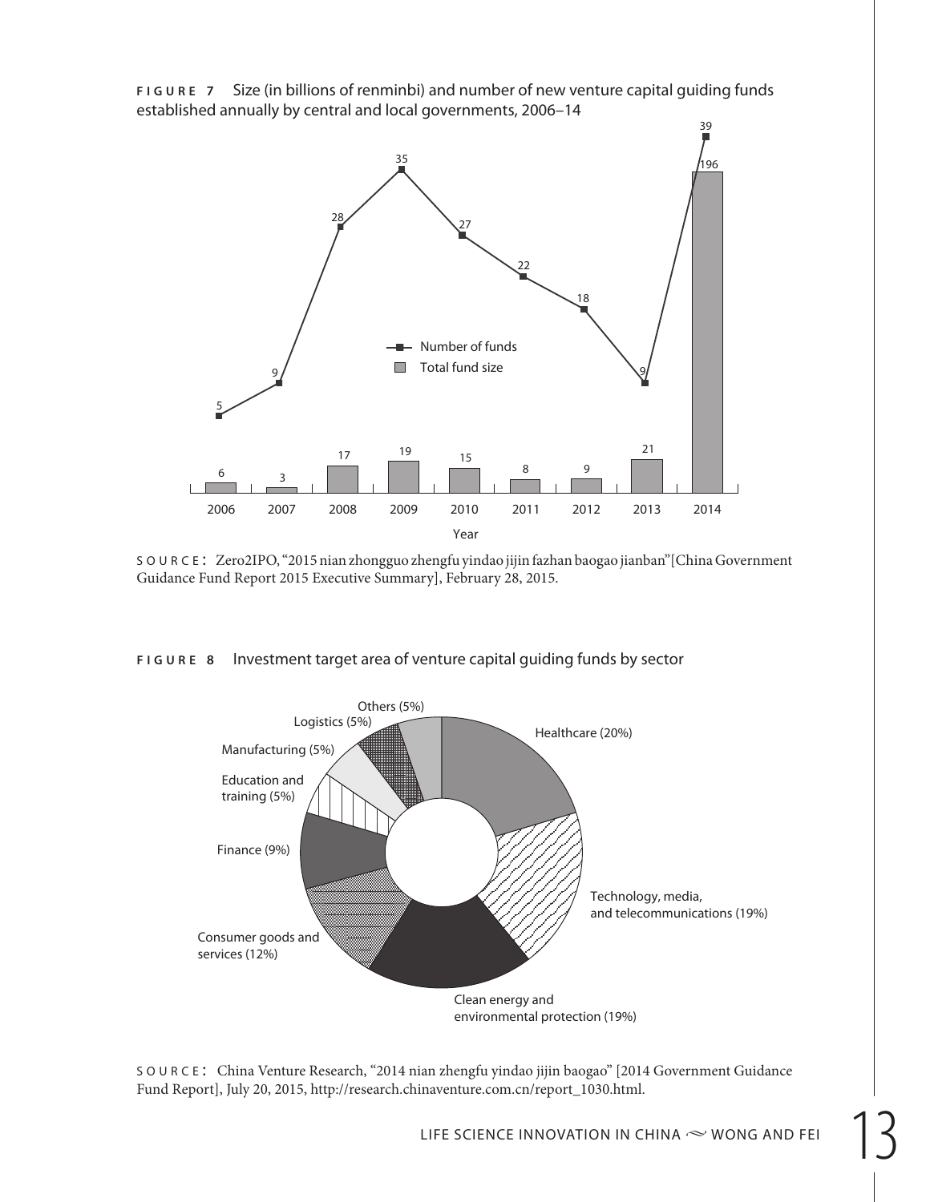**FIGURE 7** Size (in billions of renminbi) and number of new venture capital guiding funds established annually by central and local governments, 2006–14

| Year | Number of funds | Total fund size |
|---|---|---|
| 2006 | 5 | 6 |
| 2007 | 9 | 3 |
| 2008 | 28 | 17 |
| 2009 | 35 | 19 |
| 2010 | 27 | 15 |
| 2011 | 22 | 8 |
| 2012 | 18 | 9 |
| 2013 | 9 | 21 |
| 2014 | 39 | 196 |

SOURCE: Zero2IPO, "2015 nian zhongguo zhengfu yindao jijin fazhan baogao jianban" [China Government Guidance Fund Report 2015 Executive Summary], February 28, 2015.

**FIGURE 8** Investment target area of venture capital guiding funds by sector

| Sector | Share |
|---|---|
| Healthcare | 20% |
| Technology, media, and telecommunications | 19% |
| Clean energy and environmental protection | 19% |
| Consumer goods and services | 12% |
| Finance | 9% |
| Education and training | 5% |
| Manufacturing | 5% |
| Logistics | 5% |
| Others | 5% |

SOURCE: China Venture Research, "2014 nian zhengfu yindao jijin baogao" [2014 Government Guidance Fund Report], July 20, 2015, http://research.chinaventure.com.cn/report_1030.html.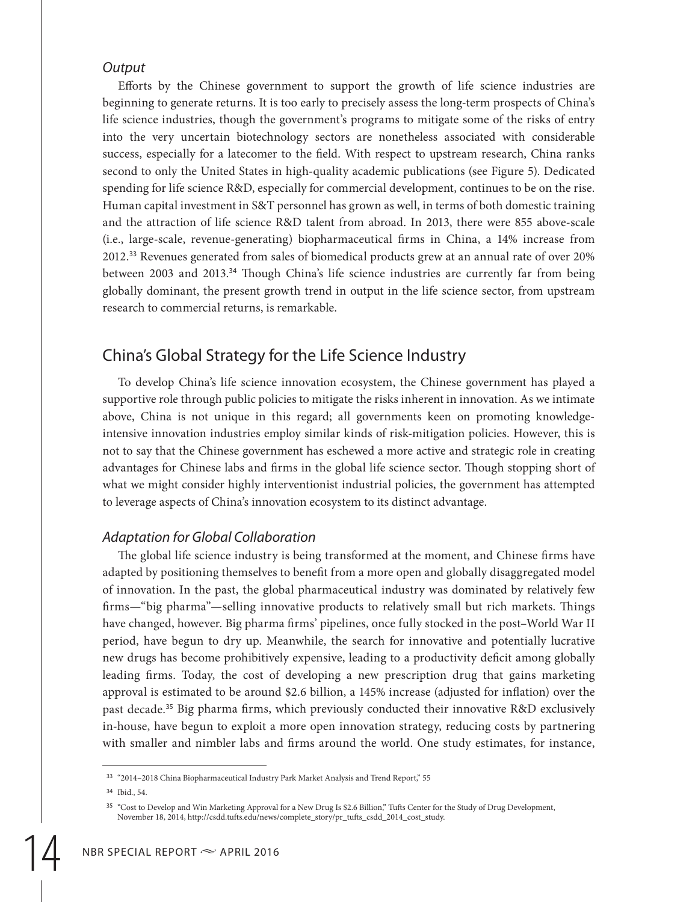*Output*

Efforts by the Chinese government to support the growth of life science industries are beginning to generate returns. It is too early to precisely assess the long-term prospects of China's life science industries, though the government's programs to mitigate some of the risks of entry into the very uncertain biotechnology sectors are nonetheless associated with considerable success, especially for a latecomer to the field. With respect to upstream research, China ranks second to only the United States in high-quality academic publications (see Figure 5). Dedicated spending for life science R&D, especially for commercial development, continues to be on the rise. Human capital investment in S&T personnel has grown as well, in terms of both domestic training and the attraction of life science R&D talent from abroad. In 2013, there were 855 above-scale (i.e., large-scale, revenue-generating) biopharmaceutical firms in China, a 14% increase from 2012.[33] Revenues generated from sales of biomedical products grew at an annual rate of over 20% between 2003 and 2013.[34] Though China's life science industries are currently far from being globally dominant, the present growth trend in output in the life science sector, from upstream research to commercial returns, is remarkable.

## China's Global Strategy for the Life Science Industry

To develop China's life science innovation ecosystem, the Chinese government has played a supportive role through public policies to mitigate the risks inherent in innovation. As we intimate above, China is not unique in this regard; all governments keen on promoting knowledge-intensive innovation industries employ similar kinds of risk-mitigation policies. However, this is not to say that the Chinese government has eschewed a more active and strategic role in creating advantages for Chinese labs and firms in the global life science sector. Though stopping short of what we might consider highly interventionist industrial policies, the government has attempted to leverage aspects of China's innovation ecosystem to its distinct advantage.

### *Adaptation for Global Collaboration*

The global life science industry is being transformed at the moment, and Chinese firms have adapted by positioning themselves to benefit from a more open and globally disaggregated model of innovation. In the past, the global pharmaceutical industry was dominated by relatively few firms—"big pharma"—selling innovative products to relatively small but rich markets. Things have changed, however. Big pharma firms' pipelines, once fully stocked in the post–World War II period, have begun to dry up. Meanwhile, the search for innovative and potentially lucrative new drugs has become prohibitively expensive, leading to a productivity deficit among globally leading firms. Today, the cost of developing a new prescription drug that gains marketing approval is estimated to be around $2.6 billion, a 145% increase (adjusted for inflation) over the past decade.[35] Big pharma firms, which previously conducted their innovative R&D exclusively in-house, have begun to exploit a more open innovation strategy, reducing costs by partnering with smaller and nimbler labs and firms around the world. One study estimates, for instance,

---

[33] "2014–2018 China Biopharmaceutical Industry Park Market Analysis and Trend Report," 55

[34] Ibid., 54.

[35] "Cost to Develop and Win Marketing Approval for a New Drug Is $2.6 Billion," Tufts Center for the Study of Drug Development, November 18, 2014, http://csdd.tufts.edu/news/complete_story/pr_tufts_csdd_2014_cost_study.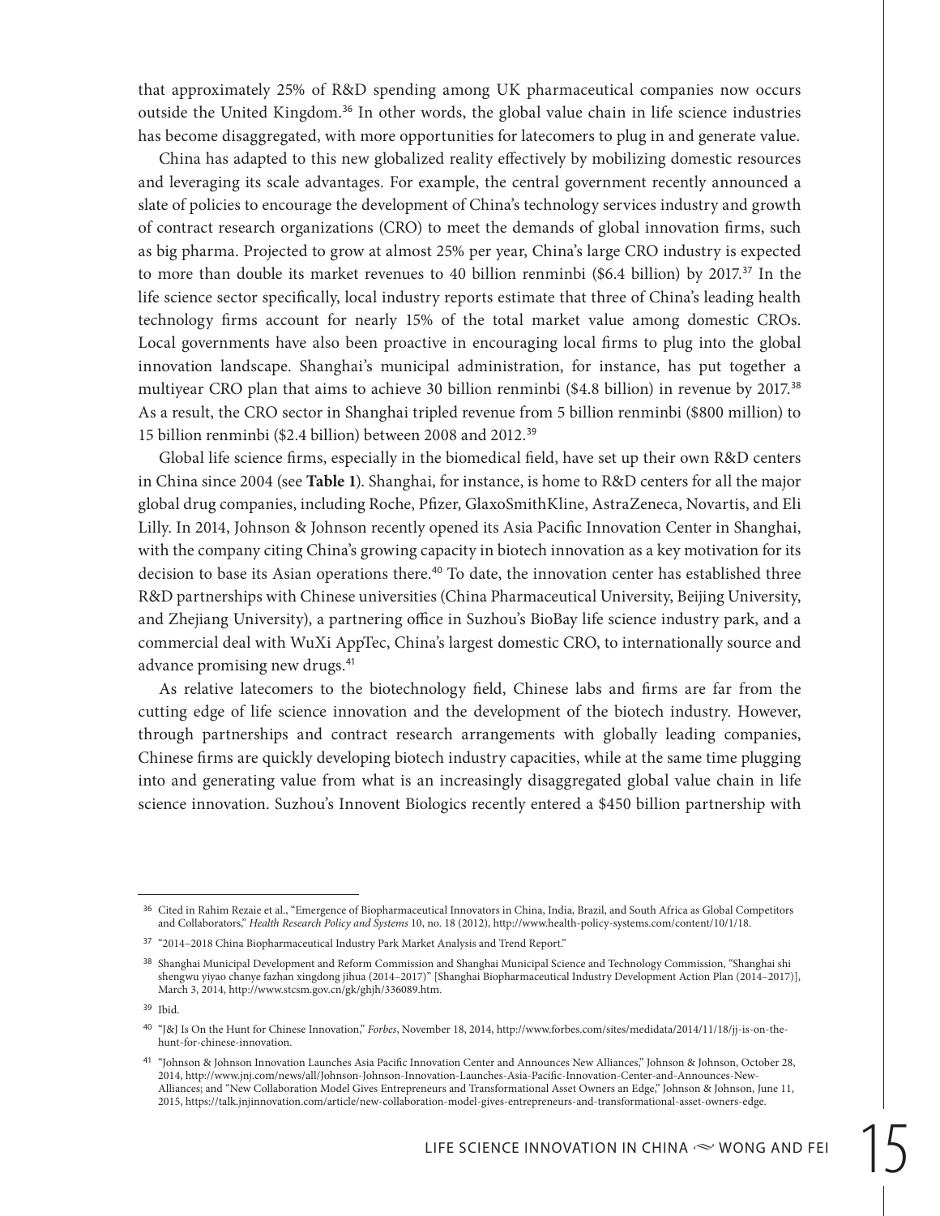that approximately 25% of R&D spending among UK pharmaceutical companies now occurs outside the United Kingdom.[36] In other words, the global value chain in life science industries has become disaggregated, with more opportunities for latecomers to plug in and generate value.

China has adapted to this new globalized reality effectively by mobilizing domestic resources and leveraging its scale advantages. For example, the central government recently announced a slate of policies to encourage the development of China's technology services industry and growth of contract research organizations (CRO) to meet the demands of global innovation firms, such as big pharma. Projected to grow at almost 25% per year, China's large CRO industry is expected to more than double its market revenues to 40 billion renminbi ($6.4 billion) by 2017.[37] In the life science sector specifically, local industry reports estimate that three of China's leading health technology firms account for nearly 15% of the total market value among domestic CROs. Local governments have also been proactive in encouraging local firms to plug into the global innovation landscape. Shanghai's municipal administration, for instance, has put together a multiyear CRO plan that aims to achieve 30 billion renminbi ($4.8 billion) in revenue by 2017.[38] As a result, the CRO sector in Shanghai tripled revenue from 5 billion renminbi ($800 million) to 15 billion renminbi ($2.4 billion) between 2008 and 2012.[39]

Global life science firms, especially in the biomedical field, have set up their own R&D centers in China since 2004 (see **Table 1**). Shanghai, for instance, is home to R&D centers for all the major global drug companies, including Roche, Pfizer, GlaxoSmithKline, AstraZeneca, Novartis, and Eli Lilly. In 2014, Johnson & Johnson recently opened its Asia Pacific Innovation Center in Shanghai, with the company citing China's growing capacity in biotech innovation as a key motivation for its decision to base its Asian operations there.[40] To date, the innovation center has established three R&D partnerships with Chinese universities (China Pharmaceutical University, Beijing University, and Zhejiang University), a partnering office in Suzhou's BioBay life science industry park, and a commercial deal with WuXi AppTec, China's largest domestic CRO, to internationally source and advance promising new drugs.[41]

As relative latecomers to the biotechnology field, Chinese labs and firms are far from the cutting edge of life science innovation and the development of the biotech industry. However, through partnerships and contract research arrangements with globally leading companies, Chinese firms are quickly developing biotech industry capacities, while at the same time plugging into and generating value from what is an increasingly disaggregated global value chain in life science innovation. Suzhou's Innovent Biologics recently entered a $450 billion partnership with

---

[36] Cited in Rahim Rezaie et al., "Emergence of Biopharmaceutical Innovators in China, India, Brazil, and South Africa as Global Competitors and Collaborators," *Health Research Policy and Systems* 10, no. 18 (2012), http://www.health-policy-systems.com/content/10/1/18.

[37] "2014–2018 China Biopharmaceutical Industry Park Market Analysis and Trend Report."

[38] Shanghai Municipal Development and Reform Commission and Shanghai Municipal Science and Technology Commission, "Shanghai shi shengwu yiyao chanye fazhan xingdong jihua (2014–2017)" [Shanghai Biopharmaceutical Industry Development Action Plan (2014–2017)], March 3, 2014, http://www.stcsm.gov.cn/gk/ghjh/336089.htm.

[39] Ibid.

[40] "J&J Is On the Hunt for Chinese Innovation," *Forbes*, November 18, 2014, http://www.forbes.com/sites/medidata/2014/11/18/jj-is-on-the-hunt-for-chinese-innovation.

[41] "Johnson & Johnson Innovation Launches Asia Pacific Innovation Center and Announces New Alliances," Johnson & Johnson, October 28, 2014, http://www.jnj.com/news/all/Johnson-Johnson-Innovation-Launches-Asia-Pacific-Innovation-Center-and-Announces-New-Alliances; and "New Collaboration Model Gives Entrepreneurs and Transformational Asset Owners an Edge," Johnson & Johnson, June 11, 2015, https://talk.jnjinnovation.com/article/new-collaboration-model-gives-entrepreneurs-and-transformational-asset-owners-edge.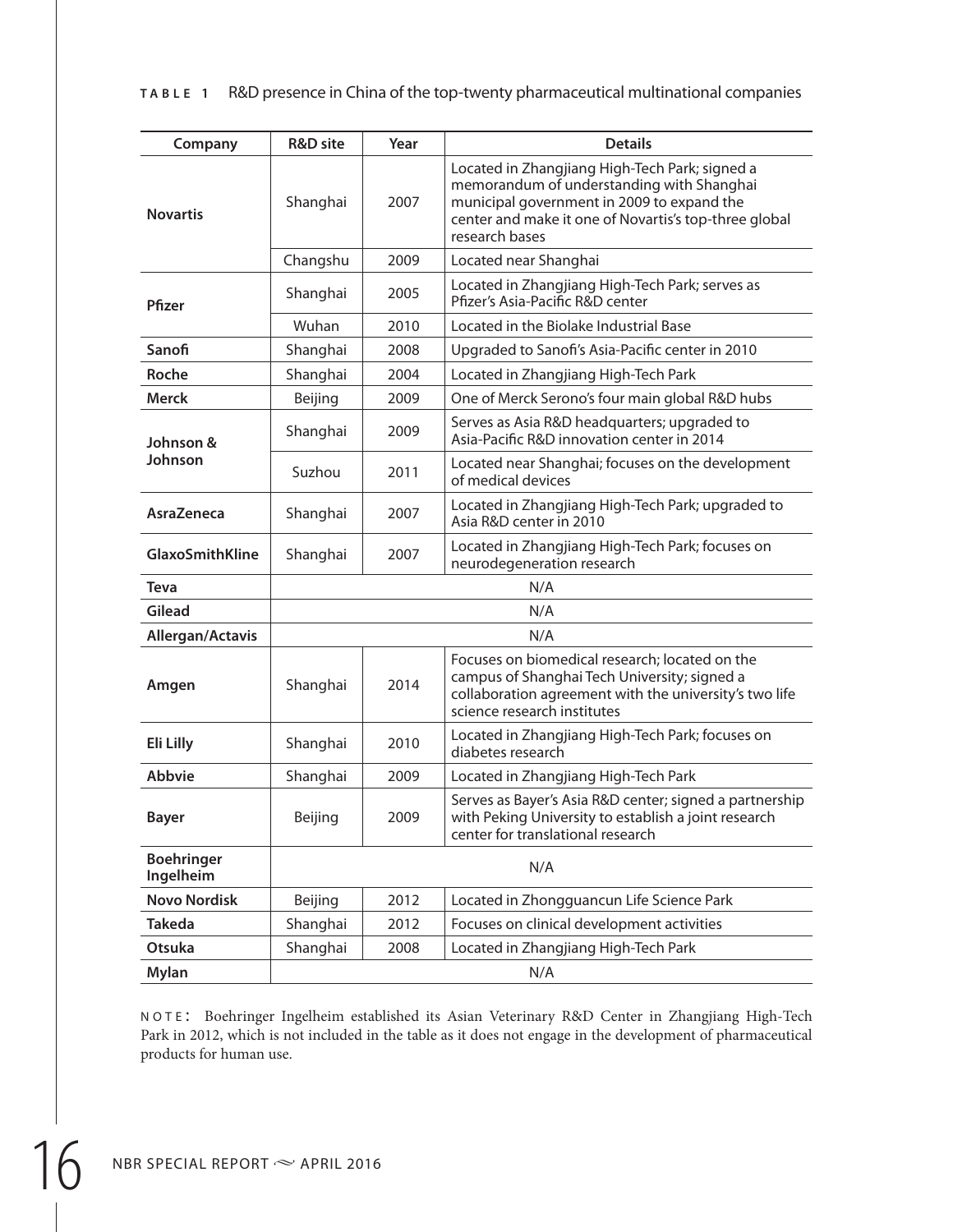**TABLE 1** R&D presence in China of the top-twenty pharmaceutical multinational companies

| Company | R&D site | Year | Details |
|---|---|---|---|
| **Novartis** | Shanghai | 2007 | Located in Zhangjiang High-Tech Park; signed a memorandum of understanding with Shanghai municipal government in 2009 to expand the center and make it one of Novartis's top-three global research bases |
| | Changshu | 2009 | Located near Shanghai |
| **Pfizer** | Shanghai | 2005 | Located in Zhangjiang High-Tech Park; serves as Pfizer's Asia-Pacific R&D center |
| | Wuhan | 2010 | Located in the Biolake Industrial Base |
| **Sanofi** | Shanghai | 2008 | Upgraded to Sanofi's Asia-Pacific center in 2010 |
| **Roche** | Shanghai | 2004 | Located in Zhangjiang High-Tech Park |
| **Merck** | Beijing | 2009 | One of Merck Serono's four main global R&D hubs |
| **Johnson & Johnson** | Shanghai | 2009 | Serves as Asia R&D headquarters; upgraded to Asia-Pacific R&D innovation center in 2014 |
| | Suzhou | 2011 | Located near Shanghai; focuses on the development of medical devices |
| **AsraZeneca** | Shanghai | 2007 | Located in Zhangjiang High-Tech Park; upgraded to Asia R&D center in 2010 |
| **GlaxoSmithKline** | Shanghai | 2007 | Located in Zhangjiang High-Tech Park; focuses on neurodegeneration research |
| **Teva** | N/A | | |
| **Gilead** | N/A | | |
| **Allergan/Actavis** | N/A | | |
| **Amgen** | Shanghai | 2014 | Focuses on biomedical research; located on the campus of Shanghai Tech University; signed a collaboration agreement with the university's two life science research institutes |
| **Eli Lilly** | Shanghai | 2010 | Located in Zhangjiang High-Tech Park; focuses on diabetes research |
| **Abbvie** | Shanghai | 2009 | Located in Zhangjiang High-Tech Park |
| **Bayer** | Beijing | 2009 | Serves as Bayer's Asia R&D center; signed a partnership with Peking University to establish a joint research center for translational research |
| **Boehringer Ingelheim** | N/A | | |
| **Novo Nordisk** | Beijing | 2012 | Located in Zhongguancun Life Science Park |
| **Takeda** | Shanghai | 2012 | Focuses on clinical development activities |
| **Otsuka** | Shanghai | 2008 | Located in Zhangjiang High-Tech Park |
| **Mylan** | N/A | | |

NOTE: Boehringer Ingelheim established its Asian Veterinary R&D Center in Zhangjiang High-Tech Park in 2012, which is not included in the table as it does not engage in the development of pharmaceutical products for human use.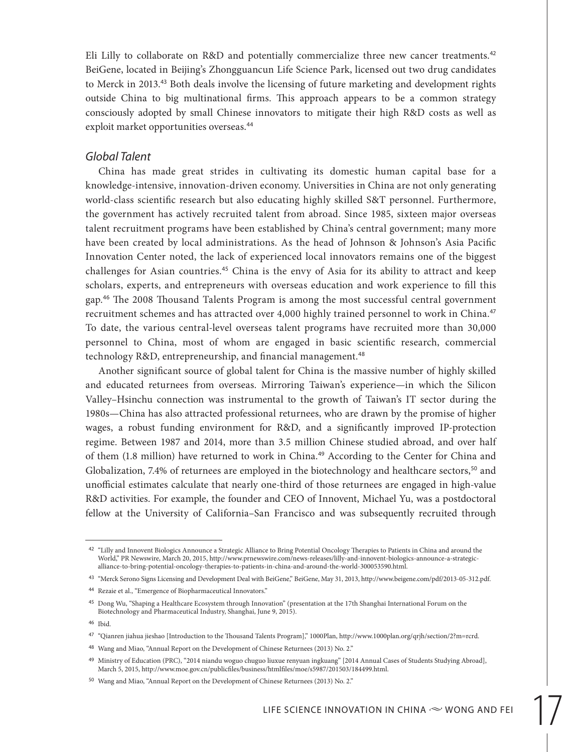Eli Lilly to collaborate on R&D and potentially commercialize three new cancer treatments.[42] BeiGene, located in Beijing's Zhongguancun Life Science Park, licensed out two drug candidates to Merck in 2013.[43] Both deals involve the licensing of future marketing and development rights outside China to big multinational firms. This approach appears to be a common strategy consciously adopted by small Chinese innovators to mitigate their high R&D costs as well as exploit market opportunities overseas.[44]

### *Global Talent*

China has made great strides in cultivating its domestic human capital base for a knowledge-intensive, innovation-driven economy. Universities in China are not only generating world-class scientific research but also educating highly skilled S&T personnel. Furthermore, the government has actively recruited talent from abroad. Since 1985, sixteen major overseas talent recruitment programs have been established by China's central government; many more have been created by local administrations. As the head of Johnson & Johnson's Asia Pacific Innovation Center noted, the lack of experienced local innovators remains one of the biggest challenges for Asian countries.[45] China is the envy of Asia for its ability to attract and keep scholars, experts, and entrepreneurs with overseas education and work experience to fill this gap.[46] The 2008 Thousand Talents Program is among the most successful central government recruitment schemes and has attracted over 4,000 highly trained personnel to work in China.[47] To date, the various central-level overseas talent programs have recruited more than 30,000 personnel to China, most of whom are engaged in basic scientific research, commercial technology R&D, entrepreneurship, and financial management.[48]

Another significant source of global talent for China is the massive number of highly skilled and educated returnees from overseas. Mirroring Taiwan's experience—in which the Silicon Valley–Hsinchu connection was instrumental to the growth of Taiwan's IT sector during the 1980s—China has also attracted professional returnees, who are drawn by the promise of higher wages, a robust funding environment for R&D, and a significantly improved IP-protection regime. Between 1987 and 2014, more than 3.5 million Chinese studied abroad, and over half of them (1.8 million) have returned to work in China.[49] According to the Center for China and Globalization, 7.4% of returnees are employed in the biotechnology and healthcare sectors,[50] and unofficial estimates calculate that nearly one-third of those returnees are engaged in high-value R&D activities. For example, the founder and CEO of Innovent, Michael Yu, was a postdoctoral fellow at the University of California–San Francisco and was subsequently recruited through

---

[42] "Lilly and Innovent Biologics Announce a Strategic Alliance to Bring Potential Oncology Therapies to Patients in China and around the World," PR Newswire, March 20, 2015, http://www.prnewswire.com/news-releases/lilly-and-innovent-biologics-announce-a-strategic-alliance-to-bring-potential-oncology-therapies-to-patients-in-china-and-around-the-world-300053590.html.

[43] "Merck Serono Signs Licensing and Development Deal with BeiGene," BeiGene, May 31, 2013, http://www.beigene.com/pdf/2013-05-312.pdf.

[44] Rezaie et al., "Emergence of Biopharmaceutical Innovators."

[45] Dong Wu, "Shaping a Healthcare Ecosystem through Innovation" (presentation at the 17th Shanghai International Forum on the Biotechnology and Pharmaceutical Industry, Shanghai, June 9, 2015).

[46] Ibid.

[47] "Qianren jiahua jieshao [Introduction to the Thousand Talents Program]," 1000Plan, http://www.1000plan.org/qrjh/section/2?m=rcrd.

[48] Wang and Miao, "Annual Report on the Development of Chinese Returnees (2013) No. 2."

[49] Ministry of Education (PRC), "2014 niandu woguo chuguo liuxue renyuan ingkuang" [2014 Annual Cases of Students Studying Abroad], March 5, 2015, http://www.moe.gov.cn/publicfiles/business/htmlfiles/moe/s5987/201503/184499.html.

[50] Wang and Miao, "Annual Report on the Development of Chinese Returnees (2013) No. 2."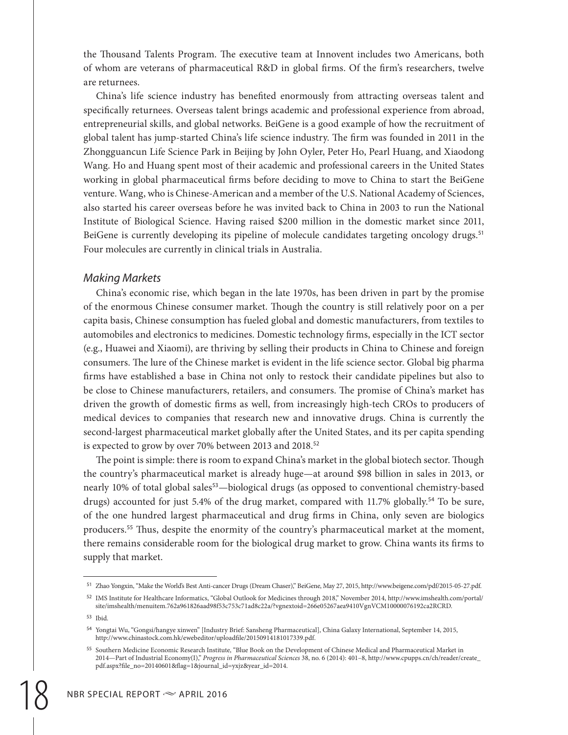the Thousand Talents Program. The executive team at Innovent includes two Americans, both of whom are veterans of pharmaceutical R&D in global firms. Of the firm's researchers, twelve are returnees.

China's life science industry has benefited enormously from attracting overseas talent and specifically returnees. Overseas talent brings academic and professional experience from abroad, entrepreneurial skills, and global networks. BeiGene is a good example of how the recruitment of global talent has jump-started China's life science industry. The firm was founded in 2011 in the Zhongguancun Life Science Park in Beijing by John Oyler, Peter Ho, Pearl Huang, and Xiaodong Wang. Ho and Huang spent most of their academic and professional careers in the United States working in global pharmaceutical firms before deciding to move to China to start the BeiGene venture. Wang, who is Chinese-American and a member of the U.S. National Academy of Sciences, also started his career overseas before he was invited back to China in 2003 to run the National Institute of Biological Science. Having raised $200 million in the domestic market since 2011, BeiGene is currently developing its pipeline of molecule candidates targeting oncology drugs.[51] Four molecules are currently in clinical trials in Australia.

### *Making Markets*

China's economic rise, which began in the late 1970s, has been driven in part by the promise of the enormous Chinese consumer market. Though the country is still relatively poor on a per capita basis, Chinese consumption has fueled global and domestic manufacturers, from textiles to automobiles and electronics to medicines. Domestic technology firms, especially in the ICT sector (e.g., Huawei and Xiaomi), are thriving by selling their products in China to Chinese and foreign consumers. The lure of the Chinese market is evident in the life science sector. Global big pharma firms have established a base in China not only to restock their candidate pipelines but also to be close to Chinese manufacturers, retailers, and consumers. The promise of China's market has driven the growth of domestic firms as well, from increasingly high-tech CROs to producers of medical devices to companies that research new and innovative drugs. China is currently the second-largest pharmaceutical market globally after the United States, and its per capita spending is expected to grow by over 70% between 2013 and 2018.[52]

The point is simple: there is room to expand China's market in the global biotech sector. Though the country's pharmaceutical market is already huge—at around $98 billion in sales in 2013, or nearly 10% of total global sales[53]—biological drugs (as opposed to conventional chemistry-based drugs) accounted for just 5.4% of the drug market, compared with 11.7% globally.[54] To be sure, of the one hundred largest pharmaceutical and drug firms in China, only seven are biologics producers.[55] Thus, despite the enormity of the country's pharmaceutical market at the moment, there remains considerable room for the biological drug market to grow. China wants its firms to supply that market.

---

[51] Zhao Yongxin, "Make the World's Best Anti-cancer Drugs (Dream Chaser)," BeiGene, May 27, 2015, http://www.beigene.com/pdf/2015-05-27.pdf.

[52] IMS Institute for Healthcare Informatics, "Global Outlook for Medicines through 2018," November 2014, http://www.imshealth.com/portal/site/imshealth/menuitem.762a961826aad98f53c753c71ad8c22a/?vgnextoid=266e05267aea9410VgnVCM10000076192ca2RCRD.

[53] Ibid.

[54] Yongtai Wu, "Gongsi/hangye xinwen" [Industry Brief: Sansheng Pharmaceutical], China Galaxy International, September 14, 2015, http://www.chinastock.com.hk/ewebeditor/uploadfile/20150914181017339.pdf.

[55] Southern Medicine Economic Research Institute, "Blue Book on the Development of Chinese Medical and Pharmaceutical Market in 2014—Part of Industrial Economy(I)," *Progress in Pharmaceutical Sciences* 38, no. 6 (2014): 401–8, http://www.cpupps.cn/ch/reader/create_pdf.aspx?file_no=20140601&flag=1&journal_id=yxjz&year_id=2014.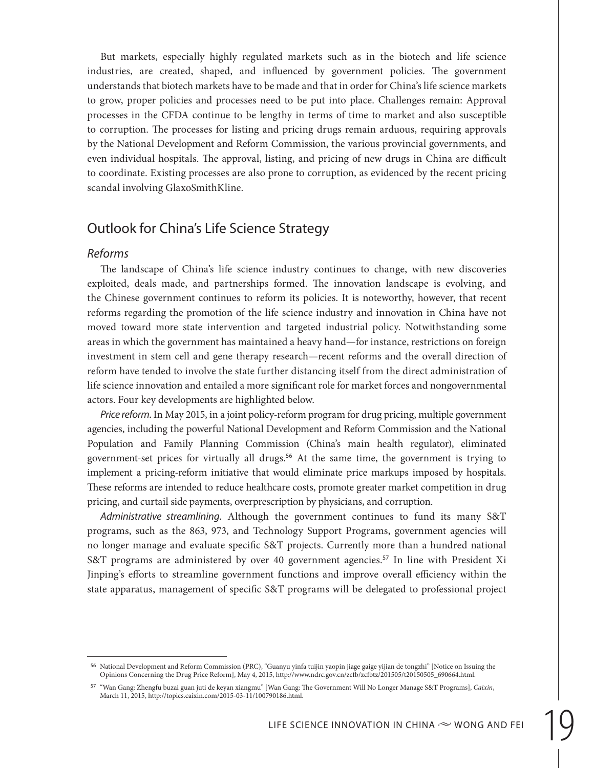But markets, especially highly regulated markets such as in the biotech and life science industries, are created, shaped, and influenced by government policies. The government understands that biotech markets have to be made and that in order for China's life science markets to grow, proper policies and processes need to be put into place. Challenges remain: Approval processes in the CFDA continue to be lengthy in terms of time to market and also susceptible to corruption. The processes for listing and pricing drugs remain arduous, requiring approvals by the National Development and Reform Commission, the various provincial governments, and even individual hospitals. The approval, listing, and pricing of new drugs in China are difficult to coordinate. Existing processes are also prone to corruption, as evidenced by the recent pricing scandal involving GlaxoSmithKline.

## Outlook for China's Life Science Strategy

### *Reforms*

The landscape of China's life science industry continues to change, with new discoveries exploited, deals made, and partnerships formed. The innovation landscape is evolving, and the Chinese government continues to reform its policies. It is noteworthy, however, that recent reforms regarding the promotion of the life science industry and innovation in China have not moved toward more state intervention and targeted industrial policy. Notwithstanding some areas in which the government has maintained a heavy hand—for instance, restrictions on foreign investment in stem cell and gene therapy research—recent reforms and the overall direction of reform have tended to involve the state further distancing itself from the direct administration of life science innovation and entailed a more significant role for market forces and nongovernmental actors. Four key developments are highlighted below.

*Price reform.* In May 2015, in a joint policy-reform program for drug pricing, multiple government agencies, including the powerful National Development and Reform Commission and the National Population and Family Planning Commission (China's main health regulator), eliminated government-set prices for virtually all drugs.[56] At the same time, the government is trying to implement a pricing-reform initiative that would eliminate price markups imposed by hospitals. These reforms are intended to reduce healthcare costs, promote greater market competition in drug pricing, and curtail side payments, overprescription by physicians, and corruption.

*Administrative streamlining.* Although the government continues to fund its many S&T programs, such as the 863, 973, and Technology Support Programs, government agencies will no longer manage and evaluate specific S&T projects. Currently more than a hundred national S&T programs are administered by over 40 government agencies.[57] In line with President Xi Jinping's efforts to streamline government functions and improve overall efficiency within the state apparatus, management of specific S&T programs will be delegated to professional project

---

[56] National Development and Reform Commission (PRC), "Guanyu yinfa tuijin yaopin jiage gaige yijian de tongzhi" [Notice on Issuing the Opinions Concerning the Drug Price Reform], May 4, 2015, http://www.ndrc.gov.cn/zcfb/zcfbtz/201505/t20150505_690664.html.

[57] "Wan Gang: Zhengfu buzai guan juti de keyan xiangmu" [Wan Gang: The Government Will No Longer Manage S&T Programs], *Caixin*, March 11, 2015, http://topics.caixin.com/2015-03-11/100790186.html.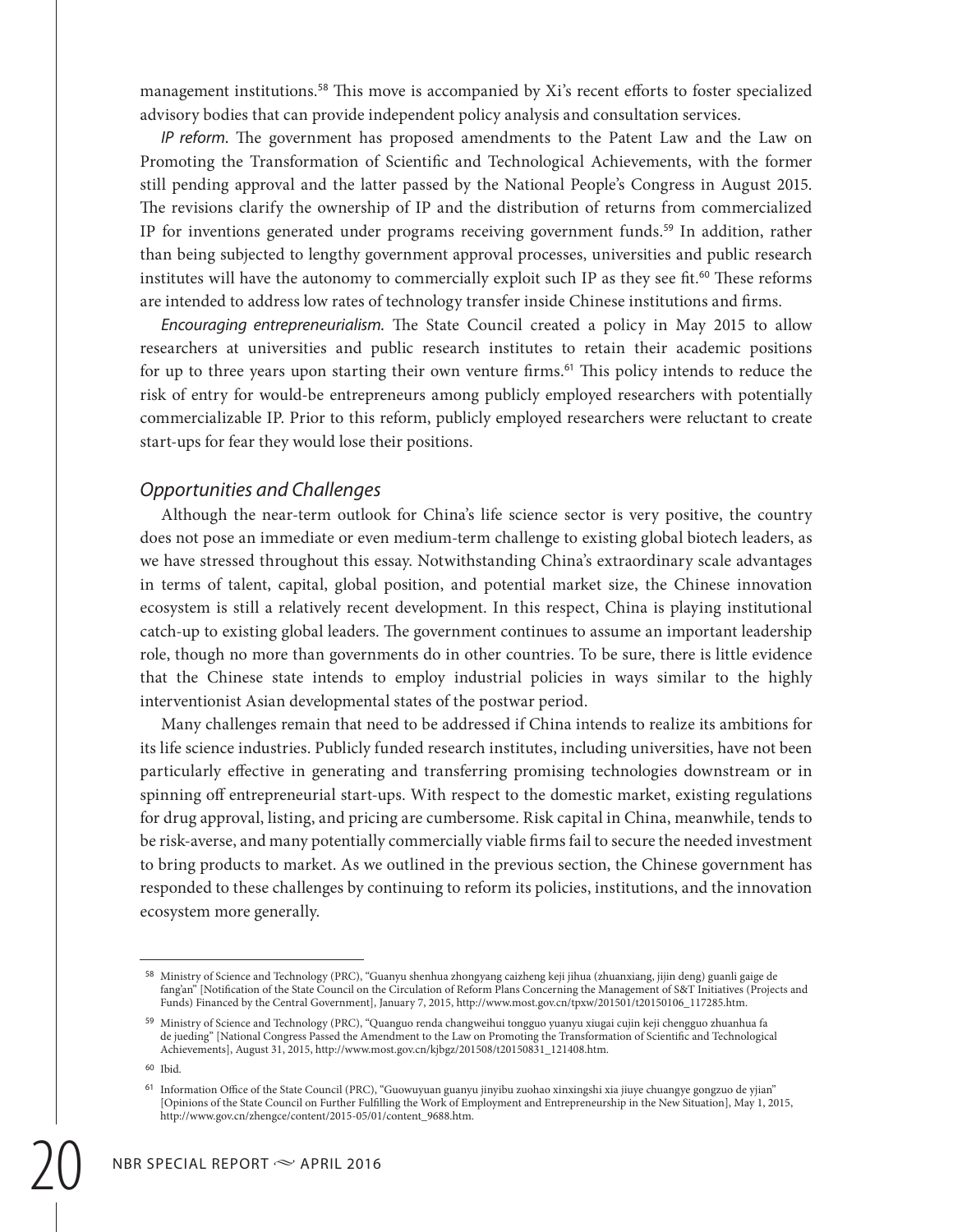management institutions.[58] This move is accompanied by Xi's recent efforts to foster specialized advisory bodies that can provide independent policy analysis and consultation services.

*IP reform.* The government has proposed amendments to the Patent Law and the Law on Promoting the Transformation of Scientific and Technological Achievements, with the former still pending approval and the latter passed by the National People's Congress in August 2015. The revisions clarify the ownership of IP and the distribution of returns from commercialized IP for inventions generated under programs receiving government funds.[59] In addition, rather than being subjected to lengthy government approval processes, universities and public research institutes will have the autonomy to commercially exploit such IP as they see fit.[60] These reforms are intended to address low rates of technology transfer inside Chinese institutions and firms.

*Encouraging entrepreneurialism.* The State Council created a policy in May 2015 to allow researchers at universities and public research institutes to retain their academic positions for up to three years upon starting their own venture firms.[61] This policy intends to reduce the risk of entry for would-be entrepreneurs among publicly employed researchers with potentially commercializable IP. Prior to this reform, publicly employed researchers were reluctant to create start-ups for fear they would lose their positions.

### *Opportunities and Challenges*

Although the near-term outlook for China's life science sector is very positive, the country does not pose an immediate or even medium-term challenge to existing global biotech leaders, as we have stressed throughout this essay. Notwithstanding China's extraordinary scale advantages in terms of talent, capital, global position, and potential market size, the Chinese innovation ecosystem is still a relatively recent development. In this respect, China is playing institutional catch-up to existing global leaders. The government continues to assume an important leadership role, though no more than governments do in other countries. To be sure, there is little evidence that the Chinese state intends to employ industrial policies in ways similar to the highly interventionist Asian developmental states of the postwar period.

Many challenges remain that need to be addressed if China intends to realize its ambitions for its life science industries. Publicly funded research institutes, including universities, have not been particularly effective in generating and transferring promising technologies downstream or in spinning off entrepreneurial start-ups. With respect to the domestic market, existing regulations for drug approval, listing, and pricing are cumbersome. Risk capital in China, meanwhile, tends to be risk-averse, and many potentially commercially viable firms fail to secure the needed investment to bring products to market. As we outlined in the previous section, the Chinese government has responded to these challenges by continuing to reform its policies, institutions, and the innovation ecosystem more generally.

---

[58] Ministry of Science and Technology (PRC), "Guanyu shenhua zhongyang caizheng keji jihua (zhuanxiang, jijin deng) guanli gaige de fang'an" [Notification of the State Council on the Circulation of Reform Plans Concerning the Management of S&T Initiatives (Projects and Funds) Financed by the Central Government], January 7, 2015, http://www.most.gov.cn/tpxw/201501/t20150106_117285.htm.

[59] Ministry of Science and Technology (PRC), "Quanguo renda changweihui tongguo yuanyu xiugai cujin keji chengguo zhuanhua fa de jueding" [National Congress Passed the Amendment to the Law on Promoting the Transformation of Scientific and Technological Achievements], August 31, 2015, http://www.most.gov.cn/kjbgz/201508/t20150831_121408.htm.

[60] Ibid.

[61] Information Office of the State Council (PRC), "Guowuyuan guanyu jinyibu zuohao xinxingshi xia jiuye chuangye gongzuo de yjian" [Opinions of the State Council on Further Fulfilling the Work of Employment and Entrepreneurship in the New Situation], May 1, 2015, http://www.gov.cn/zhengce/content/2015-05/01/content_9688.htm.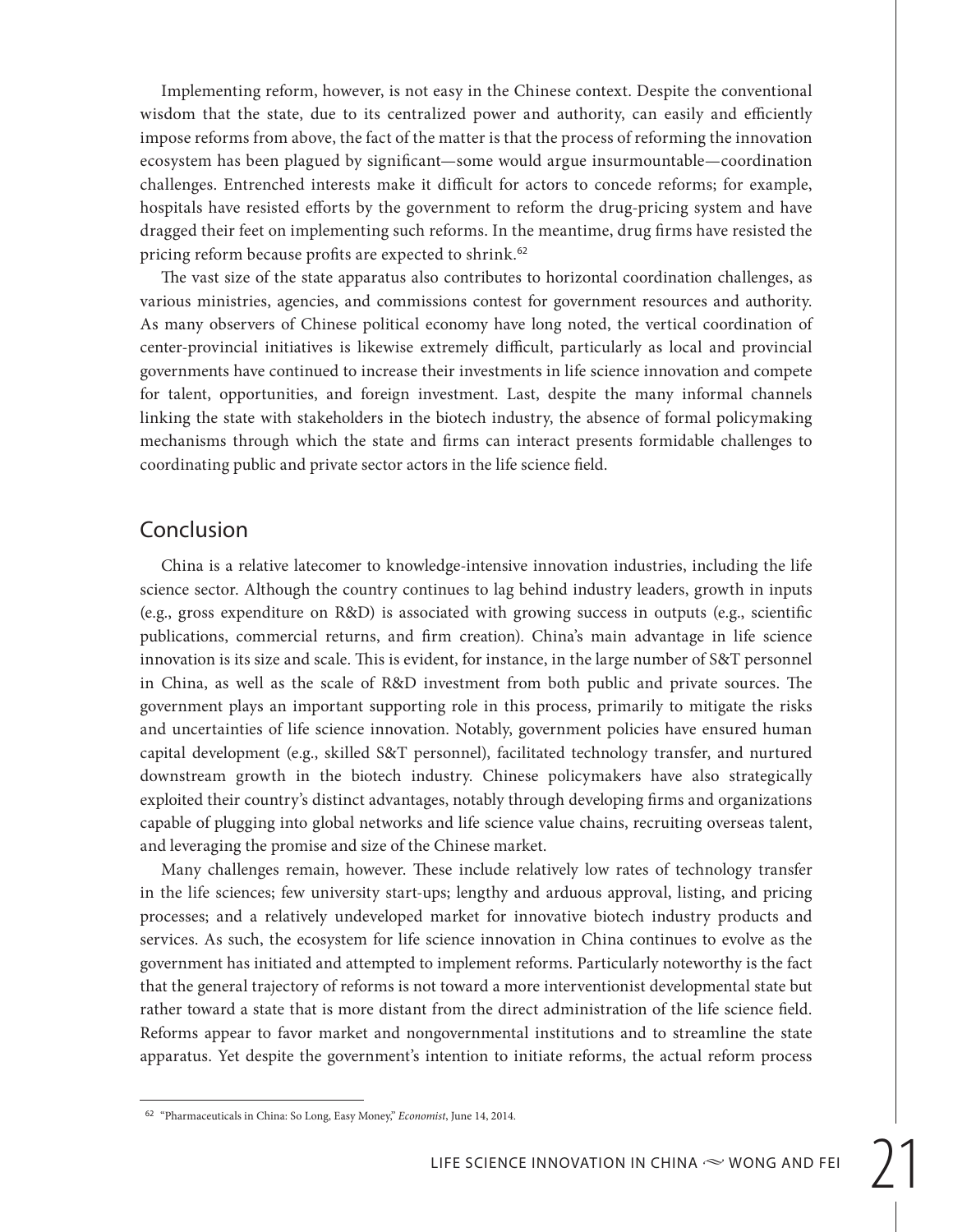Implementing reform, however, is not easy in the Chinese context. Despite the conventional wisdom that the state, due to its centralized power and authority, can easily and efficiently impose reforms from above, the fact of the matter is that the process of reforming the innovation ecosystem has been plagued by significant—some would argue insurmountable—coordination challenges. Entrenched interests make it difficult for actors to concede reforms; for example, hospitals have resisted efforts by the government to reform the drug-pricing system and have dragged their feet on implementing such reforms. In the meantime, drug firms have resisted the pricing reform because profits are expected to shrink.[62]

The vast size of the state apparatus also contributes to horizontal coordination challenges, as various ministries, agencies, and commissions contest for government resources and authority. As many observers of Chinese political economy have long noted, the vertical coordination of center-provincial initiatives is likewise extremely difficult, particularly as local and provincial governments have continued to increase their investments in life science innovation and compete for talent, opportunities, and foreign investment. Last, despite the many informal channels linking the state with stakeholders in the biotech industry, the absence of formal policymaking mechanisms through which the state and firms can interact presents formidable challenges to coordinating public and private sector actors in the life science field.

## Conclusion

China is a relative latecomer to knowledge-intensive innovation industries, including the life science sector. Although the country continues to lag behind industry leaders, growth in inputs (e.g., gross expenditure on R&D) is associated with growing success in outputs (e.g., scientific publications, commercial returns, and firm creation). China's main advantage in life science innovation is its size and scale. This is evident, for instance, in the large number of S&T personnel in China, as well as the scale of R&D investment from both public and private sources. The government plays an important supporting role in this process, primarily to mitigate the risks and uncertainties of life science innovation. Notably, government policies have ensured human capital development (e.g., skilled S&T personnel), facilitated technology transfer, and nurtured downstream growth in the biotech industry. Chinese policymakers have also strategically exploited their country's distinct advantages, notably through developing firms and organizations capable of plugging into global networks and life science value chains, recruiting overseas talent, and leveraging the promise and size of the Chinese market.

Many challenges remain, however. These include relatively low rates of technology transfer in the life sciences; few university start-ups; lengthy and arduous approval, listing, and pricing processes; and a relatively undeveloped market for innovative biotech industry products and services. As such, the ecosystem for life science innovation in China continues to evolve as the government has initiated and attempted to implement reforms. Particularly noteworthy is the fact that the general trajectory of reforms is not toward a more interventionist developmental state but rather toward a state that is more distant from the direct administration of the life science field. Reforms appear to favor market and nongovernmental institutions and to streamline the state apparatus. Yet despite the government's intention to initiate reforms, the actual reform process

[62] "Pharmaceuticals in China: So Long, Easy Money," *Economist*, June 14, 2014.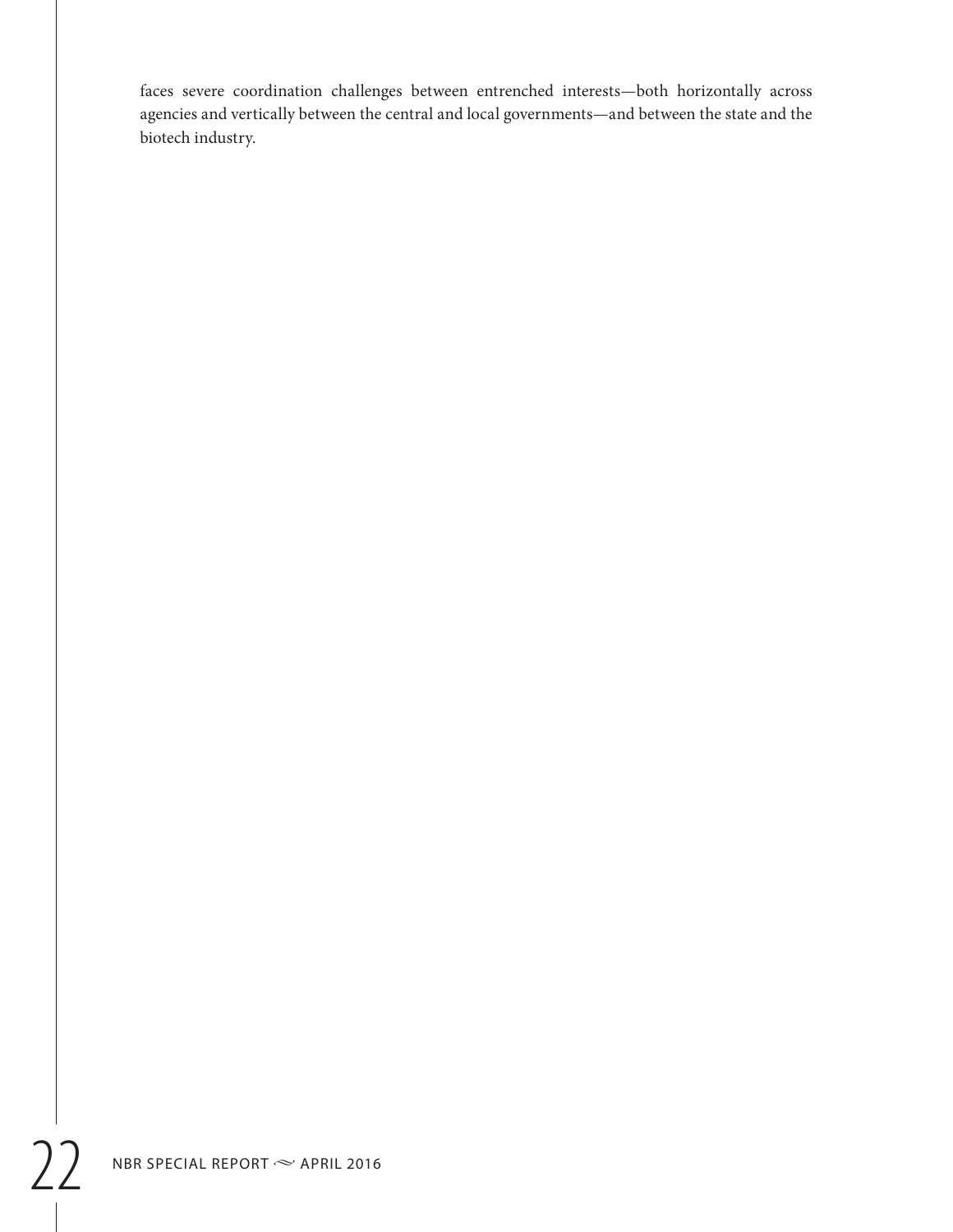faces severe coordination challenges between entrenched interests—both horizontally across agencies and vertically between the central and local governments—and between the state and the biotech industry.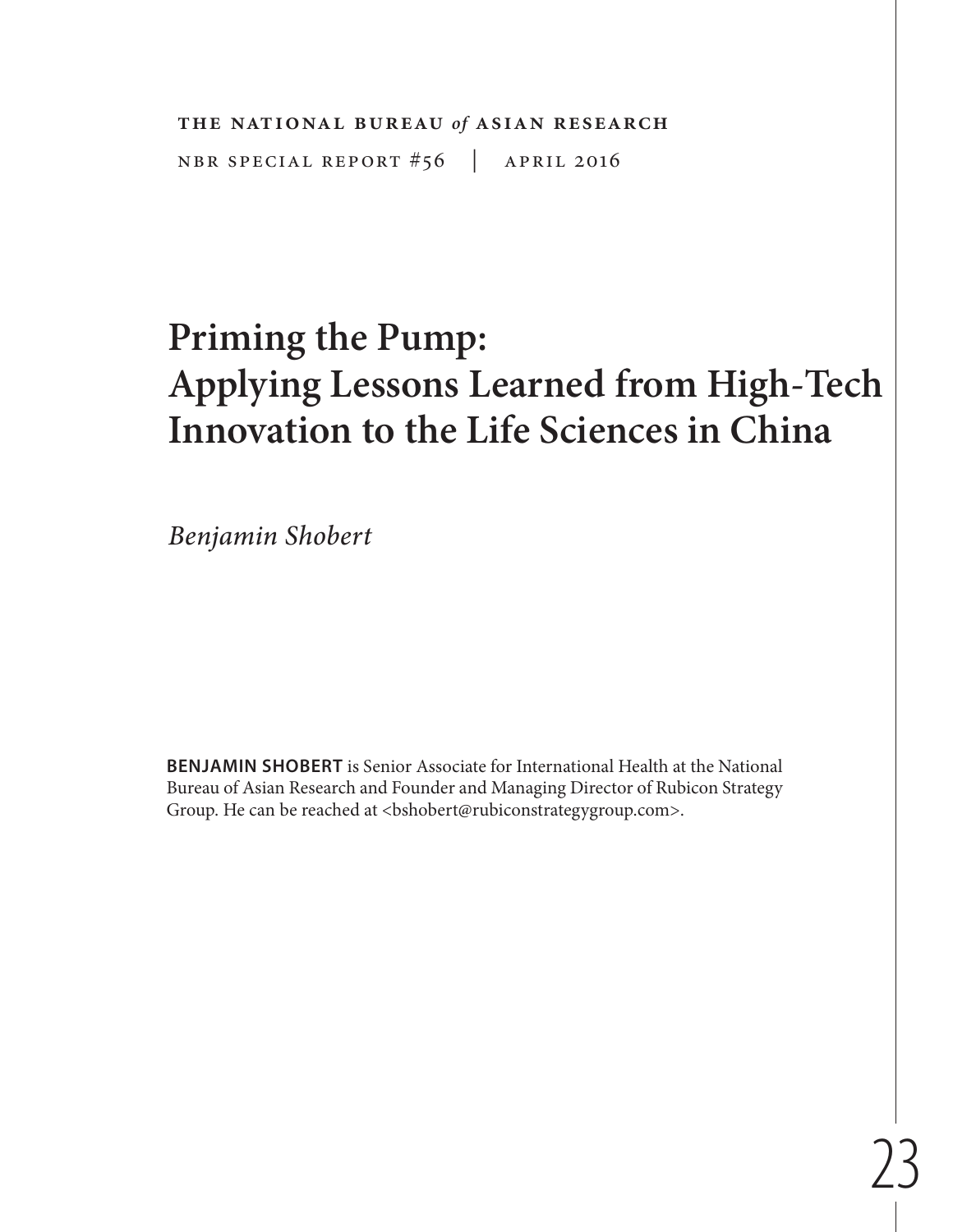**THE NATIONAL BUREAU *of* ASIAN RESEARCH**

NBR SPECIAL REPORT #56 | APRIL 2016

# Priming the Pump: Applying Lessons Learned from High-Tech Innovation to the Life Sciences in China

*Benjamin Shobert*

**BENJAMIN SHOBERT** is Senior Associate for International Health at the National Bureau of Asian Research and Founder and Managing Director of Rubicon Strategy Group. He can be reached at <bshobert@rubiconstrategygroup.com>.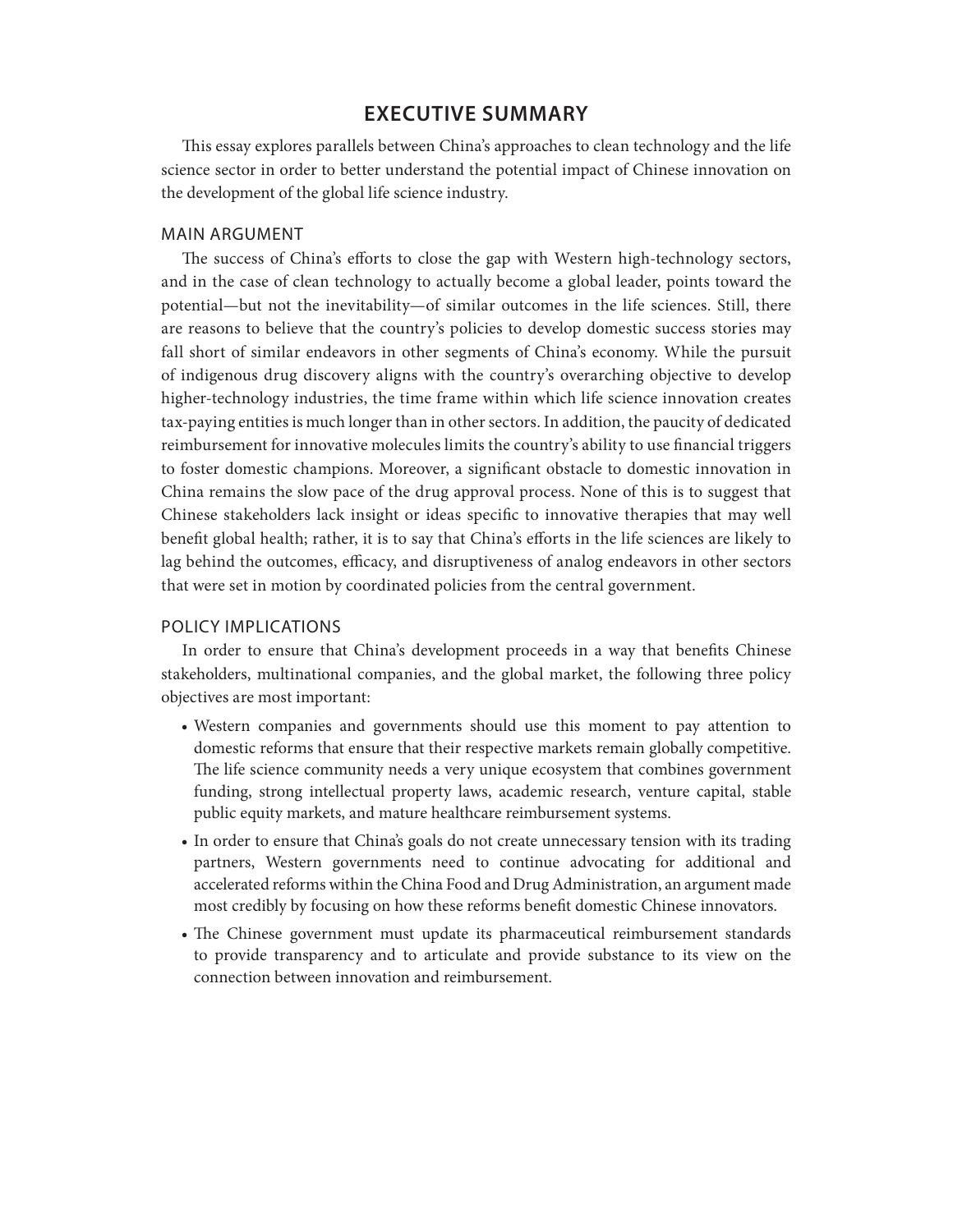# EXECUTIVE SUMMARY

This essay explores parallels between China's approaches to clean technology and the life science sector in order to better understand the potential impact of Chinese innovation on the development of the global life science industry.

## MAIN ARGUMENT

The success of China's efforts to close the gap with Western high-technology sectors, and in the case of clean technology to actually become a global leader, points toward the potential—but not the inevitability—of similar outcomes in the life sciences. Still, there are reasons to believe that the country's policies to develop domestic success stories may fall short of similar endeavors in other segments of China's economy. While the pursuit of indigenous drug discovery aligns with the country's overarching objective to develop higher-technology industries, the time frame within which life science innovation creates tax-paying entities is much longer than in other sectors. In addition, the paucity of dedicated reimbursement for innovative molecules limits the country's ability to use financial triggers to foster domestic champions. Moreover, a significant obstacle to domestic innovation in China remains the slow pace of the drug approval process. None of this is to suggest that Chinese stakeholders lack insight or ideas specific to innovative therapies that may well benefit global health; rather, it is to say that China's efforts in the life sciences are likely to lag behind the outcomes, efficacy, and disruptiveness of analog endeavors in other sectors that were set in motion by coordinated policies from the central government.

## POLICY IMPLICATIONS

In order to ensure that China's development proceeds in a way that benefits Chinese stakeholders, multinational companies, and the global market, the following three policy objectives are most important:

- Western companies and governments should use this moment to pay attention to domestic reforms that ensure that their respective markets remain globally competitive. The life science community needs a very unique ecosystem that combines government funding, strong intellectual property laws, academic research, venture capital, stable public equity markets, and mature healthcare reimbursement systems.
- In order to ensure that China's goals do not create unnecessary tension with its trading partners, Western governments need to continue advocating for additional and accelerated reforms within the China Food and Drug Administration, an argument made most credibly by focusing on how these reforms benefit domestic Chinese innovators.
- The Chinese government must update its pharmaceutical reimbursement standards to provide transparency and to articulate and provide substance to its view on the connection between innovation and reimbursement.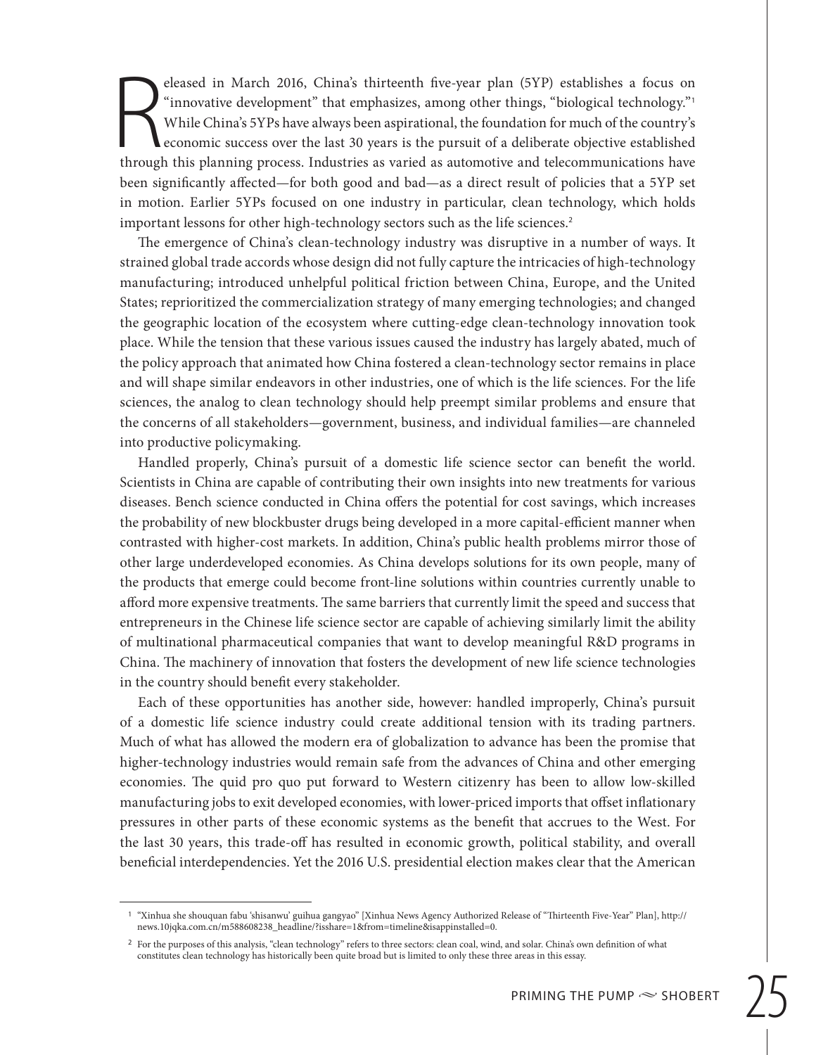Released in March 2016, China's thirteenth five-year plan (5YP) establishes a focus on "innovative development" that emphasizes, among other things, "biological technology."[1] While China's 5YPs have always been aspirational, the foundation for much of the country's economic success over the last 30 years is the pursuit of a deliberate objective established through this planning process. Industries as varied as automotive and telecommunications have been significantly affected—for both good and bad—as a direct result of policies that a 5YP set in motion. Earlier 5YPs focused on one industry in particular, clean technology, which holds important lessons for other high-technology sectors such as the life sciences.[2]

The emergence of China's clean-technology industry was disruptive in a number of ways. It strained global trade accords whose design did not fully capture the intricacies of high-technology manufacturing; introduced unhelpful political friction between China, Europe, and the United States; reprioritized the commercialization strategy of many emerging technologies; and changed the geographic location of the ecosystem where cutting-edge clean-technology innovation took place. While the tension that these various issues caused the industry has largely abated, much of the policy approach that animated how China fostered a clean-technology sector remains in place and will shape similar endeavors in other industries, one of which is the life sciences. For the life sciences, the analog to clean technology should help preempt similar problems and ensure that the concerns of all stakeholders—government, business, and individual families—are channeled into productive policymaking.

Handled properly, China's pursuit of a domestic life science sector can benefit the world. Scientists in China are capable of contributing their own insights into new treatments for various diseases. Bench science conducted in China offers the potential for cost savings, which increases the probability of new blockbuster drugs being developed in a more capital-efficient manner when contrasted with higher-cost markets. In addition, China's public health problems mirror those of other large underdeveloped economies. As China develops solutions for its own people, many of the products that emerge could become front-line solutions within countries currently unable to afford more expensive treatments. The same barriers that currently limit the speed and success that entrepreneurs in the Chinese life science sector are capable of achieving similarly limit the ability of multinational pharmaceutical companies that want to develop meaningful R&D programs in China. The machinery of innovation that fosters the development of new life science technologies in the country should benefit every stakeholder.

Each of these opportunities has another side, however: handled improperly, China's pursuit of a domestic life science industry could create additional tension with its trading partners. Much of what has allowed the modern era of globalization to advance has been the promise that higher-technology industries would remain safe from the advances of China and other emerging economies. The quid pro quo put forward to Western citizenry has been to allow low-skilled manufacturing jobs to exit developed economies, with lower-priced imports that offset inflationary pressures in other parts of these economic systems as the benefit that accrues to the West. For the last 30 years, this trade-off has resulted in economic growth, political stability, and overall beneficial interdependencies. Yet the 2016 U.S. presidential election makes clear that the American

---

[1] "Xinhua she shouquan fabu 'shisanwu' guihua gangyao" [Xinhua News Agency Authorized Release of "Thirteenth Five-Year" Plan], http://news.10jqka.com.cn/m588608238_headline/?isshare=1&from=timeline&isappinstalled=0.

[2] For the purposes of this analysis, "clean technology" refers to three sectors: clean coal, wind, and solar. China's own definition of what constitutes clean technology has historically been quite broad but is limited to only these three areas in this essay.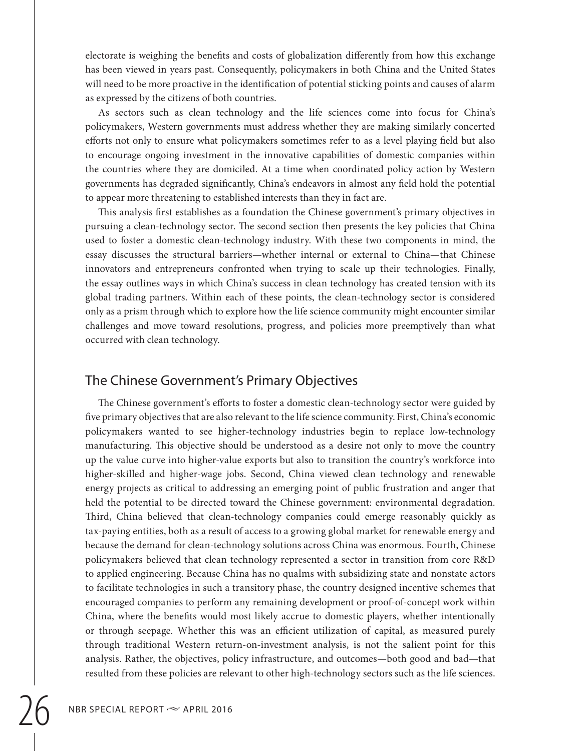electorate is weighing the benefits and costs of globalization differently from how this exchange has been viewed in years past. Consequently, policymakers in both China and the United States will need to be more proactive in the identification of potential sticking points and causes of alarm as expressed by the citizens of both countries.

As sectors such as clean technology and the life sciences come into focus for China's policymakers, Western governments must address whether they are making similarly concerted efforts not only to ensure what policymakers sometimes refer to as a level playing field but also to encourage ongoing investment in the innovative capabilities of domestic companies within the countries where they are domiciled. At a time when coordinated policy action by Western governments has degraded significantly, China's endeavors in almost any field hold the potential to appear more threatening to established interests than they in fact are.

This analysis first establishes as a foundation the Chinese government's primary objectives in pursuing a clean-technology sector. The second section then presents the key policies that China used to foster a domestic clean-technology industry. With these two components in mind, the essay discusses the structural barriers—whether internal or external to China—that Chinese innovators and entrepreneurs confronted when trying to scale up their technologies. Finally, the essay outlines ways in which China's success in clean technology has created tension with its global trading partners. Within each of these points, the clean-technology sector is considered only as a prism through which to explore how the life science community might encounter similar challenges and move toward resolutions, progress, and policies more preemptively than what occurred with clean technology.

## The Chinese Government's Primary Objectives

The Chinese government's efforts to foster a domestic clean-technology sector were guided by five primary objectives that are also relevant to the life science community. First, China's economic policymakers wanted to see higher-technology industries begin to replace low-technology manufacturing. This objective should be understood as a desire not only to move the country up the value curve into higher-value exports but also to transition the country's workforce into higher-skilled and higher-wage jobs. Second, China viewed clean technology and renewable energy projects as critical to addressing an emerging point of public frustration and anger that held the potential to be directed toward the Chinese government: environmental degradation. Third, China believed that clean-technology companies could emerge reasonably quickly as tax-paying entities, both as a result of access to a growing global market for renewable energy and because the demand for clean-technology solutions across China was enormous. Fourth, Chinese policymakers believed that clean technology represented a sector in transition from core R&D to applied engineering. Because China has no qualms with subsidizing state and nonstate actors to facilitate technologies in such a transitory phase, the country designed incentive schemes that encouraged companies to perform any remaining development or proof-of-concept work within China, where the benefits would most likely accrue to domestic players, whether intentionally or through seepage. Whether this was an efficient utilization of capital, as measured purely through traditional Western return-on-investment analysis, is not the salient point for this analysis. Rather, the objectives, policy infrastructure, and outcomes—both good and bad—that resulted from these policies are relevant to other high-technology sectors such as the life sciences.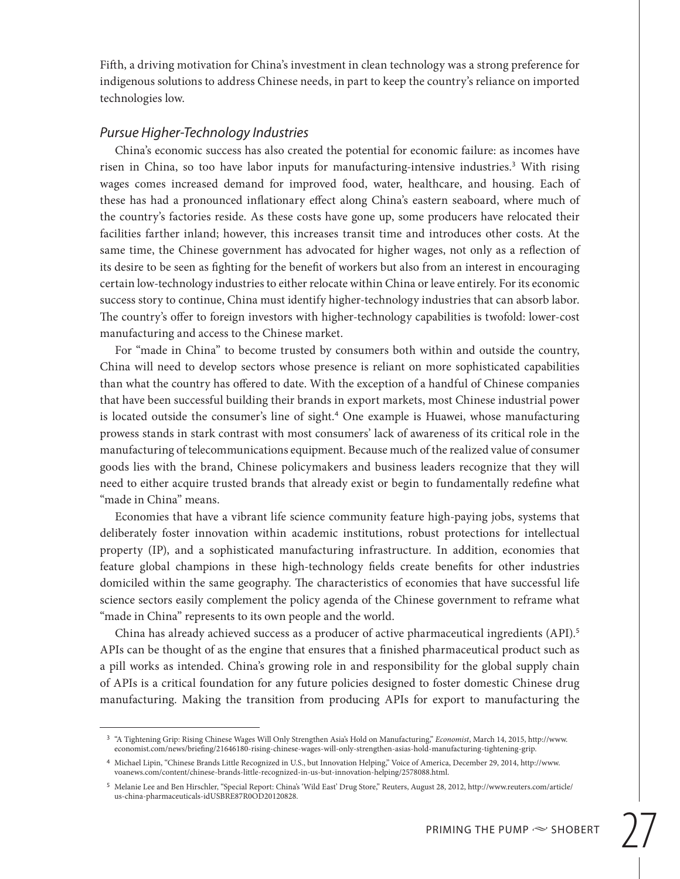Fifth, a driving motivation for China's investment in clean technology was a strong preference for indigenous solutions to address Chinese needs, in part to keep the country's reliance on imported technologies low.

### *Pursue Higher-Technology Industries*

China's economic success has also created the potential for economic failure: as incomes have risen in China, so too have labor inputs for manufacturing-intensive industries.[3] With rising wages comes increased demand for improved food, water, healthcare, and housing. Each of these has had a pronounced inflationary effect along China's eastern seaboard, where much of the country's factories reside. As these costs have gone up, some producers have relocated their facilities farther inland; however, this increases transit time and introduces other costs. At the same time, the Chinese government has advocated for higher wages, not only as a reflection of its desire to be seen as fighting for the benefit of workers but also from an interest in encouraging certain low-technology industries to either relocate within China or leave entirely. For its economic success story to continue, China must identify higher-technology industries that can absorb labor. The country's offer to foreign investors with higher-technology capabilities is twofold: lower-cost manufacturing and access to the Chinese market.

For "made in China" to become trusted by consumers both within and outside the country, China will need to develop sectors whose presence is reliant on more sophisticated capabilities than what the country has offered to date. With the exception of a handful of Chinese companies that have been successful building their brands in export markets, most Chinese industrial power is located outside the consumer's line of sight.[4] One example is Huawei, whose manufacturing prowess stands in stark contrast with most consumers' lack of awareness of its critical role in the manufacturing of telecommunications equipment. Because much of the realized value of consumer goods lies with the brand, Chinese policymakers and business leaders recognize that they will need to either acquire trusted brands that already exist or begin to fundamentally redefine what "made in China" means.

Economies that have a vibrant life science community feature high-paying jobs, systems that deliberately foster innovation within academic institutions, robust protections for intellectual property (IP), and a sophisticated manufacturing infrastructure. In addition, economies that feature global champions in these high-technology fields create benefits for other industries domiciled within the same geography. The characteristics of economies that have successful life science sectors easily complement the policy agenda of the Chinese government to reframe what "made in China" represents to its own people and the world.

China has already achieved success as a producer of active pharmaceutical ingredients (API).[5] APIs can be thought of as the engine that ensures that a finished pharmaceutical product such as a pill works as intended. China's growing role in and responsibility for the global supply chain of APIs is a critical foundation for any future policies designed to foster domestic Chinese drug manufacturing. Making the transition from producing APIs for export to manufacturing the

---

[3] "A Tightening Grip: Rising Chinese Wages Will Only Strengthen Asia's Hold on Manufacturing," *Economist*, March 14, 2015, http://www.economist.com/news/briefing/21646180-rising-chinese-wages-will-only-strengthen-asias-hold-manufacturing-tightening-grip.

[4] Michael Lipin, "Chinese Brands Little Recognized in U.S., but Innovation Helping," Voice of America, December 29, 2014, http://www.voanews.com/content/chinese-brands-little-recognized-in-us-but-innovation-helping/2578088.html.

[5] Melanie Lee and Ben Hirschler, "Special Report: China's 'Wild East' Drug Store," Reuters, August 28, 2012, http://www.reuters.com/article/us-china-pharmaceuticals-idUSBRE87R0OD20120828.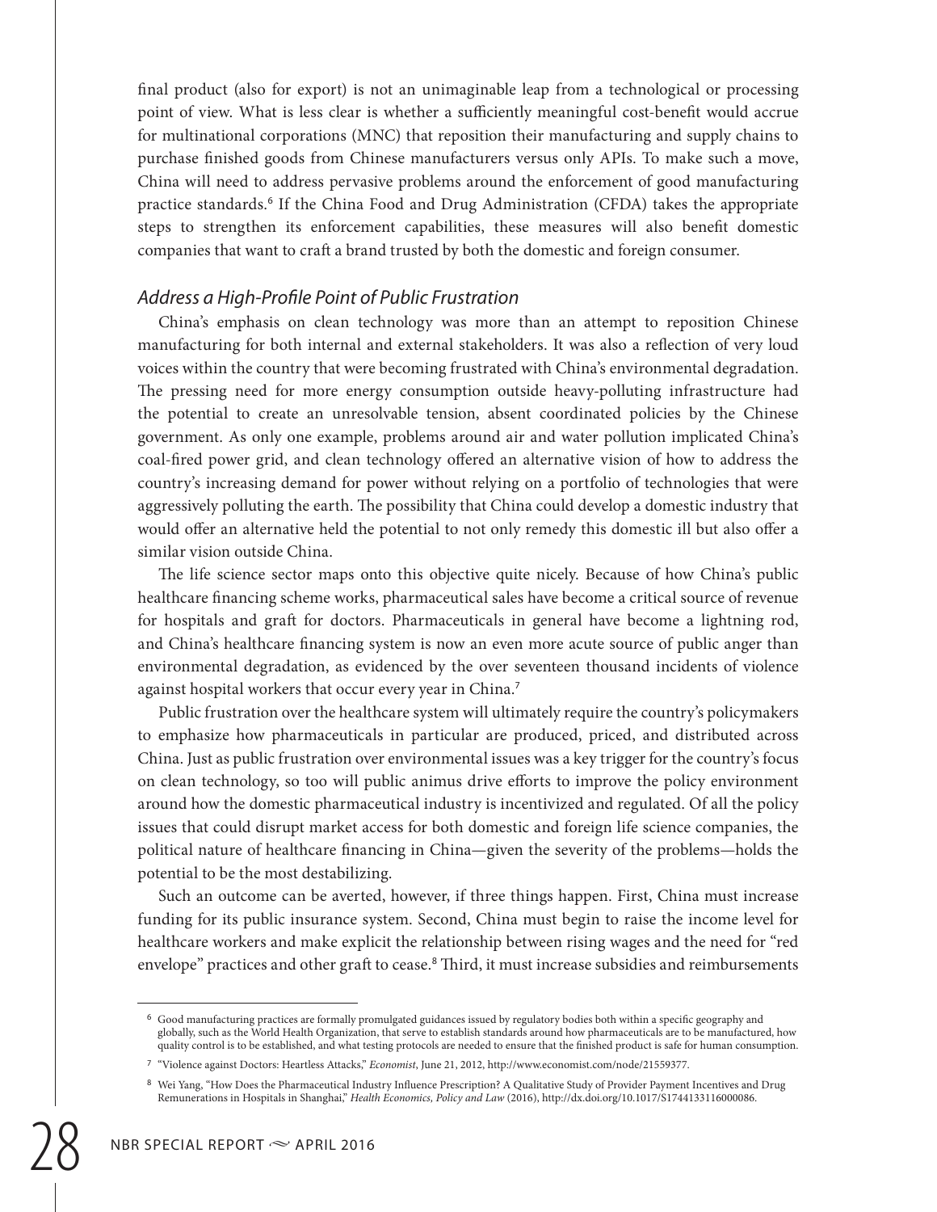final product (also for export) is not an unimaginable leap from a technological or processing point of view. What is less clear is whether a sufficiently meaningful cost-benefit would accrue for multinational corporations (MNC) that reposition their manufacturing and supply chains to purchase finished goods from Chinese manufacturers versus only APIs. To make such a move, China will need to address pervasive problems around the enforcement of good manufacturing practice standards.[6] If the China Food and Drug Administration (CFDA) takes the appropriate steps to strengthen its enforcement capabilities, these measures will also benefit domestic companies that want to craft a brand trusted by both the domestic and foreign consumer.

### *Address a High-Profile Point of Public Frustration*

China's emphasis on clean technology was more than an attempt to reposition Chinese manufacturing for both internal and external stakeholders. It was also a reflection of very loud voices within the country that were becoming frustrated with China's environmental degradation. The pressing need for more energy consumption outside heavy-polluting infrastructure had the potential to create an unresolvable tension, absent coordinated policies by the Chinese government. As only one example, problems around air and water pollution implicated China's coal-fired power grid, and clean technology offered an alternative vision of how to address the country's increasing demand for power without relying on a portfolio of technologies that were aggressively polluting the earth. The possibility that China could develop a domestic industry that would offer an alternative held the potential to not only remedy this domestic ill but also offer a similar vision outside China.

The life science sector maps onto this objective quite nicely. Because of how China's public healthcare financing scheme works, pharmaceutical sales have become a critical source of revenue for hospitals and graft for doctors. Pharmaceuticals in general have become a lightning rod, and China's healthcare financing system is now an even more acute source of public anger than environmental degradation, as evidenced by the over seventeen thousand incidents of violence against hospital workers that occur every year in China.[7]

Public frustration over the healthcare system will ultimately require the country's policymakers to emphasize how pharmaceuticals in particular are produced, priced, and distributed across China. Just as public frustration over environmental issues was a key trigger for the country's focus on clean technology, so too will public animus drive efforts to improve the policy environment around how the domestic pharmaceutical industry is incentivized and regulated. Of all the policy issues that could disrupt market access for both domestic and foreign life science companies, the political nature of healthcare financing in China—given the severity of the problems—holds the potential to be the most destabilizing.

Such an outcome can be averted, however, if three things happen. First, China must increase funding for its public insurance system. Second, China must begin to raise the income level for healthcare workers and make explicit the relationship between rising wages and the need for "red envelope" practices and other graft to cease.[8] Third, it must increase subsidies and reimbursements

---

[6] Good manufacturing practices are formally promulgated guidances issued by regulatory bodies both within a specific geography and globally, such as the World Health Organization, that serve to establish standards around how pharmaceuticals are to be manufactured, how quality control is to be established, and what testing protocols are needed to ensure that the finished product is safe for human consumption.

[7] "Violence against Doctors: Heartless Attacks," *Economist*, June 21, 2012, http://www.economist.com/node/21559377.

[8] Wei Yang, "How Does the Pharmaceutical Industry Influence Prescription? A Qualitative Study of Provider Payment Incentives and Drug Remunerations in Hospitals in Shanghai," *Health Economics, Policy and Law* (2016), http://dx.doi.org/10.1017/S1744133116000086.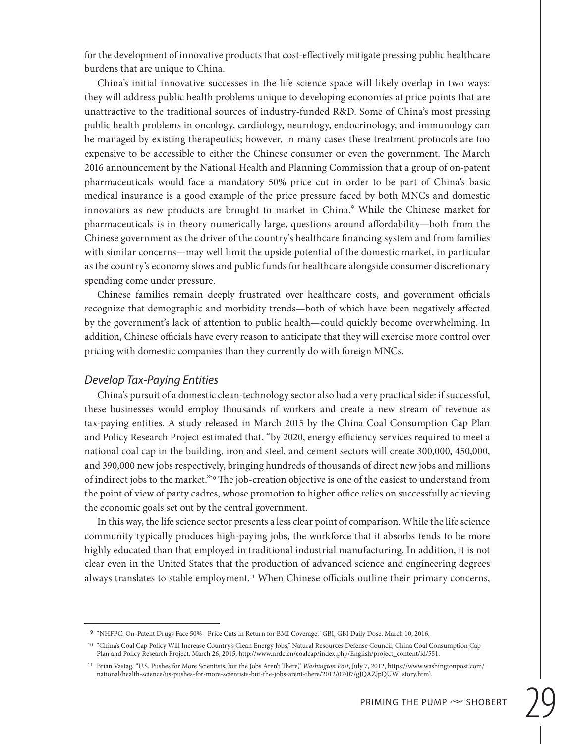for the development of innovative products that cost-effectively mitigate pressing public healthcare burdens that are unique to China.

China's initial innovative successes in the life science space will likely overlap in two ways: they will address public health problems unique to developing economies at price points that are unattractive to the traditional sources of industry-funded R&D. Some of China's most pressing public health problems in oncology, cardiology, neurology, endocrinology, and immunology can be managed by existing therapeutics; however, in many cases these treatment protocols are too expensive to be accessible to either the Chinese consumer or even the government. The March 2016 announcement by the National Health and Planning Commission that a group of on-patent pharmaceuticals would face a mandatory 50% price cut in order to be part of China's basic medical insurance is a good example of the price pressure faced by both MNCs and domestic innovators as new products are brought to market in China.[9] While the Chinese market for pharmaceuticals is in theory numerically large, questions around affordability—both from the Chinese government as the driver of the country's healthcare financing system and from families with similar concerns—may well limit the upside potential of the domestic market, in particular as the country's economy slows and public funds for healthcare alongside consumer discretionary spending come under pressure.

Chinese families remain deeply frustrated over healthcare costs, and government officials recognize that demographic and morbidity trends—both of which have been negatively affected by the government's lack of attention to public health—could quickly become overwhelming. In addition, Chinese officials have every reason to anticipate that they will exercise more control over pricing with domestic companies than they currently do with foreign MNCs.

### *Develop Tax-Paying Entities*

China's pursuit of a domestic clean-technology sector also had a very practical side: if successful, these businesses would employ thousands of workers and create a new stream of revenue as tax-paying entities. A study released in March 2015 by the China Coal Consumption Cap Plan and Policy Research Project estimated that, "by 2020, energy efficiency services required to meet a national coal cap in the building, iron and steel, and cement sectors will create 300,000, 450,000, and 390,000 new jobs respectively, bringing hundreds of thousands of direct new jobs and millions of indirect jobs to the market."[10] The job-creation objective is one of the easiest to understand from the point of view of party cadres, whose promotion to higher office relies on successfully achieving the economic goals set out by the central government.

In this way, the life science sector presents a less clear point of comparison. While the life science community typically produces high-paying jobs, the workforce that it absorbs tends to be more highly educated than that employed in traditional industrial manufacturing. In addition, it is not clear even in the United States that the production of advanced science and engineering degrees always translates to stable employment.[11] When Chinese officials outline their primary concerns,

---

[9] "NHFPC: On-Patent Drugs Face 50%+ Price Cuts in Return for BMI Coverage," GBI, GBI Daily Dose, March 10, 2016.

[10] "China's Coal Cap Policy Will Increase Country's Clean Energy Jobs," Natural Resources Defense Council, China Coal Consumption Cap Plan and Policy Research Project, March 26, 2015, http://www.nrdc.cn/coalcap/index.php/English/project_content/id/551.

[11] Brian Vastag, "U.S. Pushes for More Scientists, but the Jobs Aren't There," *Washington Post*, July 7, 2012, https://www.washingtonpost.com/national/health-science/us-pushes-for-more-scientists-but-the-jobs-arent-there/2012/07/07/gJQAZJpQUW_story.html.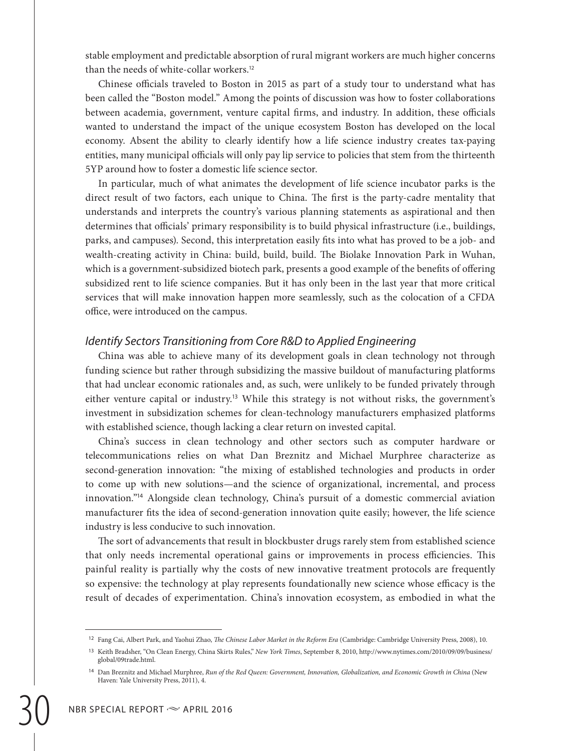stable employment and predictable absorption of rural migrant workers are much higher concerns than the needs of white-collar workers.[12]

Chinese officials traveled to Boston in 2015 as part of a study tour to understand what has been called the "Boston model." Among the points of discussion was how to foster collaborations between academia, government, venture capital firms, and industry. In addition, these officials wanted to understand the impact of the unique ecosystem Boston has developed on the local economy. Absent the ability to clearly identify how a life science industry creates tax-paying entities, many municipal officials will only pay lip service to policies that stem from the thirteenth 5YP around how to foster a domestic life science sector.

In particular, much of what animates the development of life science incubator parks is the direct result of two factors, each unique to China. The first is the party-cadre mentality that understands and interprets the country's various planning statements as aspirational and then determines that officials' primary responsibility is to build physical infrastructure (i.e., buildings, parks, and campuses). Second, this interpretation easily fits into what has proved to be a job- and wealth-creating activity in China: build, build, build. The Biolake Innovation Park in Wuhan, which is a government-subsidized biotech park, presents a good example of the benefits of offering subsidized rent to life science companies. But it has only been in the last year that more critical services that will make innovation happen more seamlessly, such as the colocation of a CFDA office, were introduced on the campus.

### *Identify Sectors Transitioning from Core R&D to Applied Engineering*

China was able to achieve many of its development goals in clean technology not through funding science but rather through subsidizing the massive buildout of manufacturing platforms that had unclear economic rationales and, as such, were unlikely to be funded privately through either venture capital or industry.[13] While this strategy is not without risks, the government's investment in subsidization schemes for clean-technology manufacturers emphasized platforms with established science, though lacking a clear return on invested capital.

China's success in clean technology and other sectors such as computer hardware or telecommunications relies on what Dan Breznitz and Michael Murphree characterize as second-generation innovation: "the mixing of established technologies and products in order to come up with new solutions—and the science of organizational, incremental, and process innovation."[14] Alongside clean technology, China's pursuit of a domestic commercial aviation manufacturer fits the idea of second-generation innovation quite easily; however, the life science industry is less conducive to such innovation.

The sort of advancements that result in blockbuster drugs rarely stem from established science that only needs incremental operational gains or improvements in process efficiencies. This painful reality is partially why the costs of new innovative treatment protocols are frequently so expensive: the technology at play represents foundationally new science whose efficacy is the result of decades of experimentation. China's innovation ecosystem, as embodied in what the

---

[12] Fang Cai, Albert Park, and Yaohui Zhao, *The Chinese Labor Market in the Reform Era* (Cambridge: Cambridge University Press, 2008), 10.

[13] Keith Bradsher, "On Clean Energy, China Skirts Rules," *New York Times*, September 8, 2010, http://www.nytimes.com/2010/09/09/business/global/09trade.html.

[14] Dan Breznitz and Michael Murphree, *Run of the Red Queen: Government, Innovation, Globalization, and Economic Growth in China* (New Haven: Yale University Press, 2011), 4.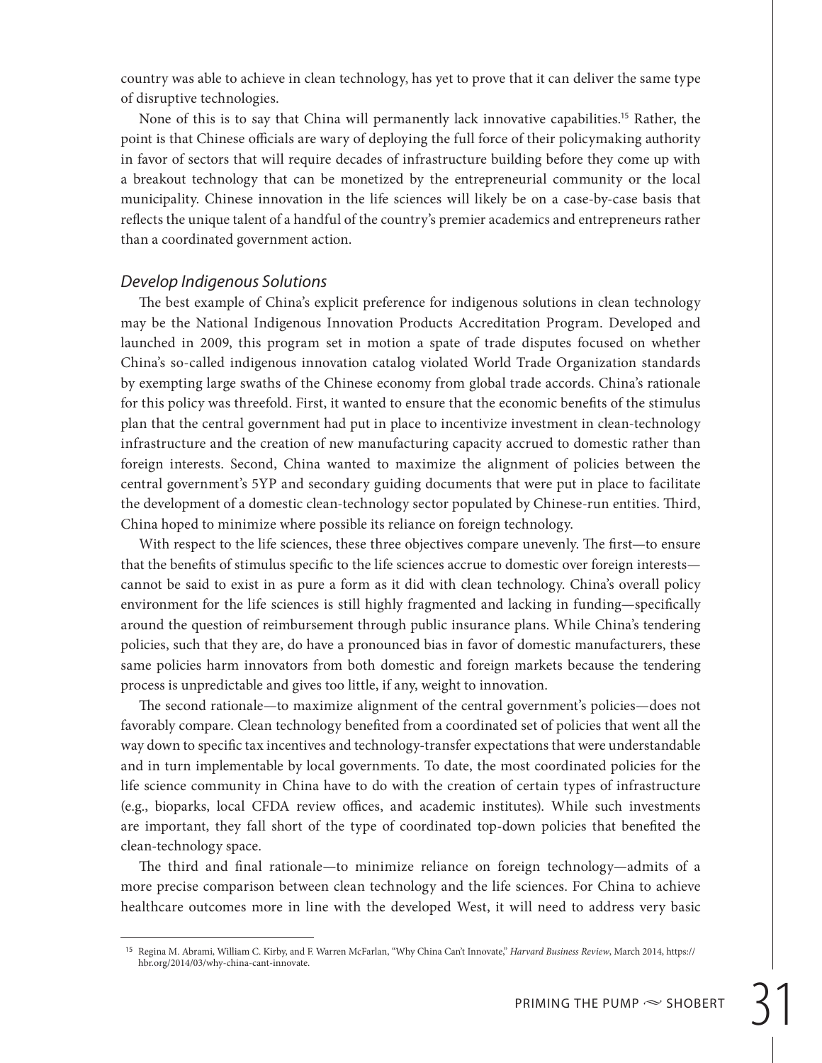country was able to achieve in clean technology, has yet to prove that it can deliver the same type of disruptive technologies.

None of this is to say that China will permanently lack innovative capabilities.[15] Rather, the point is that Chinese officials are wary of deploying the full force of their policymaking authority in favor of sectors that will require decades of infrastructure building before they come up with a breakout technology that can be monetized by the entrepreneurial community or the local municipality. Chinese innovation in the life sciences will likely be on a case-by-case basis that reflects the unique talent of a handful of the country's premier academics and entrepreneurs rather than a coordinated government action.

### *Develop Indigenous Solutions*

The best example of China's explicit preference for indigenous solutions in clean technology may be the National Indigenous Innovation Products Accreditation Program. Developed and launched in 2009, this program set in motion a spate of trade disputes focused on whether China's so-called indigenous innovation catalog violated World Trade Organization standards by exempting large swaths of the Chinese economy from global trade accords. China's rationale for this policy was threefold. First, it wanted to ensure that the economic benefits of the stimulus plan that the central government had put in place to incentivize investment in clean-technology infrastructure and the creation of new manufacturing capacity accrued to domestic rather than foreign interests. Second, China wanted to maximize the alignment of policies between the central government's 5YP and secondary guiding documents that were put in place to facilitate the development of a domestic clean-technology sector populated by Chinese-run entities. Third, China hoped to minimize where possible its reliance on foreign technology.

With respect to the life sciences, these three objectives compare unevenly. The first—to ensure that the benefits of stimulus specific to the life sciences accrue to domestic over foreign interests—cannot be said to exist in as pure a form as it did with clean technology. China's overall policy environment for the life sciences is still highly fragmented and lacking in funding—specifically around the question of reimbursement through public insurance plans. While China's tendering policies, such that they are, do have a pronounced bias in favor of domestic manufacturers, these same policies harm innovators from both domestic and foreign markets because the tendering process is unpredictable and gives too little, if any, weight to innovation.

The second rationale—to maximize alignment of the central government's policies—does not favorably compare. Clean technology benefited from a coordinated set of policies that went all the way down to specific tax incentives and technology-transfer expectations that were understandable and in turn implementable by local governments. To date, the most coordinated policies for the life science community in China have to do with the creation of certain types of infrastructure (e.g., bioparks, local CFDA review offices, and academic institutes). While such investments are important, they fall short of the type of coordinated top-down policies that benefited the clean-technology space.

The third and final rationale—to minimize reliance on foreign technology—admits of a more precise comparison between clean technology and the life sciences. For China to achieve healthcare outcomes more in line with the developed West, it will need to address very basic

[15] Regina M. Abrami, William C. Kirby, and F. Warren McFarlan, "Why China Can't Innovate," *Harvard Business Review*, March 2014, https://hbr.org/2014/03/why-china-cant-innovate.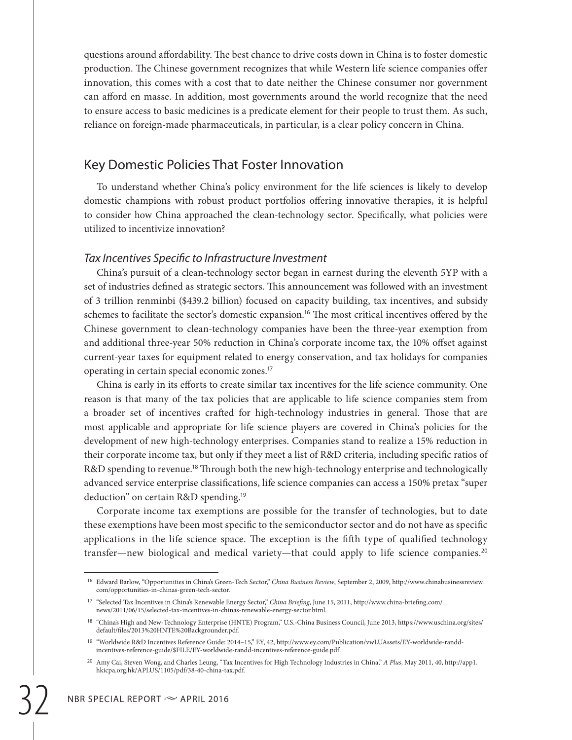questions around affordability. The best chance to drive costs down in China is to foster domestic production. The Chinese government recognizes that while Western life science companies offer innovation, this comes with a cost that to date neither the Chinese consumer nor government can afford en masse. In addition, most governments around the world recognize that the need to ensure access to basic medicines is a predicate element for their people to trust them. As such, reliance on foreign-made pharmaceuticals, in particular, is a clear policy concern in China.

## Key Domestic Policies That Foster Innovation

To understand whether China's policy environment for the life sciences is likely to develop domestic champions with robust product portfolios offering innovative therapies, it is helpful to consider how China approached the clean-technology sector. Specifically, what policies were utilized to incentivize innovation?

### *Tax Incentives Specific to Infrastructure Investment*

China's pursuit of a clean-technology sector began in earnest during the eleventh 5YP with a set of industries defined as strategic sectors. This announcement was followed with an investment of 3 trillion renminbi ($439.2 billion) focused on capacity building, tax incentives, and subsidy schemes to facilitate the sector's domestic expansion.[16] The most critical incentives offered by the Chinese government to clean-technology companies have been the three-year exemption from and additional three-year 50% reduction in China's corporate income tax, the 10% offset against current-year taxes for equipment related to energy conservation, and tax holidays for companies operating in certain special economic zones.[17]

China is early in its efforts to create similar tax incentives for the life science community. One reason is that many of the tax policies that are applicable to life science companies stem from a broader set of incentives crafted for high-technology industries in general. Those that are most applicable and appropriate for life science players are covered in China's policies for the development of new high-technology enterprises. Companies stand to realize a 15% reduction in their corporate income tax, but only if they meet a list of R&D criteria, including specific ratios of R&D spending to revenue.[18] Through both the new high-technology enterprise and technologically advanced service enterprise classifications, life science companies can access a 150% pretax "super deduction" on certain R&D spending.[19]

Corporate income tax exemptions are possible for the transfer of technologies, but to date these exemptions have been most specific to the semiconductor sector and do not have as specific applications in the life science space. The exception is the fifth type of qualified technology transfer—new biological and medical variety—that could apply to life science companies.[20]

---

[16] Edward Barlow, "Opportunities in China's Green-Tech Sector," *China Business Review*, September 2, 2009, http://www.chinabusinessreview.com/opportunities-in-chinas-green-tech-sector.

[17] "Selected Tax Incentives in China's Renewable Energy Sector," *China Briefing*, June 15, 2011, http://www.china-briefing.com/news/2011/06/15/selected-tax-incentives-in-chinas-renewable-energy-sector.html.

[18] "China's High and New-Technology Enterprise (HNTE) Program," U.S.-China Business Council, June 2013, https://www.uschina.org/sites/default/files/2013%20HNTE%20Backgrounder.pdf.

[19] "Worldwide R&D Incentives Reference Guide: 2014–15," EY, 42, http://www.ey.com/Publication/vwLUAssets/EY-worldwide-randd-incentives-reference-guide/$FILE/EY-worldwide-randd-incentives-reference-guide.pdf.

[20] Amy Cai, Steven Wong, and Charles Leung, "Tax Incentives for High Technology Industries in China," *A Plus*, May 2011, 40, http://app1.hkicpa.org.hk/APLUS/1105/pdf/38-40-china-tax.pdf.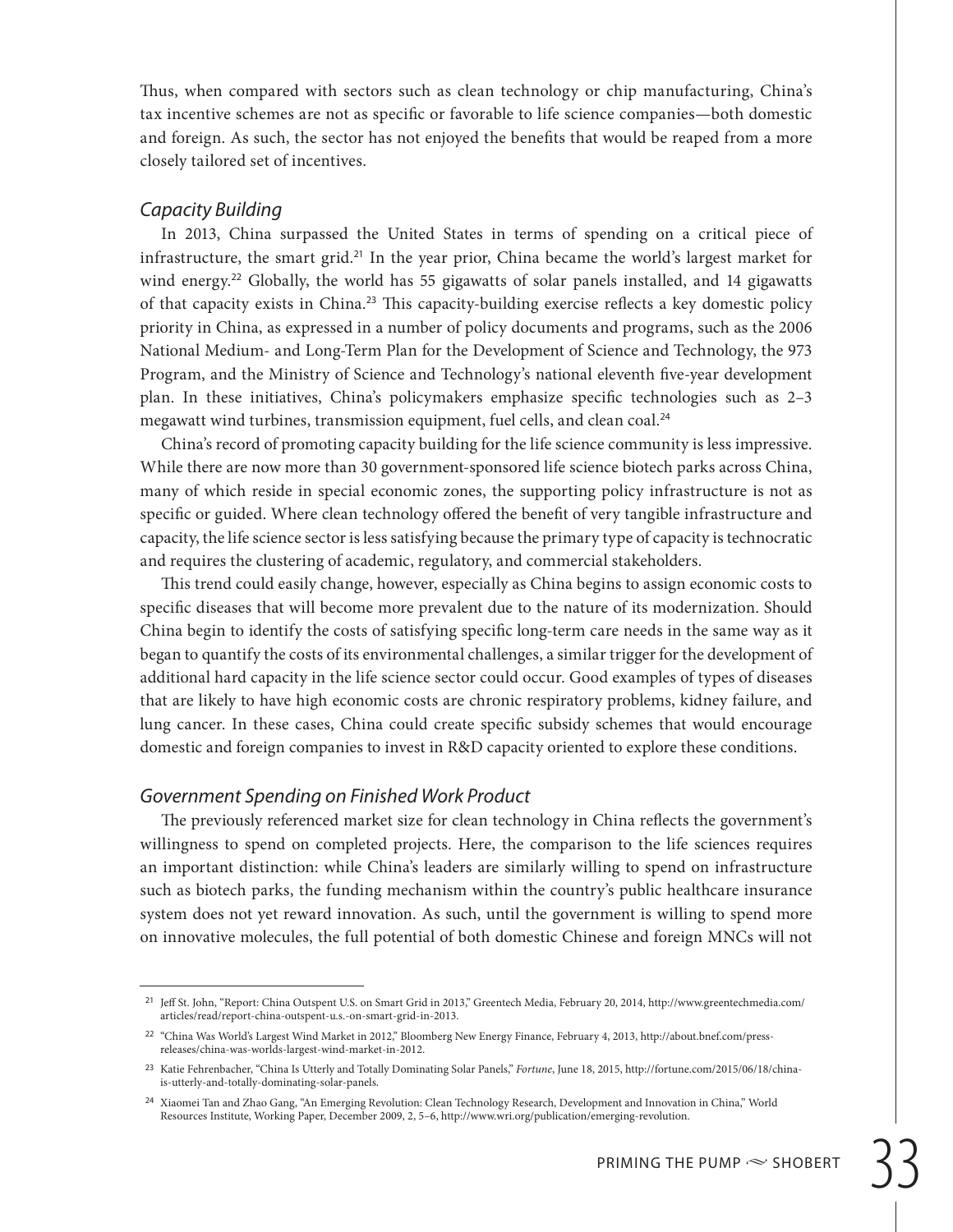Thus, when compared with sectors such as clean technology or chip manufacturing, China's tax incentive schemes are not as specific or favorable to life science companies—both domestic and foreign. As such, the sector has not enjoyed the benefits that would be reaped from a more closely tailored set of incentives.

### *Capacity Building*

In 2013, China surpassed the United States in terms of spending on a critical piece of infrastructure, the smart grid.[21] In the year prior, China became the world's largest market for wind energy.[22] Globally, the world has 55 gigawatts of solar panels installed, and 14 gigawatts of that capacity exists in China.[23] This capacity-building exercise reflects a key domestic policy priority in China, as expressed in a number of policy documents and programs, such as the 2006 National Medium- and Long-Term Plan for the Development of Science and Technology, the 973 Program, and the Ministry of Science and Technology's national eleventh five-year development plan. In these initiatives, China's policymakers emphasize specific technologies such as 2–3 megawatt wind turbines, transmission equipment, fuel cells, and clean coal.[24]

China's record of promoting capacity building for the life science community is less impressive. While there are now more than 30 government-sponsored life science biotech parks across China, many of which reside in special economic zones, the supporting policy infrastructure is not as specific or guided. Where clean technology offered the benefit of very tangible infrastructure and capacity, the life science sector is less satisfying because the primary type of capacity is technocratic and requires the clustering of academic, regulatory, and commercial stakeholders.

This trend could easily change, however, especially as China begins to assign economic costs to specific diseases that will become more prevalent due to the nature of its modernization. Should China begin to identify the costs of satisfying specific long-term care needs in the same way as it began to quantify the costs of its environmental challenges, a similar trigger for the development of additional hard capacity in the life science sector could occur. Good examples of types of diseases that are likely to have high economic costs are chronic respiratory problems, kidney failure, and lung cancer. In these cases, China could create specific subsidy schemes that would encourage domestic and foreign companies to invest in R&D capacity oriented to explore these conditions.

### *Government Spending on Finished Work Product*

The previously referenced market size for clean technology in China reflects the government's willingness to spend on completed projects. Here, the comparison to the life sciences requires an important distinction: while China's leaders are similarly willing to spend on infrastructure such as biotech parks, the funding mechanism within the country's public healthcare insurance system does not yet reward innovation. As such, until the government is willing to spend more on innovative molecules, the full potential of both domestic Chinese and foreign MNCs will not

---

[21] Jeff St. John, "Report: China Outspent U.S. on Smart Grid in 2013," Greentech Media, February 20, 2014, http://www.greentechmedia.com/articles/read/report-china-outspent-u.s.-on-smart-grid-in-2013.

[22] "China Was World's Largest Wind Market in 2012," Bloomberg New Energy Finance, February 4, 2013, http://about.bnef.com/press-releases/china-was-worlds-largest-wind-market-in-2012.

[23] Katie Fehrenbacher, "China Is Utterly and Totally Dominating Solar Panels," *Fortune*, June 18, 2015, http://fortune.com/2015/06/18/china-is-utterly-and-totally-dominating-solar-panels.

[24] Xiaomei Tan and Zhao Gang, "An Emerging Revolution: Clean Technology Research, Development and Innovation in China," World Resources Institute, Working Paper, December 2009, 2, 5–6, http://www.wri.org/publication/emerging-revolution.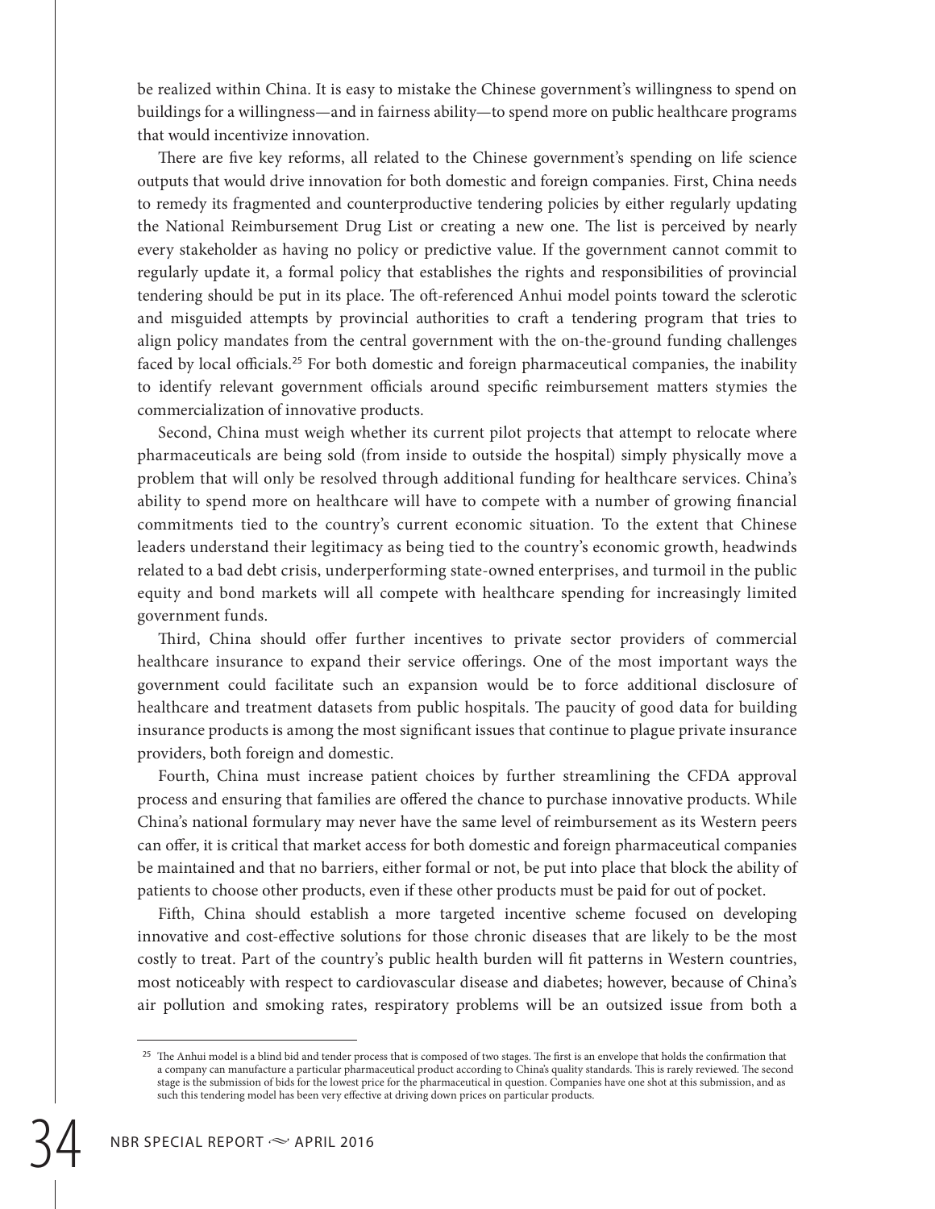be realized within China. It is easy to mistake the Chinese government's willingness to spend on buildings for a willingness—and in fairness ability—to spend more on public healthcare programs that would incentivize innovation.

There are five key reforms, all related to the Chinese government's spending on life science outputs that would drive innovation for both domestic and foreign companies. First, China needs to remedy its fragmented and counterproductive tendering policies by either regularly updating the National Reimbursement Drug List or creating a new one. The list is perceived by nearly every stakeholder as having no policy or predictive value. If the government cannot commit to regularly update it, a formal policy that establishes the rights and responsibilities of provincial tendering should be put in its place. The oft-referenced Anhui model points toward the sclerotic and misguided attempts by provincial authorities to craft a tendering program that tries to align policy mandates from the central government with the on-the-ground funding challenges faced by local officials.[25] For both domestic and foreign pharmaceutical companies, the inability to identify relevant government officials around specific reimbursement matters stymies the commercialization of innovative products.

Second, China must weigh whether its current pilot projects that attempt to relocate where pharmaceuticals are being sold (from inside to outside the hospital) simply physically move a problem that will only be resolved through additional funding for healthcare services. China's ability to spend more on healthcare will have to compete with a number of growing financial commitments tied to the country's current economic situation. To the extent that Chinese leaders understand their legitimacy as being tied to the country's economic growth, headwinds related to a bad debt crisis, underperforming state-owned enterprises, and turmoil in the public equity and bond markets will all compete with healthcare spending for increasingly limited government funds.

Third, China should offer further incentives to private sector providers of commercial healthcare insurance to expand their service offerings. One of the most important ways the government could facilitate such an expansion would be to force additional disclosure of healthcare and treatment datasets from public hospitals. The paucity of good data for building insurance products is among the most significant issues that continue to plague private insurance providers, both foreign and domestic.

Fourth, China must increase patient choices by further streamlining the CFDA approval process and ensuring that families are offered the chance to purchase innovative products. While China's national formulary may never have the same level of reimbursement as its Western peers can offer, it is critical that market access for both domestic and foreign pharmaceutical companies be maintained and that no barriers, either formal or not, be put into place that block the ability of patients to choose other products, even if these other products must be paid for out of pocket.

Fifth, China should establish a more targeted incentive scheme focused on developing innovative and cost-effective solutions for those chronic diseases that are likely to be the most costly to treat. Part of the country's public health burden will fit patterns in Western countries, most noticeably with respect to cardiovascular disease and diabetes; however, because of China's air pollution and smoking rates, respiratory problems will be an outsized issue from both a

---

[25] The Anhui model is a blind bid and tender process that is composed of two stages. The first is an envelope that holds the confirmation that a company can manufacture a particular pharmaceutical product according to China's quality standards. This is rarely reviewed. The second stage is the submission of bids for the lowest price for the pharmaceutical in question. Companies have one shot at this submission, and as such this tendering model has been very effective at driving down prices on particular products.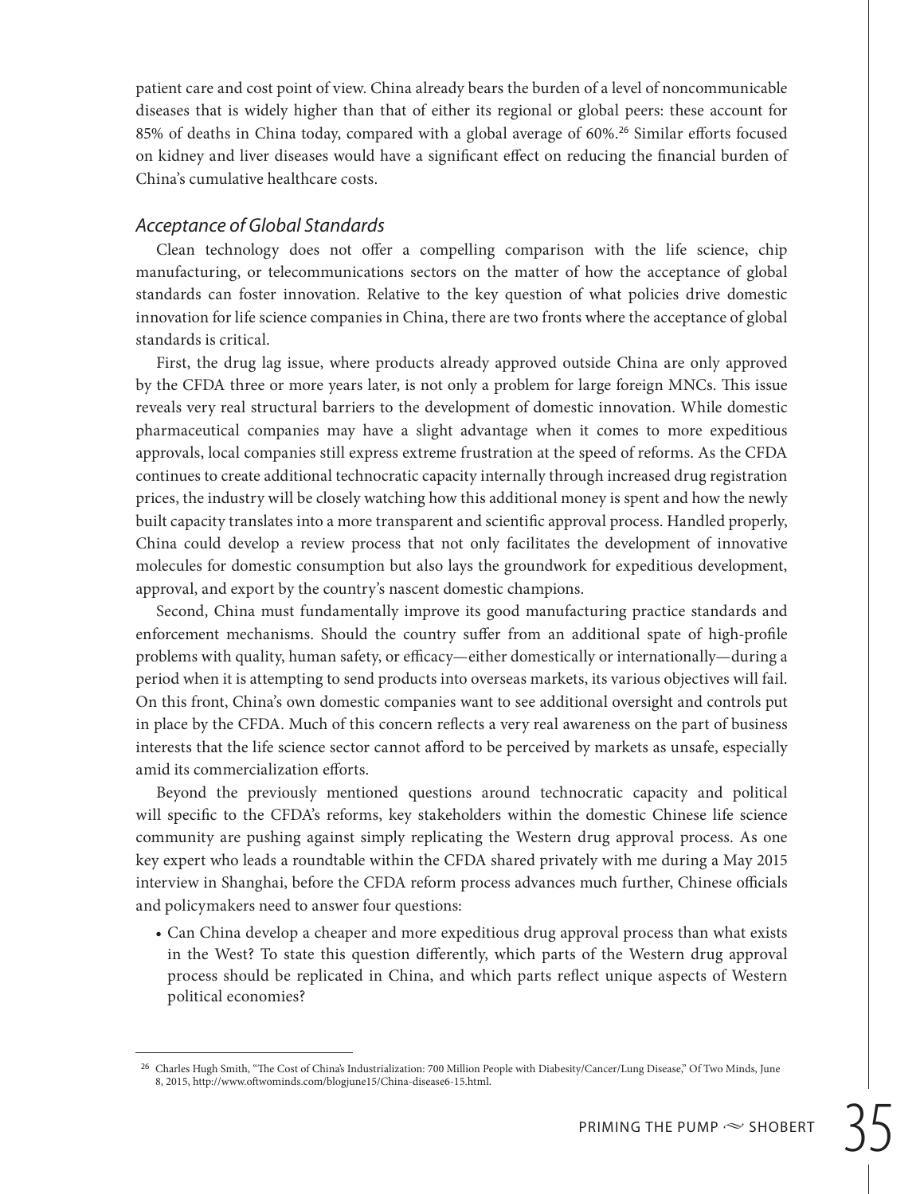patient care and cost point of view. China already bears the burden of a level of noncommunicable diseases that is widely higher than that of either its regional or global peers: these account for 85% of deaths in China today, compared with a global average of 60%.[26] Similar efforts focused on kidney and liver diseases would have a significant effect on reducing the financial burden of China's cumulative healthcare costs.

### *Acceptance of Global Standards*

Clean technology does not offer a compelling comparison with the life science, chip manufacturing, or telecommunications sectors on the matter of how the acceptance of global standards can foster innovation. Relative to the key question of what policies drive domestic innovation for life science companies in China, there are two fronts where the acceptance of global standards is critical.

First, the drug lag issue, where products already approved outside China are only approved by the CFDA three or more years later, is not only a problem for large foreign MNCs. This issue reveals very real structural barriers to the development of domestic innovation. While domestic pharmaceutical companies may have a slight advantage when it comes to more expeditious approvals, local companies still express extreme frustration at the speed of reforms. As the CFDA continues to create additional technocratic capacity internally through increased drug registration prices, the industry will be closely watching how this additional money is spent and how the newly built capacity translates into a more transparent and scientific approval process. Handled properly, China could develop a review process that not only facilitates the development of innovative molecules for domestic consumption but also lays the groundwork for expeditious development, approval, and export by the country's nascent domestic champions.

Second, China must fundamentally improve its good manufacturing practice standards and enforcement mechanisms. Should the country suffer from an additional spate of high-profile problems with quality, human safety, or efficacy—either domestically or internationally—during a period when it is attempting to send products into overseas markets, its various objectives will fail. On this front, China's own domestic companies want to see additional oversight and controls put in place by the CFDA. Much of this concern reflects a very real awareness on the part of business interests that the life science sector cannot afford to be perceived by markets as unsafe, especially amid its commercialization efforts.

Beyond the previously mentioned questions around technocratic capacity and political will specific to the CFDA's reforms, key stakeholders within the domestic Chinese life science community are pushing against simply replicating the Western drug approval process. As one key expert who leads a roundtable within the CFDA shared privately with me during a May 2015 interview in Shanghai, before the CFDA reform process advances much further, Chinese officials and policymakers need to answer four questions:

- Can China develop a cheaper and more expeditious drug approval process than what exists in the West? To state this question differently, which parts of the Western drug approval process should be replicated in China, and which parts reflect unique aspects of Western political economies?

---

[26] Charles Hugh Smith, "The Cost of China's Industrialization: 700 Million People with Diabesity/Cancer/Lung Disease," Of Two Minds, June 8, 2015, http://www.oftwominds.com/blogjune15/China-disease6-15.html.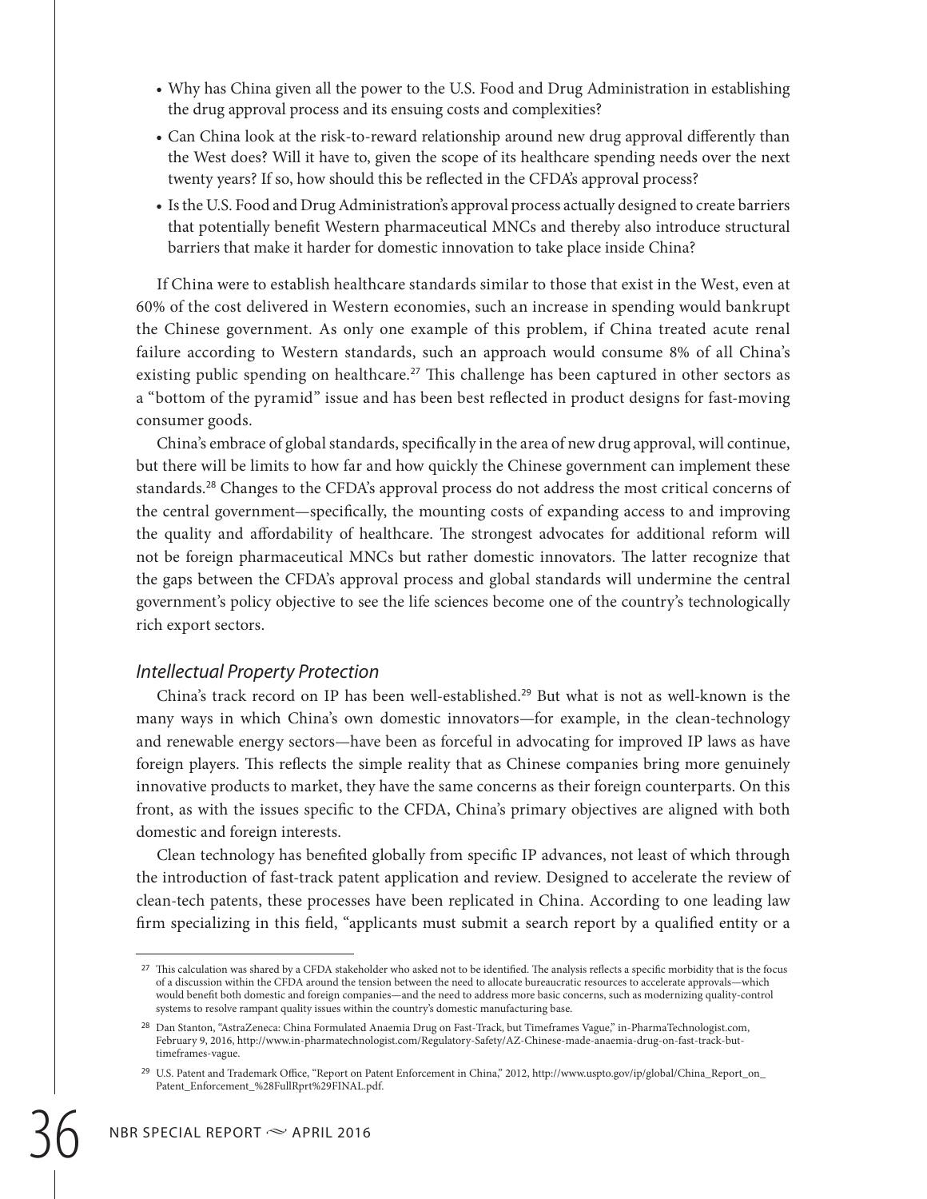- Why has China given all the power to the U.S. Food and Drug Administration in establishing the drug approval process and its ensuing costs and complexities?
- Can China look at the risk-to-reward relationship around new drug approval differently than the West does? Will it have to, given the scope of its healthcare spending needs over the next twenty years? If so, how should this be reflected in the CFDA's approval process?
- Is the U.S. Food and Drug Administration's approval process actually designed to create barriers that potentially benefit Western pharmaceutical MNCs and thereby also introduce structural barriers that make it harder for domestic innovation to take place inside China?

If China were to establish healthcare standards similar to those that exist in the West, even at 60% of the cost delivered in Western economies, such an increase in spending would bankrupt the Chinese government. As only one example of this problem, if China treated acute renal failure according to Western standards, such an approach would consume 8% of all China's existing public spending on healthcare.[27] This challenge has been captured in other sectors as a "bottom of the pyramid" issue and has been best reflected in product designs for fast-moving consumer goods.

China's embrace of global standards, specifically in the area of new drug approval, will continue, but there will be limits to how far and how quickly the Chinese government can implement these standards.[28] Changes to the CFDA's approval process do not address the most critical concerns of the central government—specifically, the mounting costs of expanding access to and improving the quality and affordability of healthcare. The strongest advocates for additional reform will not be foreign pharmaceutical MNCs but rather domestic innovators. The latter recognize that the gaps between the CFDA's approval process and global standards will undermine the central government's policy objective to see the life sciences become one of the country's technologically rich export sectors.

### *Intellectual Property Protection*

China's track record on IP has been well-established.[29] But what is not as well-known is the many ways in which China's own domestic innovators—for example, in the clean-technology and renewable energy sectors—have been as forceful in advocating for improved IP laws as have foreign players. This reflects the simple reality that as Chinese companies bring more genuinely innovative products to market, they have the same concerns as their foreign counterparts. On this front, as with the issues specific to the CFDA, China's primary objectives are aligned with both domestic and foreign interests.

Clean technology has benefited globally from specific IP advances, not least of which through the introduction of fast-track patent application and review. Designed to accelerate the review of clean-tech patents, these processes have been replicated in China. According to one leading law firm specializing in this field, "applicants must submit a search report by a qualified entity or a

---

[27] This calculation was shared by a CFDA stakeholder who asked not to be identified. The analysis reflects a specific morbidity that is the focus of a discussion within the CFDA around the tension between the need to allocate bureaucratic resources to accelerate approvals—which would benefit both domestic and foreign companies—and the need to address more basic concerns, such as modernizing quality-control systems to resolve rampant quality issues within the country's domestic manufacturing base.

[28] Dan Stanton, "AstraZeneca: China Formulated Anaemia Drug on Fast-Track, but Timeframes Vague," in-PharmaTechnologist.com, February 9, 2016, http://www.in-pharmatechnologist.com/Regulatory-Safety/AZ-Chinese-made-anaemia-drug-on-fast-track-but-timeframes-vague.

[29] U.S. Patent and Trademark Office, "Report on Patent Enforcement in China," 2012, http://www.uspto.gov/ip/global/China_Report_on_Patent_Enforcement_%28FullRprt%29FINAL.pdf.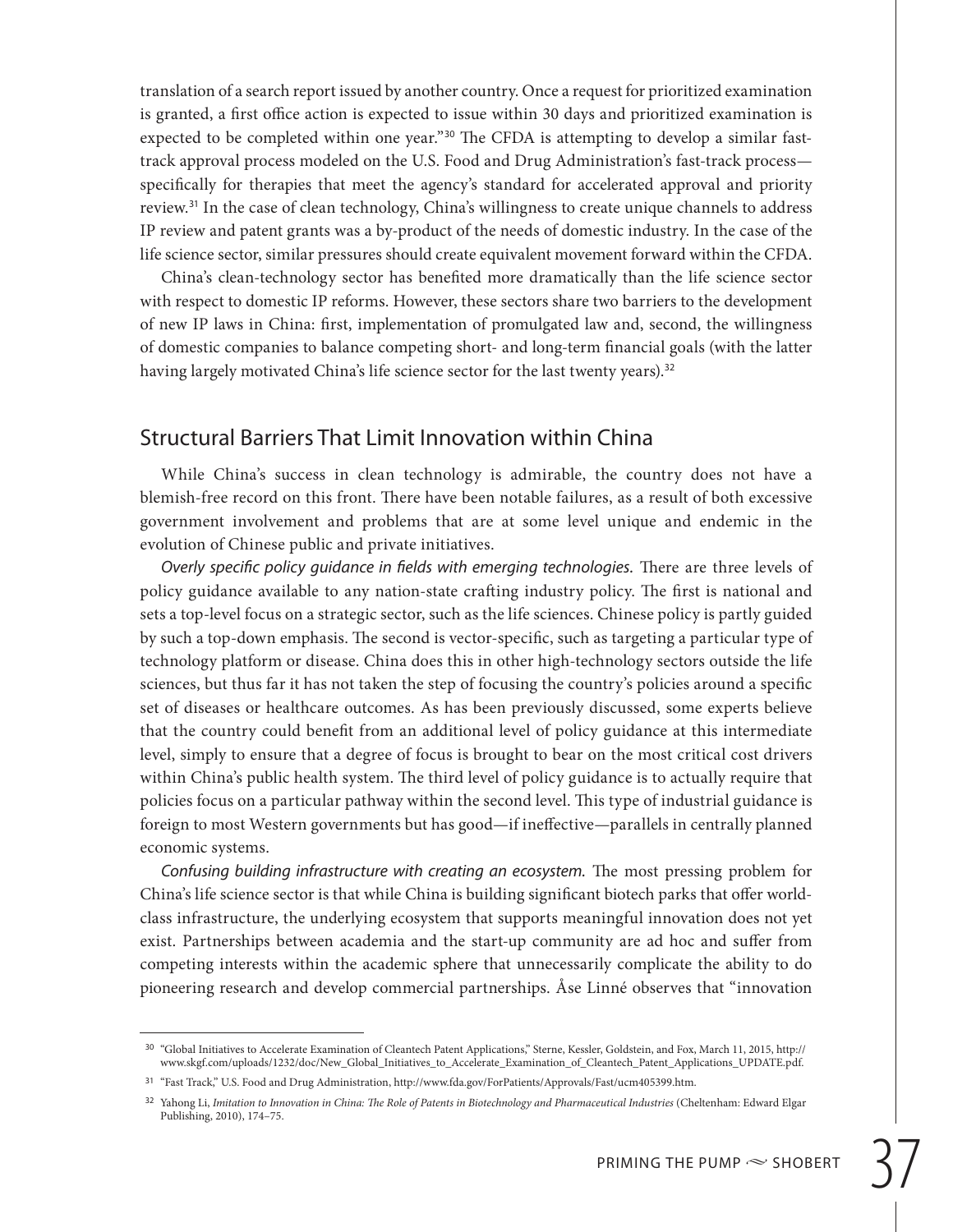translation of a search report issued by another country. Once a request for prioritized examination is granted, a first office action is expected to issue within 30 days and prioritized examination is expected to be completed within one year."[30] The CFDA is attempting to develop a similar fast-track approval process modeled on the U.S. Food and Drug Administration's fast-track process—specifically for therapies that meet the agency's standard for accelerated approval and priority review.[31] In the case of clean technology, China's willingness to create unique channels to address IP review and patent grants was a by-product of the needs of domestic industry. In the case of the life science sector, similar pressures should create equivalent movement forward within the CFDA.

China's clean-technology sector has benefited more dramatically than the life science sector with respect to domestic IP reforms. However, these sectors share two barriers to the development of new IP laws in China: first, implementation of promulgated law and, second, the willingness of domestic companies to balance competing short- and long-term financial goals (with the latter having largely motivated China's life science sector for the last twenty years).[32]

## Structural Barriers That Limit Innovation within China

While China's success in clean technology is admirable, the country does not have a blemish-free record on this front. There have been notable failures, as a result of both excessive government involvement and problems that are at some level unique and endemic in the evolution of Chinese public and private initiatives.

*Overly specific policy guidance in fields with emerging technologies.* There are three levels of policy guidance available to any nation-state crafting industry policy. The first is national and sets a top-level focus on a strategic sector, such as the life sciences. Chinese policy is partly guided by such a top-down emphasis. The second is vector-specific, such as targeting a particular type of technology platform or disease. China does this in other high-technology sectors outside the life sciences, but thus far it has not taken the step of focusing the country's policies around a specific set of diseases or healthcare outcomes. As has been previously discussed, some experts believe that the country could benefit from an additional level of policy guidance at this intermediate level, simply to ensure that a degree of focus is brought to bear on the most critical cost drivers within China's public health system. The third level of policy guidance is to actually require that policies focus on a particular pathway within the second level. This type of industrial guidance is foreign to most Western governments but has good—if ineffective—parallels in centrally planned economic systems.

*Confusing building infrastructure with creating an ecosystem.* The most pressing problem for China's life science sector is that while China is building significant biotech parks that offer world-class infrastructure, the underlying ecosystem that supports meaningful innovation does not yet exist. Partnerships between academia and the start-up community are ad hoc and suffer from competing interests within the academic sphere that unnecessarily complicate the ability to do pioneering research and develop commercial partnerships. Åse Linné observes that "innovation

---

[30] "Global Initiatives to Accelerate Examination of Cleantech Patent Applications," Sterne, Kessler, Goldstein, and Fox, March 11, 2015, http://www.skgf.com/uploads/1232/doc/New_Global_Initiatives_to_Accelerate_Examination_of_Cleantech_Patent_Applications_UPDATE.pdf.

[31] "Fast Track," U.S. Food and Drug Administration, http://www.fda.gov/ForPatients/Approvals/Fast/ucm405399.htm.

[32] Yahong Li, *Imitation to Innovation in China: The Role of Patents in Biotechnology and Pharmaceutical Industries* (Cheltenham: Edward Elgar Publishing, 2010), 174–75.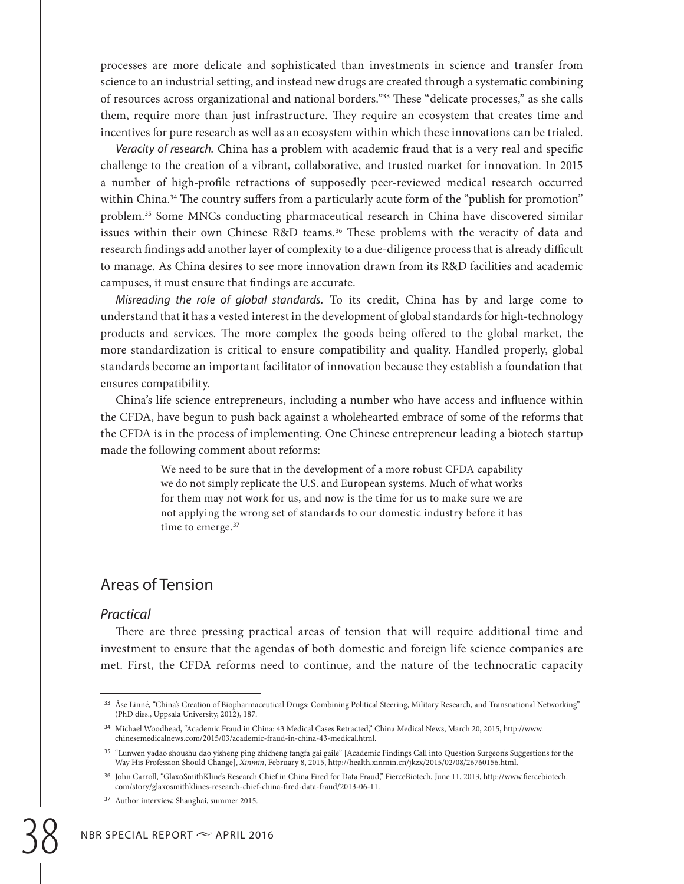processes are more delicate and sophisticated than investments in science and transfer from science to an industrial setting, and instead new drugs are created through a systematic combining of resources across organizational and national borders."[33] These "delicate processes," as she calls them, require more than just infrastructure. They require an ecosystem that creates time and incentives for pure research as well as an ecosystem within which these innovations can be trialed.

*Veracity of research.* China has a problem with academic fraud that is a very real and specific challenge to the creation of a vibrant, collaborative, and trusted market for innovation. In 2015 a number of high-profile retractions of supposedly peer-reviewed medical research occurred within China.[34] The country suffers from a particularly acute form of the "publish for promotion" problem.[35] Some MNCs conducting pharmaceutical research in China have discovered similar issues within their own Chinese R&D teams.[36] These problems with the veracity of data and research findings add another layer of complexity to a due-diligence process that is already difficult to manage. As China desires to see more innovation drawn from its R&D facilities and academic campuses, it must ensure that findings are accurate.

*Misreading the role of global standards.* To its credit, China has by and large come to understand that it has a vested interest in the development of global standards for high-technology products and services. The more complex the goods being offered to the global market, the more standardization is critical to ensure compatibility and quality. Handled properly, global standards become an important facilitator of innovation because they establish a foundation that ensures compatibility.

China's life science entrepreneurs, including a number who have access and influence within the CFDA, have begun to push back against a wholehearted embrace of some of the reforms that the CFDA is in the process of implementing. One Chinese entrepreneur leading a biotech startup made the following comment about reforms:

> We need to be sure that in the development of a more robust CFDA capability we do not simply replicate the U.S. and European systems. Much of what works for them may not work for us, and now is the time for us to make sure we are not applying the wrong set of standards to our domestic industry before it has time to emerge.[37]

## Areas of Tension

### *Practical*

There are three pressing practical areas of tension that will require additional time and investment to ensure that the agendas of both domestic and foreign life science companies are met. First, the CFDA reforms need to continue, and the nature of the technocratic capacity

---

[33] Åse Linné, "China's Creation of Biopharmaceutical Drugs: Combining Political Steering, Military Research, and Transnational Networking" (PhD diss., Uppsala University, 2012), 187.

[34] Michael Woodhead, "Academic Fraud in China: 43 Medical Cases Retracted," China Medical News, March 20, 2015, http://www.chinesemedicalnews.com/2015/03/academic-fraud-in-china-43-medical.html.

[35] "Lunwen yadao shoushu dao yisheng ping zhicheng fangfa gai gaile" [Academic Findings Call into Question Surgeon's Suggestions for the Way His Profession Should Change], *Xinmin*, February 8, 2015, http://health.xinmin.cn/jkzx/2015/02/08/26760156.html.

[36] John Carroll, "GlaxoSmithKline's Research Chief in China Fired for Data Fraud," FierceBiotech, June 11, 2013, http://www.fiercebiotech.com/story/glaxosmithklines-research-chief-china-fired-data-fraud/2013-06-11.

[37] Author interview, Shanghai, summer 2015.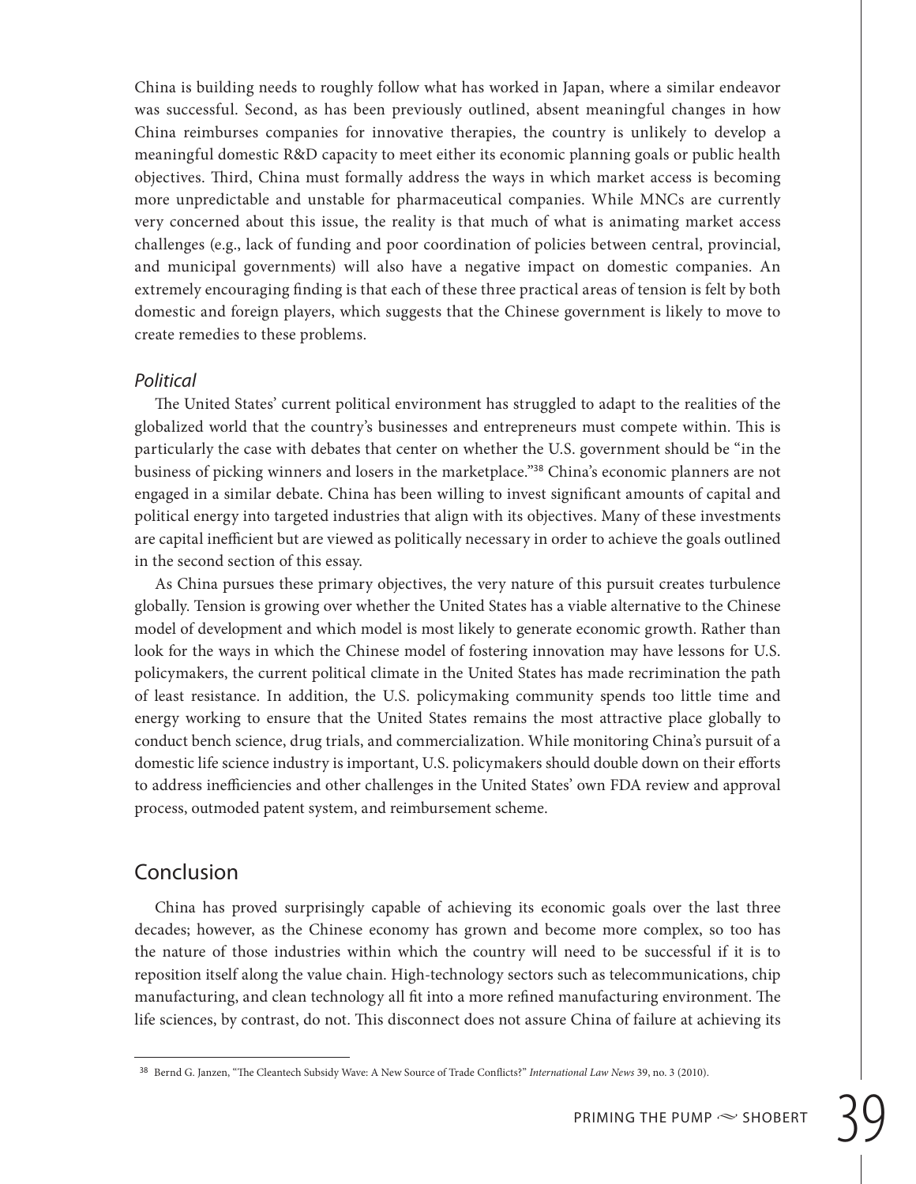China is building needs to roughly follow what has worked in Japan, where a similar endeavor was successful. Second, as has been previously outlined, absent meaningful changes in how China reimburses companies for innovative therapies, the country is unlikely to develop a meaningful domestic R&D capacity to meet either its economic planning goals or public health objectives. Third, China must formally address the ways in which market access is becoming more unpredictable and unstable for pharmaceutical companies. While MNCs are currently very concerned about this issue, the reality is that much of what is animating market access challenges (e.g., lack of funding and poor coordination of policies between central, provincial, and municipal governments) will also have a negative impact on domestic companies. An extremely encouraging finding is that each of these three practical areas of tension is felt by both domestic and foreign players, which suggests that the Chinese government is likely to move to create remedies to these problems.

### *Political*

The United States' current political environment has struggled to adapt to the realities of the globalized world that the country's businesses and entrepreneurs must compete within. This is particularly the case with debates that center on whether the U.S. government should be "in the business of picking winners and losers in the marketplace."[38] China's economic planners are not engaged in a similar debate. China has been willing to invest significant amounts of capital and political energy into targeted industries that align with its objectives. Many of these investments are capital inefficient but are viewed as politically necessary in order to achieve the goals outlined in the second section of this essay.

As China pursues these primary objectives, the very nature of this pursuit creates turbulence globally. Tension is growing over whether the United States has a viable alternative to the Chinese model of development and which model is most likely to generate economic growth. Rather than look for the ways in which the Chinese model of fostering innovation may have lessons for U.S. policymakers, the current political climate in the United States has made recrimination the path of least resistance. In addition, the U.S. policymaking community spends too little time and energy working to ensure that the United States remains the most attractive place globally to conduct bench science, drug trials, and commercialization. While monitoring China's pursuit of a domestic life science industry is important, U.S. policymakers should double down on their efforts to address inefficiencies and other challenges in the United States' own FDA review and approval process, outmoded patent system, and reimbursement scheme.

## Conclusion

China has proved surprisingly capable of achieving its economic goals over the last three decades; however, as the Chinese economy has grown and become more complex, so too has the nature of those industries within which the country will need to be successful if it is to reposition itself along the value chain. High-technology sectors such as telecommunications, chip manufacturing, and clean technology all fit into a more refined manufacturing environment. The life sciences, by contrast, do not. This disconnect does not assure China of failure at achieving its

---

[38] Bernd G. Janzen, "The Cleantech Subsidy Wave: A New Source of Trade Conflicts?" *International Law News* 39, no. 3 (2010).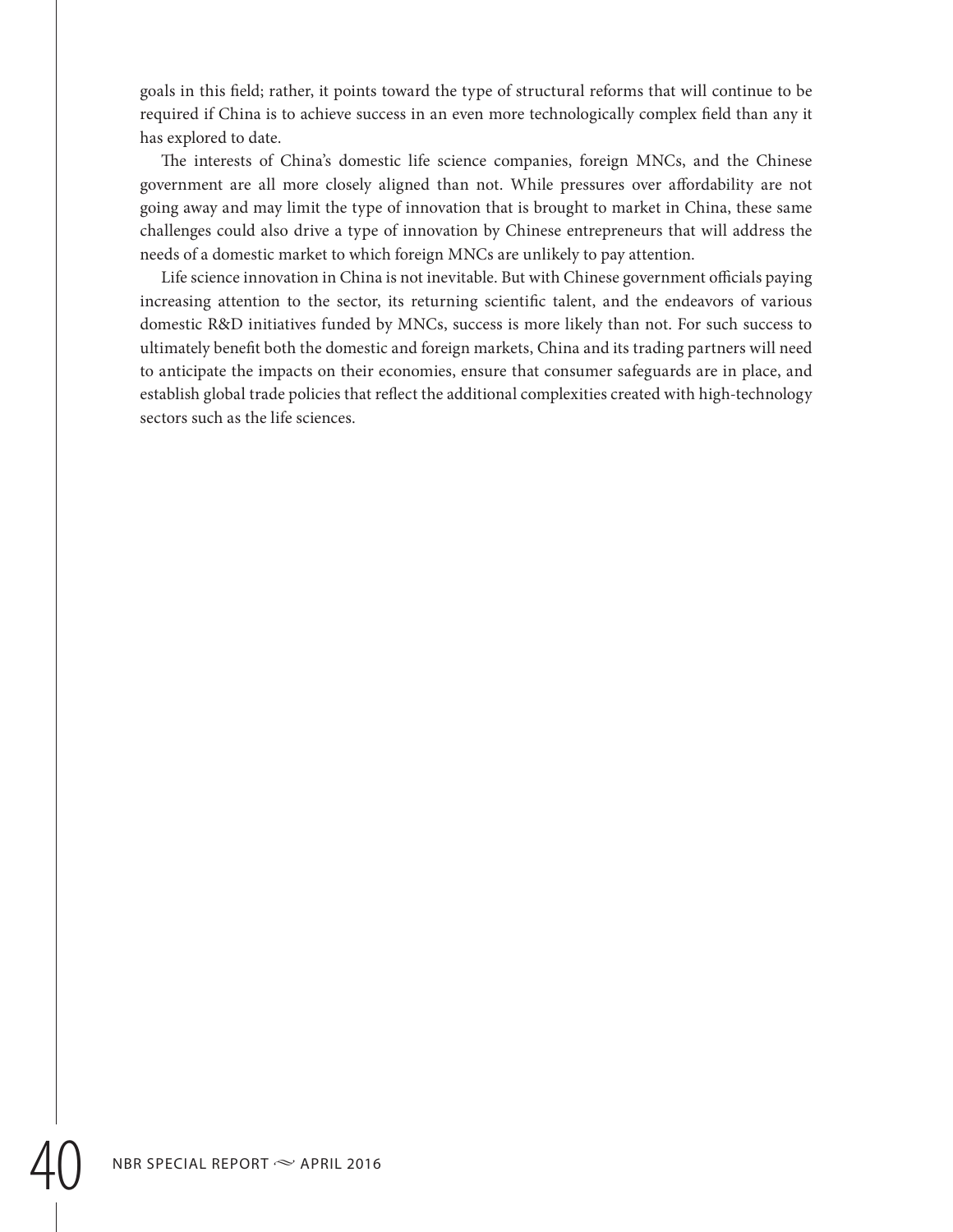goals in this field; rather, it points toward the type of structural reforms that will continue to be required if China is to achieve success in an even more technologically complex field than any it has explored to date.

The interests of China's domestic life science companies, foreign MNCs, and the Chinese government are all more closely aligned than not. While pressures over affordability are not going away and may limit the type of innovation that is brought to market in China, these same challenges could also drive a type of innovation by Chinese entrepreneurs that will address the needs of a domestic market to which foreign MNCs are unlikely to pay attention.

Life science innovation in China is not inevitable. But with Chinese government officials paying increasing attention to the sector, its returning scientific talent, and the endeavors of various domestic R&D initiatives funded by MNCs, success is more likely than not. For such success to ultimately benefit both the domestic and foreign markets, China and its trading partners will need to anticipate the impacts on their economies, ensure that consumer safeguards are in place, and establish global trade policies that reflect the additional complexities created with high-technology sectors such as the life sciences.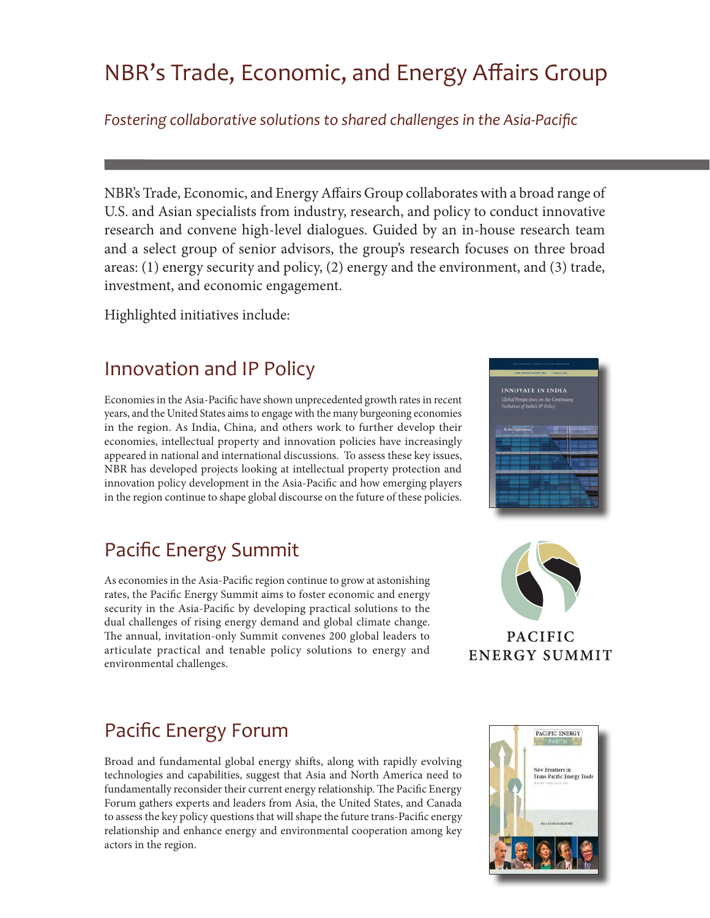# NBR's Trade, Economic, and Energy Affairs Group

*Fostering collaborative solutions to shared challenges in the Asia-Pacific*

NBR's Trade, Economic, and Energy Affairs Group collaborates with a broad range of U.S. and Asian specialists from industry, research, and policy to conduct innovative research and convene high-level dialogues. Guided by an in-house research team and a select group of senior advisors, the group's research focuses on three broad areas: (1) energy security and policy, (2) energy and the environment, and (3) trade, investment, and economic engagement.

Highlighted initiatives include:

## Innovation and IP Policy

Economies in the Asia-Pacific have shown unprecedented growth rates in recent years, and the United States aims to engage with the many burgeoning economies in the region. As India, China, and others work to further develop their economies, intellectual property and innovation policies have increasingly appeared in national and international discussions. To assess these key issues, NBR has developed projects looking at intellectual property protection and innovation policy development in the Asia-Pacific and how emerging players in the region continue to shape global discourse on the future of these policies.

## Pacific Energy Summit

As economies in the Asia-Pacific region continue to grow at astonishing rates, the Pacific Energy Summit aims to foster economic and energy security in the Asia-Pacific by developing practical solutions to the dual challenges of rising energy demand and global climate change. The annual, invitation-only Summit convenes 200 global leaders to articulate practical and tenable policy solutions to energy and environmental challenges.

## Pacific Energy Forum

Broad and fundamental global energy shifts, along with rapidly evolving technologies and capabilities, suggest that Asia and North America need to fundamentally reconsider their current energy relationship. The Pacific Energy Forum gathers experts and leaders from Asia, the United States, and Canada to assess the key policy questions that will shape the future trans-Pacific energy relationship and enhance energy and environmental cooperation among key actors in the region.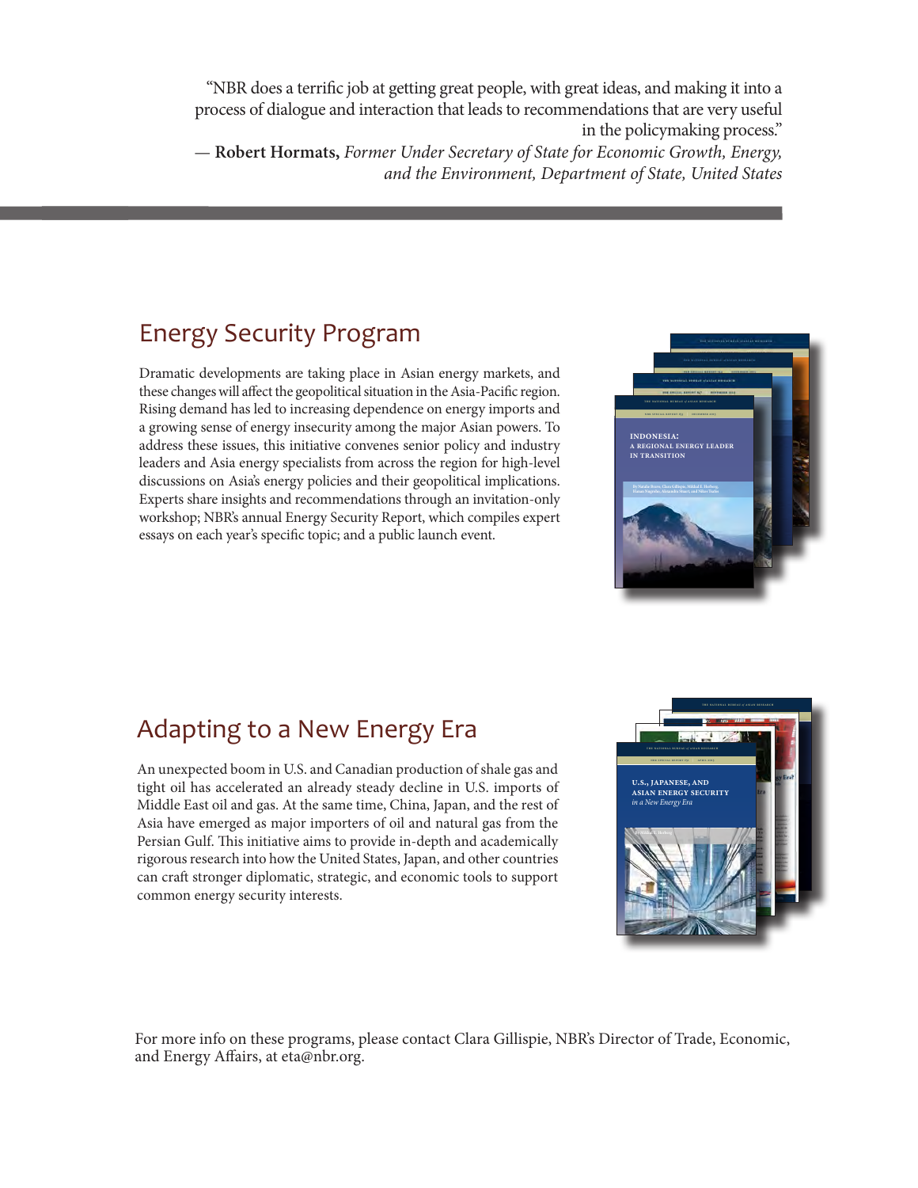"NBR does a terrific job at getting great people, with great ideas, and making it into a process of dialogue and interaction that leads to recommendations that are very useful in the policymaking process."

— **Robert Hormats,** *Former Under Secretary of State for Economic Growth, Energy, and the Environment, Department of State, United States*

## Energy Security Program

Dramatic developments are taking place in Asian energy markets, and these changes will affect the geopolitical situation in the Asia-Pacific region. Rising demand has led to increasing dependence on energy imports and a growing sense of energy insecurity among the major Asian powers. To address these issues, this initiative convenes senior policy and industry leaders and Asia energy specialists from across the region for high-level discussions on Asia's energy policies and their geopolitical implications. Experts share insights and recommendations through an invitation-only workshop; NBR's annual Energy Security Report, which compiles expert essays on each year's specific topic; and a public launch event.

## Adapting to a New Energy Era

An unexpected boom in U.S. and Canadian production of shale gas and tight oil has accelerated an already steady decline in U.S. imports of Middle East oil and gas. At the same time, China, Japan, and the rest of Asia have emerged as major importers of oil and natural gas from the Persian Gulf. This initiative aims to provide in-depth and academically rigorous research into how the United States, Japan, and other countries can craft stronger diplomatic, strategic, and economic tools to support common energy security interests.

For more info on these programs, please contact Clara Gillispie, NBR's Director of Trade, Economic, and Energy Affairs, at eta@nbr.org.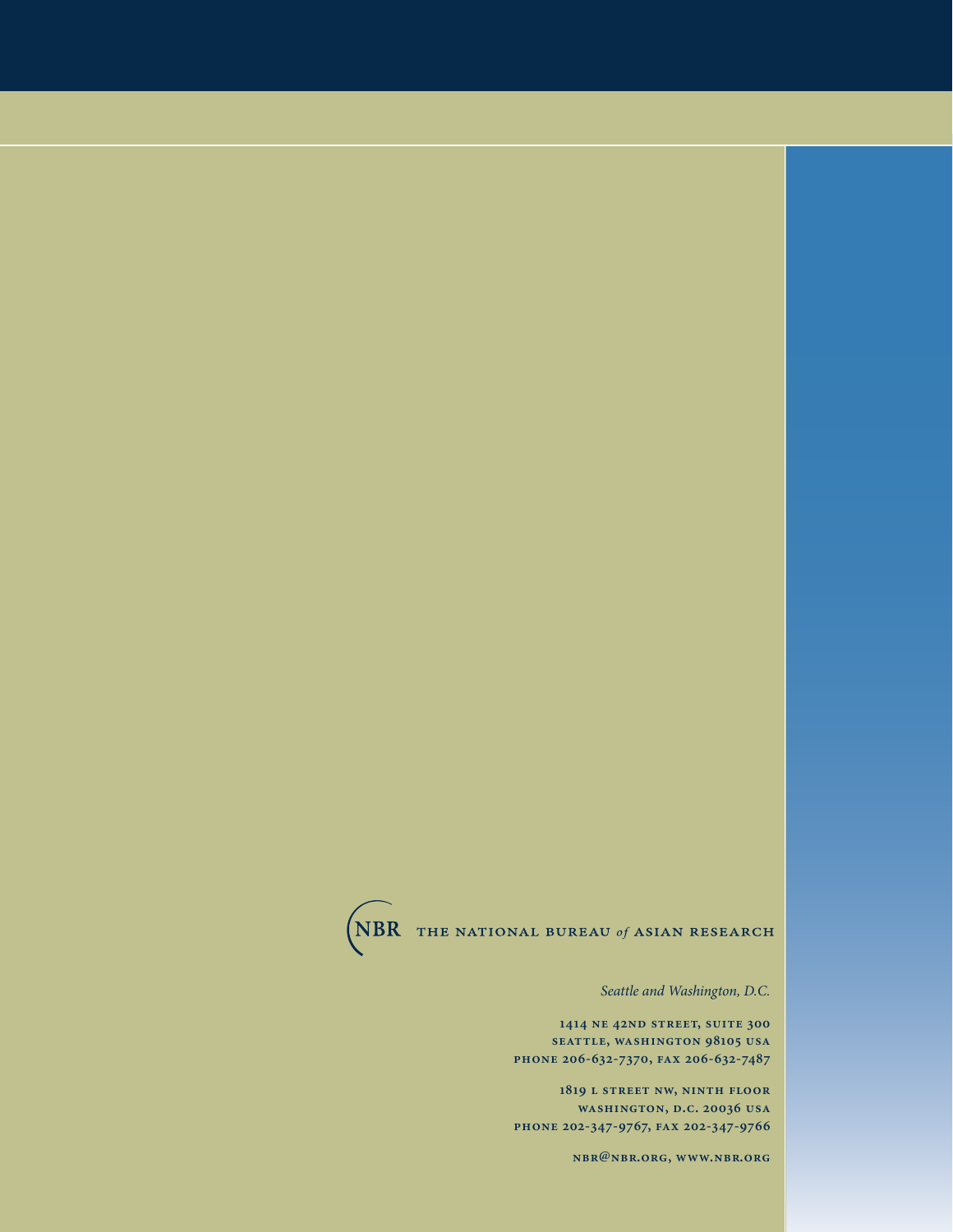NBR THE NATIONAL BUREAU *of* ASIAN RESEARCH

*Seattle and Washington, D.C.*

1414 NE 42ND STREET, SUITE 300
SEATTLE, WASHINGTON 98105 USA
PHONE 206-632-7370, FAX 206-632-7487

1819 L STREET NW, NINTH FLOOR
WASHINGTON, D.C. 20036 USA
PHONE 202-347-9767, FAX 202-347-9766

NBR@NBR.ORG, WWW.NBR.ORG